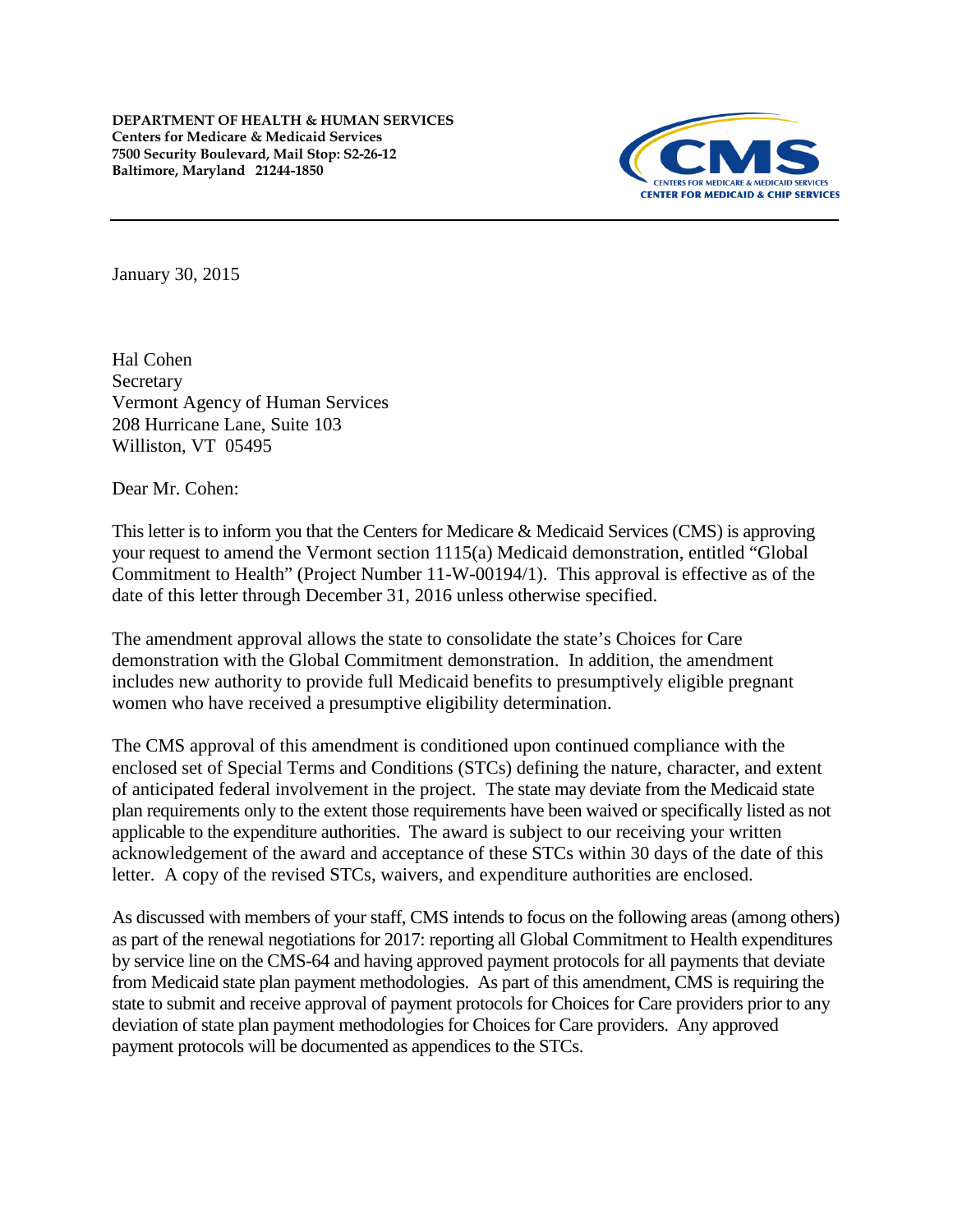**DEPARTMENT OF HEALTH & HUMAN SERVICES**
**Centers for Medicare & Medicaid Services**
**7500 Security Boulevard, Mail Stop: S2-26-12**
**Baltimore, Maryland 21244-1850**

CMS
CENTERS FOR MEDICARE & MEDICAID SERVICES
CENTER FOR MEDICAID & CHIP SERVICES

---

January 30, 2015

Hal Cohen
Secretary
Vermont Agency of Human Services
208 Hurricane Lane, Suite 103
Williston, VT 05495

Dear Mr. Cohen:

This letter is to inform you that the Centers for Medicare & Medicaid Services (CMS) is approving your request to amend the Vermont section 1115(a) Medicaid demonstration, entitled "Global Commitment to Health" (Project Number 11-W-00194/1). This approval is effective as of the date of this letter through December 31, 2016 unless otherwise specified.

The amendment approval allows the state to consolidate the state's Choices for Care demonstration with the Global Commitment demonstration. In addition, the amendment includes new authority to provide full Medicaid benefits to presumptively eligible pregnant women who have received a presumptive eligibility determination.

The CMS approval of this amendment is conditioned upon continued compliance with the enclosed set of Special Terms and Conditions (STCs) defining the nature, character, and extent of anticipated federal involvement in the project. The state may deviate from the Medicaid state plan requirements only to the extent those requirements have been waived or specifically listed as not applicable to the expenditure authorities. The award is subject to our receiving your written acknowledgement of the award and acceptance of these STCs within 30 days of the date of this letter. A copy of the revised STCs, waivers, and expenditure authorities are enclosed.

As discussed with members of your staff, CMS intends to focus on the following areas (among others) as part of the renewal negotiations for 2017: reporting all Global Commitment to Health expenditures by service line on the CMS-64 and having approved payment protocols for all payments that deviate from Medicaid state plan payment methodologies. As part of this amendment, CMS is requiring the state to submit and receive approval of payment protocols for Choices for Care providers prior to any deviation of state plan payment methodologies for Choices for Care providers. Any approved payment protocols will be documented as appendices to the STCs.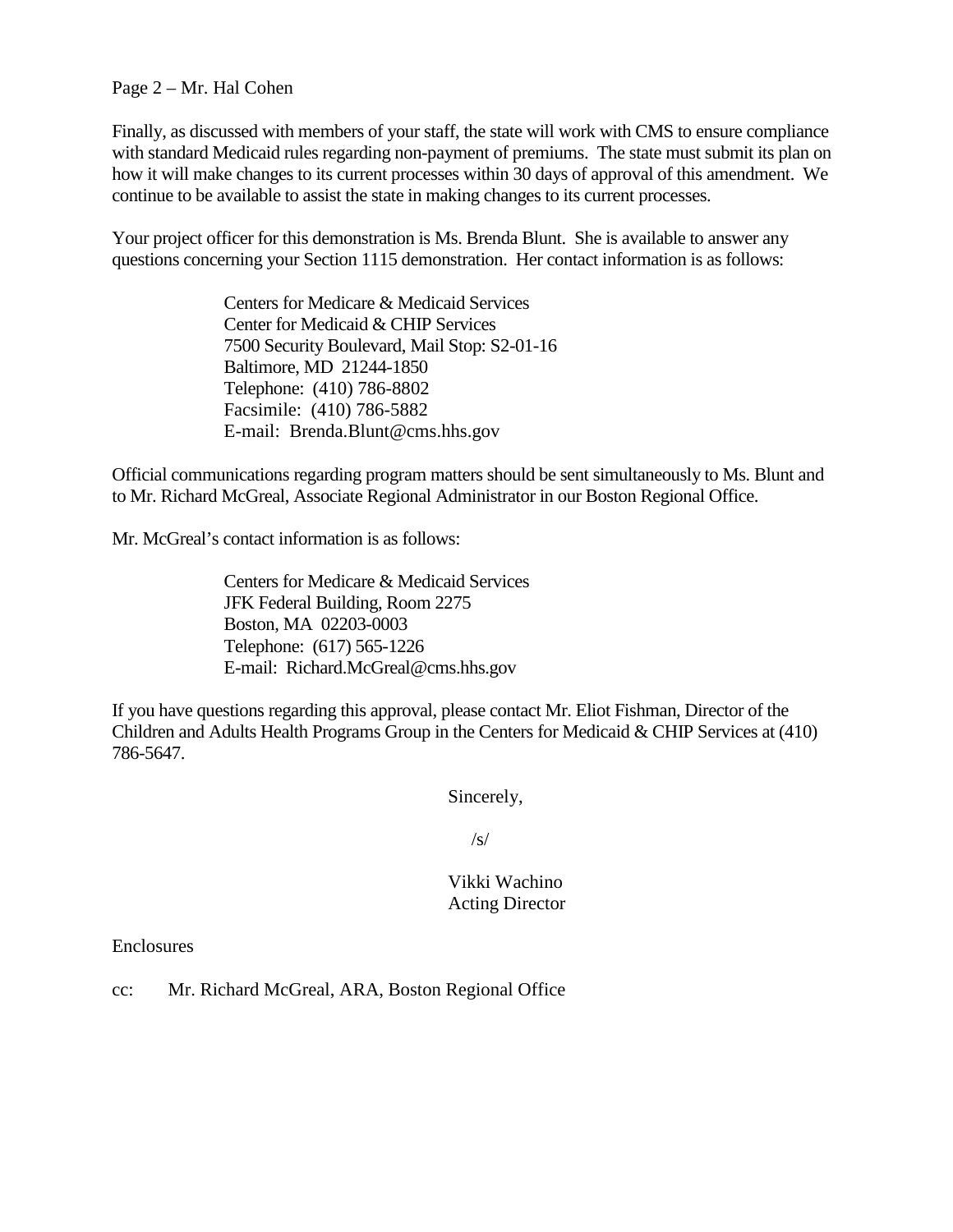Page 2 – Mr. Hal Cohen

Finally, as discussed with members of your staff, the state will work with CMS to ensure compliance with standard Medicaid rules regarding non-payment of premiums. The state must submit its plan on how it will make changes to its current processes within 30 days of approval of this amendment. We continue to be available to assist the state in making changes to its current processes.

Your project officer for this demonstration is Ms. Brenda Blunt. She is available to answer any questions concerning your Section 1115 demonstration. Her contact information is as follows:

> Centers for Medicare & Medicaid Services
> Center for Medicaid & CHIP Services
> 7500 Security Boulevard, Mail Stop: S2-01-16
> Baltimore, MD 21244-1850
> Telephone: (410) 786-8802
> Facsimile: (410) 786-5882
> E-mail: Brenda.Blunt@cms.hhs.gov

Official communications regarding program matters should be sent simultaneously to Ms. Blunt and to Mr. Richard McGreal, Associate Regional Administrator in our Boston Regional Office.

Mr. McGreal's contact information is as follows:

> Centers for Medicare & Medicaid Services
> JFK Federal Building, Room 2275
> Boston, MA 02203-0003
> Telephone: (617) 565-1226
> E-mail: Richard.McGreal@cms.hhs.gov

If you have questions regarding this approval, please contact Mr. Eliot Fishman, Director of the Children and Adults Health Programs Group in the Centers for Medicaid & CHIP Services at (410) 786-5647.

Sincerely,

/s/

Vikki Wachino
Acting Director

Enclosures

cc: Mr. Richard McGreal, ARA, Boston Regional Office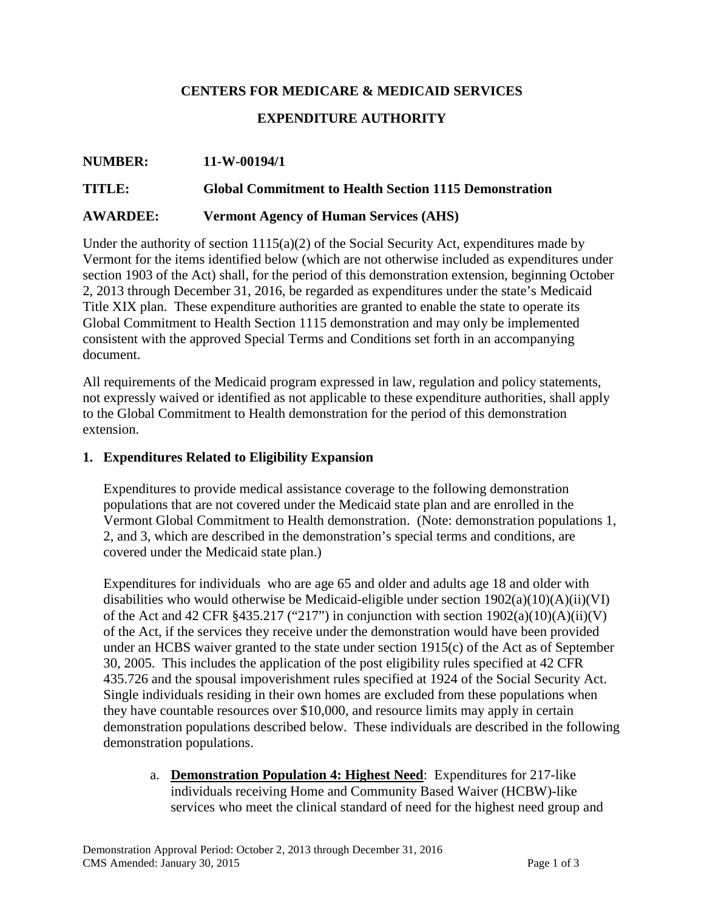**CENTERS FOR MEDICARE & MEDICAID SERVICES**

**EXPENDITURE AUTHORITY**

**NUMBER:** **11-W-00194/1**

**TITLE:** **Global Commitment to Health Section 1115 Demonstration**

**AWARDEE:** **Vermont Agency of Human Services (AHS)**

Under the authority of section 1115(a)(2) of the Social Security Act, expenditures made by Vermont for the items identified below (which are not otherwise included as expenditures under section 1903 of the Act) shall, for the period of this demonstration extension, beginning October 2, 2013 through December 31, 2016, be regarded as expenditures under the state's Medicaid Title XIX plan. These expenditure authorities are granted to enable the state to operate its Global Commitment to Health Section 1115 demonstration and may only be implemented consistent with the approved Special Terms and Conditions set forth in an accompanying document.

All requirements of the Medicaid program expressed in law, regulation and policy statements, not expressly waived or identified as not applicable to these expenditure authorities, shall apply to the Global Commitment to Health demonstration for the period of this demonstration extension.

**1. Expenditures Related to Eligibility Expansion**

Expenditures to provide medical assistance coverage to the following demonstration populations that are not covered under the Medicaid state plan and are enrolled in the Vermont Global Commitment to Health demonstration. (Note: demonstration populations 1, 2, and 3, which are described in the demonstration's special terms and conditions, are covered under the Medicaid state plan.)

Expenditures for individuals who are age 65 and older and adults age 18 and older with disabilities who would otherwise be Medicaid-eligible under section 1902(a)(10)(A)(ii)(VI) of the Act and 42 CFR §435.217 ("217") in conjunction with section 1902(a)(10)(A)(ii)(V) of the Act, if the services they receive under the demonstration would have been provided under an HCBS waiver granted to the state under section 1915(c) of the Act as of September 30, 2005. This includes the application of the post eligibility rules specified at 42 CFR 435.726 and the spousal impoverishment rules specified at 1924 of the Social Security Act. Single individuals residing in their own homes are excluded from these populations when they have countable resources over $10,000, and resource limits may apply in certain demonstration populations described below. These individuals are described in the following demonstration populations.

a. **Demonstration Population 4: Highest Need**: Expenditures for 217-like individuals receiving Home and Community Based Waiver (HCBW)-like services who meet the clinical standard of need for the highest need group and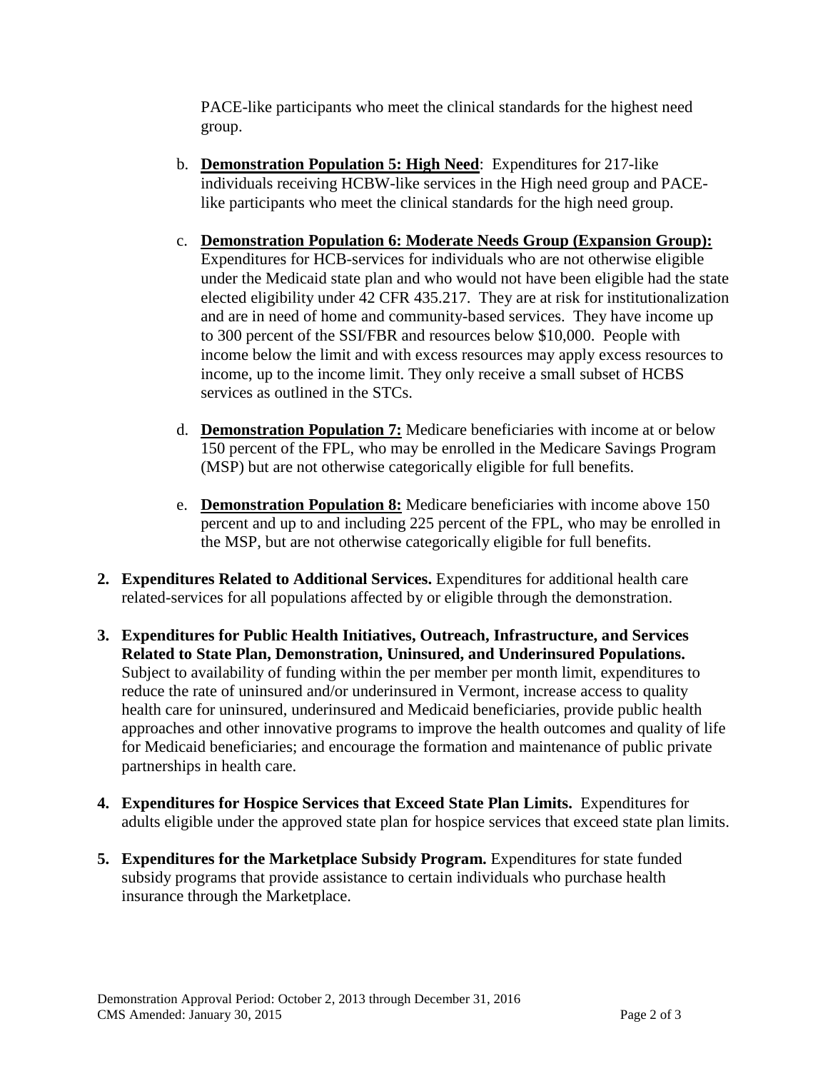PACE-like participants who meet the clinical standards for the highest need group.

b. **Demonstration Population 5: High Need**: Expenditures for 217-like individuals receiving HCBW-like services in the High need group and PACE-like participants who meet the clinical standards for the high need group.

c. **Demonstration Population 6: Moderate Needs Group (Expansion Group):** Expenditures for HCB-services for individuals who are not otherwise eligible under the Medicaid state plan and who would not have been eligible had the state elected eligibility under 42 CFR 435.217. They are at risk for institutionalization and are in need of home and community-based services. They have income up to 300 percent of the SSI/FBR and resources below $10,000. People with income below the limit and with excess resources may apply excess resources to income, up to the income limit. They only receive a small subset of HCBS services as outlined in the STCs.

d. **Demonstration Population 7:** Medicare beneficiaries with income at or below 150 percent of the FPL, who may be enrolled in the Medicare Savings Program (MSP) but are not otherwise categorically eligible for full benefits.

e. **Demonstration Population 8:** Medicare beneficiaries with income above 150 percent and up to and including 225 percent of the FPL, who may be enrolled in the MSP, but are not otherwise categorically eligible for full benefits.

2. **Expenditures Related to Additional Services.** Expenditures for additional health care related-services for all populations affected by or eligible through the demonstration.

3. **Expenditures for Public Health Initiatives, Outreach, Infrastructure, and Services Related to State Plan, Demonstration, Uninsured, and Underinsured Populations.** Subject to availability of funding within the per member per month limit, expenditures to reduce the rate of uninsured and/or underinsured in Vermont, increase access to quality health care for uninsured, underinsured and Medicaid beneficiaries, provide public health approaches and other innovative programs to improve the health outcomes and quality of life for Medicaid beneficiaries; and encourage the formation and maintenance of public private partnerships in health care.

4. **Expenditures for Hospice Services that Exceed State Plan Limits.** Expenditures for adults eligible under the approved state plan for hospice services that exceed state plan limits.

5. **Expenditures for the Marketplace Subsidy Program.** Expenditures for state funded subsidy programs that provide assistance to certain individuals who purchase health insurance through the Marketplace.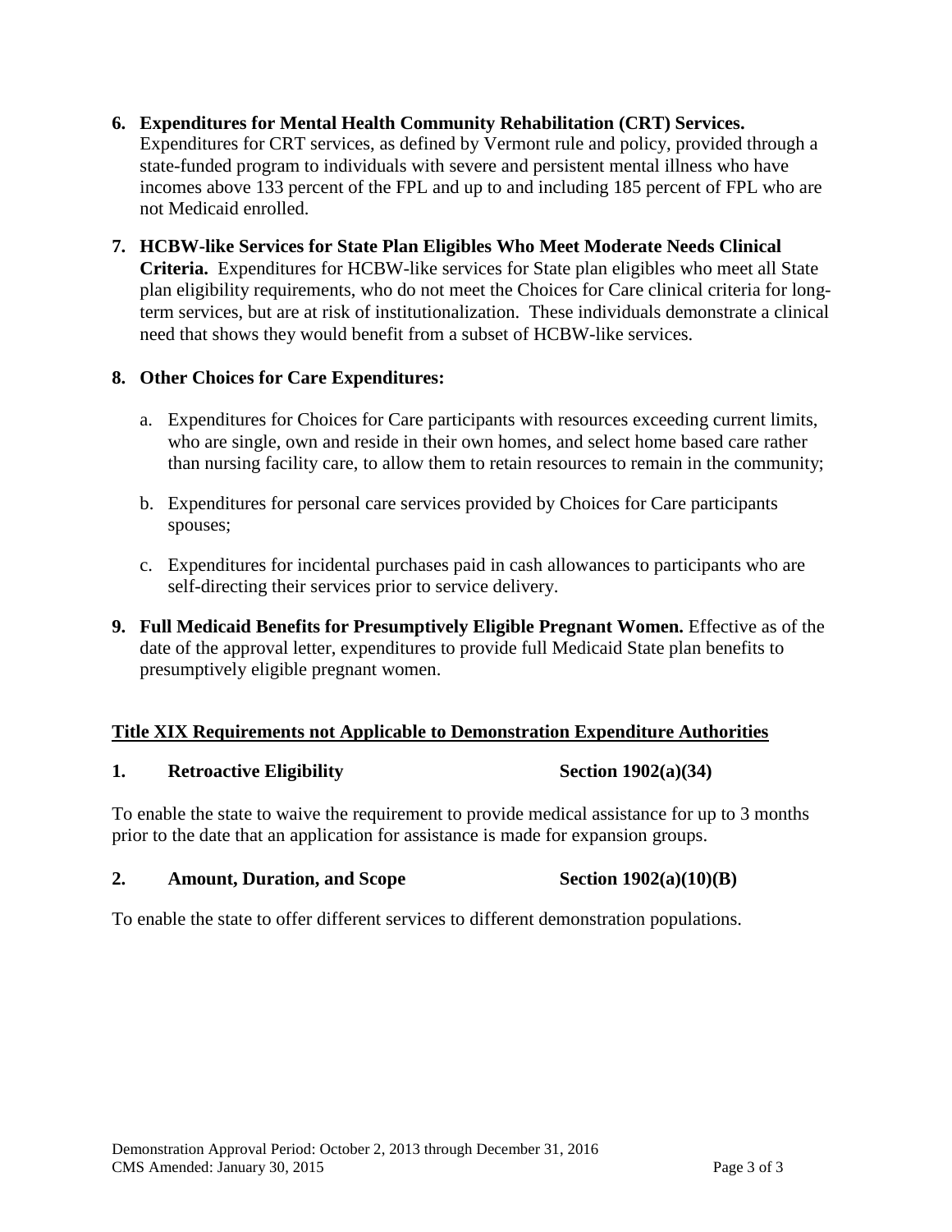6. **Expenditures for Mental Health Community Rehabilitation (CRT) Services.** Expenditures for CRT services, as defined by Vermont rule and policy, provided through a state-funded program to individuals with severe and persistent mental illness who have incomes above 133 percent of the FPL and up to and including 185 percent of FPL who are not Medicaid enrolled.

7. **HCBW-like Services for State Plan Eligibles Who Meet Moderate Needs Clinical Criteria.** Expenditures for HCBW-like services for State plan eligibles who meet all State plan eligibility requirements, who do not meet the Choices for Care clinical criteria for long-term services, but are at risk of institutionalization. These individuals demonstrate a clinical need that shows they would benefit from a subset of HCBW-like services.

8. **Other Choices for Care Expenditures:**

   a. Expenditures for Choices for Care participants with resources exceeding current limits, who are single, own and reside in their own homes, and select home based care rather than nursing facility care, to allow them to retain resources to remain in the community;

   b. Expenditures for personal care services provided by Choices for Care participants spouses;

   c. Expenditures for incidental purchases paid in cash allowances to participants who are self-directing their services prior to service delivery.

9. **Full Medicaid Benefits for Presumptively Eligible Pregnant Women.** Effective as of the date of the approval letter, expenditures to provide full Medicaid State plan benefits to presumptively eligible pregnant women.

## Title XIX Requirements not Applicable to Demonstration Expenditure Authorities

**1. Retroactive Eligibility — Section 1902(a)(34)**

To enable the state to waive the requirement to provide medical assistance for up to 3 months prior to the date that an application for assistance is made for expansion groups.

**2. Amount, Duration, and Scope — Section 1902(a)(10)(B)**

To enable the state to offer different services to different demonstration populations.

Demonstration Approval Period: October 2, 2013 through December 31, 2016
CMS Amended: January 30, 2015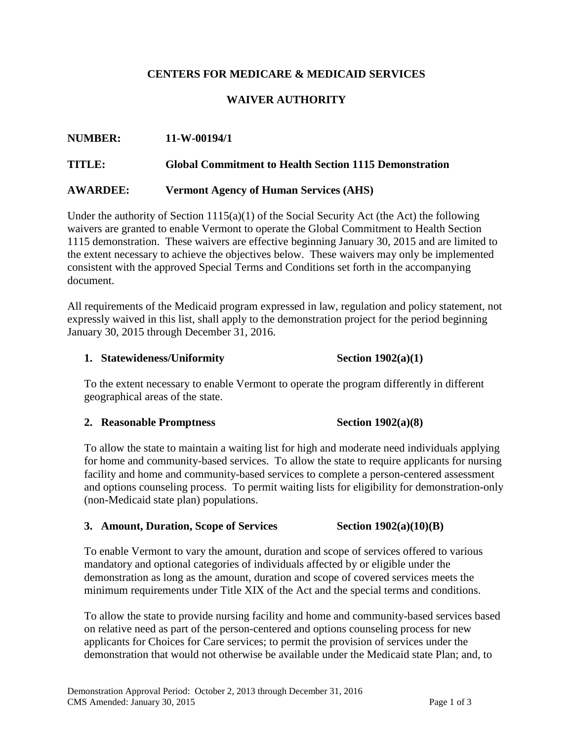**CENTERS FOR MEDICARE & MEDICAID SERVICES**

**WAIVER AUTHORITY**

**NUMBER:** **11-W-00194/1**

**TITLE:** **Global Commitment to Health Section 1115 Demonstration**

**AWARDEE:** **Vermont Agency of Human Services (AHS)**

Under the authority of Section 1115(a)(1) of the Social Security Act (the Act) the following waivers are granted to enable Vermont to operate the Global Commitment to Health Section 1115 demonstration. These waivers are effective beginning January 30, 2015 and are limited to the extent necessary to achieve the objectives below. These waivers may only be implemented consistent with the approved Special Terms and Conditions set forth in the accompanying document.

All requirements of the Medicaid program expressed in law, regulation and policy statement, not expressly waived in this list, shall apply to the demonstration project for the period beginning January 30, 2015 through December 31, 2016.

1. **Statewideness/Uniformity** **Section 1902(a)(1)**

   To the extent necessary to enable Vermont to operate the program differently in different geographical areas of the state.

2. **Reasonable Promptness** **Section 1902(a)(8)**

   To allow the state to maintain a waiting list for high and moderate need individuals applying for home and community-based services. To allow the state to require applicants for nursing facility and home and community-based services to complete a person-centered assessment and options counseling process. To permit waiting lists for eligibility for demonstration-only (non-Medicaid state plan) populations.

3. **Amount, Duration, Scope of Services** **Section 1902(a)(10)(B)**

   To enable Vermont to vary the amount, duration and scope of services offered to various mandatory and optional categories of individuals affected by or eligible under the demonstration as long as the amount, duration and scope of covered services meets the minimum requirements under Title XIX of the Act and the special terms and conditions.

   To allow the state to provide nursing facility and home and community-based services based on relative need as part of the person-centered and options counseling process for new applicants for Choices for Care services; to permit the provision of services under the demonstration that would not otherwise be available under the Medicaid state Plan; and, to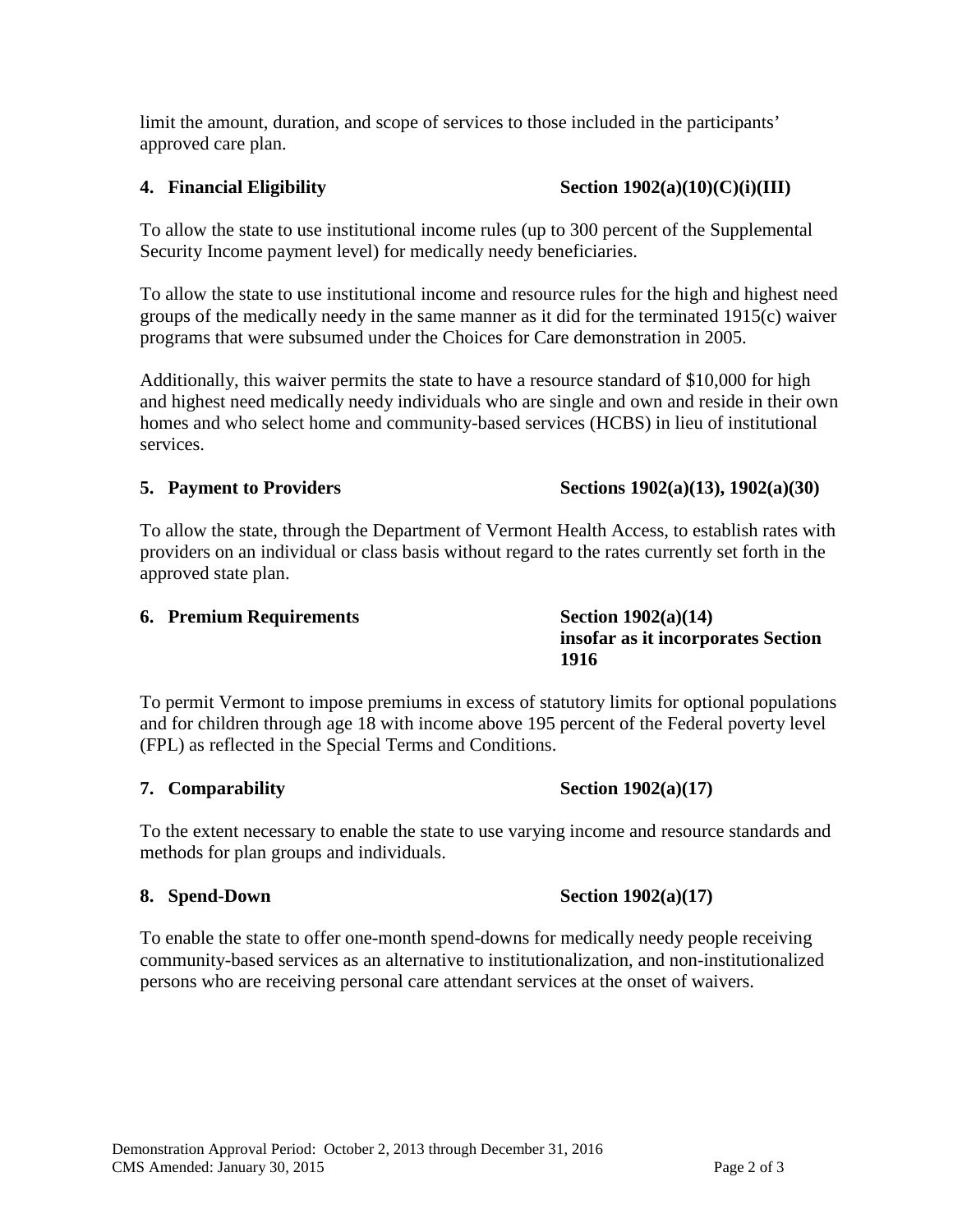limit the amount, duration, and scope of services to those included in the participants' approved care plan.

**4. Financial Eligibility** **Section 1902(a)(10)(C)(i)(III)**

To allow the state to use institutional income rules (up to 300 percent of the Supplemental Security Income payment level) for medically needy beneficiaries.

To allow the state to use institutional income and resource rules for the high and highest need groups of the medically needy in the same manner as it did for the terminated 1915(c) waiver programs that were subsumed under the Choices for Care demonstration in 2005.

Additionally, this waiver permits the state to have a resource standard of $10,000 for high and highest need medically needy individuals who are single and own and reside in their own homes and who select home and community-based services (HCBS) in lieu of institutional services.

**5. Payment to Providers** **Sections 1902(a)(13), 1902(a)(30)**

To allow the state, through the Department of Vermont Health Access, to establish rates with providers on an individual or class basis without regard to the rates currently set forth in the approved state plan.

**6. Premium Requirements** **Section 1902(a)(14) insofar as it incorporates Section 1916**

To permit Vermont to impose premiums in excess of statutory limits for optional populations and for children through age 18 with income above 195 percent of the Federal poverty level (FPL) as reflected in the Special Terms and Conditions.

**7. Comparability** **Section 1902(a)(17)**

To the extent necessary to enable the state to use varying income and resource standards and methods for plan groups and individuals.

**8. Spend-Down** **Section 1902(a)(17)**

To enable the state to offer one-month spend-downs for medically needy people receiving community-based services as an alternative to institutionalization, and non-institutionalized persons who are receiving personal care attendant services at the onset of waivers.

Demonstration Approval Period: October 2, 2013 through December 31, 2016
CMS Amended: January 30, 2015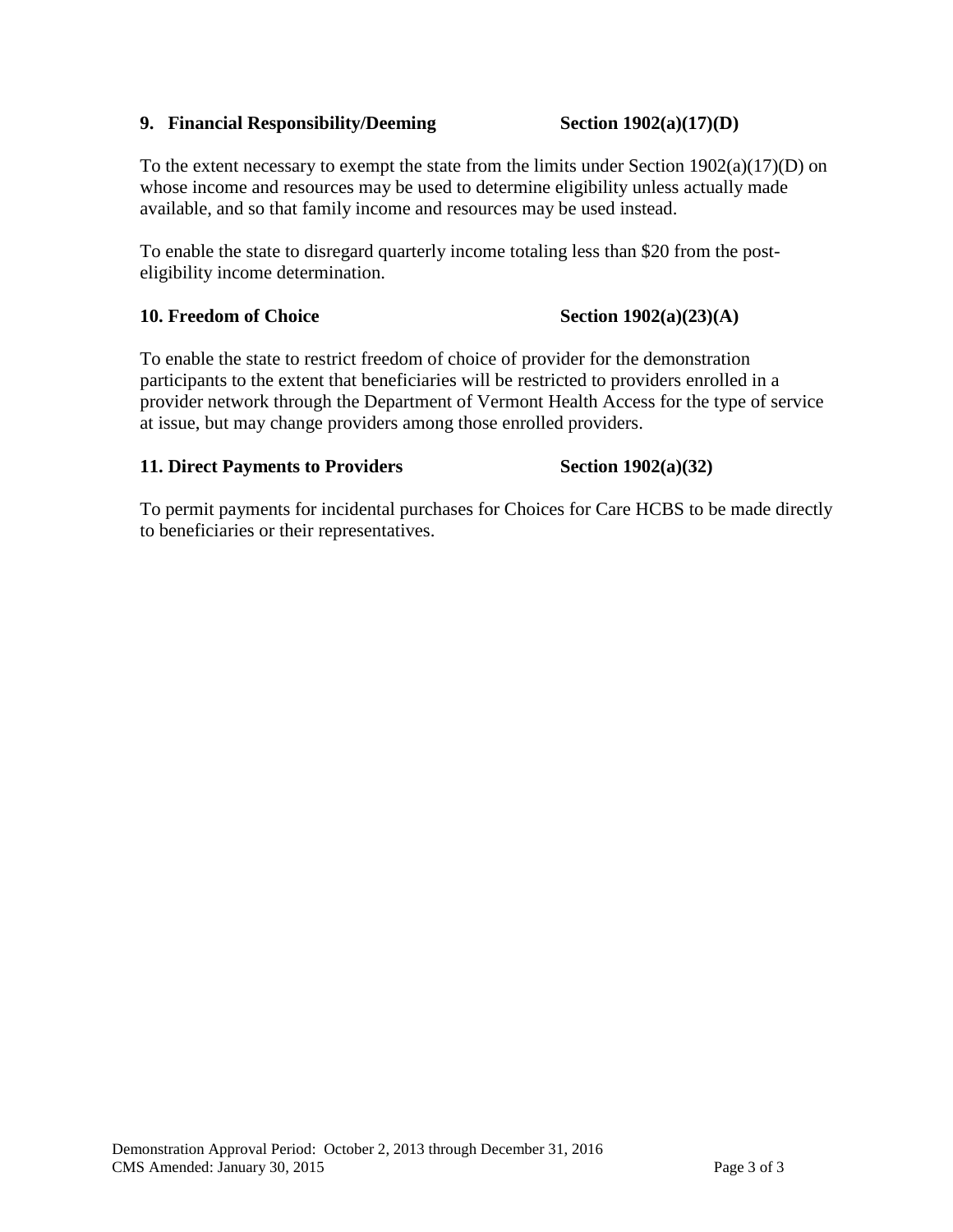**9. Financial Responsibility/Deeming Section 1902(a)(17)(D)**

To the extent necessary to exempt the state from the limits under Section 1902(a)(17)(D) on whose income and resources may be used to determine eligibility unless actually made available, and so that family income and resources may be used instead.

To enable the state to disregard quarterly income totaling less than $20 from the post-eligibility income determination.

**10. Freedom of Choice Section 1902(a)(23)(A)**

To enable the state to restrict freedom of choice of provider for the demonstration participants to the extent that beneficiaries will be restricted to providers enrolled in a provider network through the Department of Vermont Health Access for the type of service at issue, but may change providers among those enrolled providers.

**11. Direct Payments to Providers Section 1902(a)(32)**

To permit payments for incidental purchases for Choices for Care HCBS to be made directly to beneficiaries or their representatives.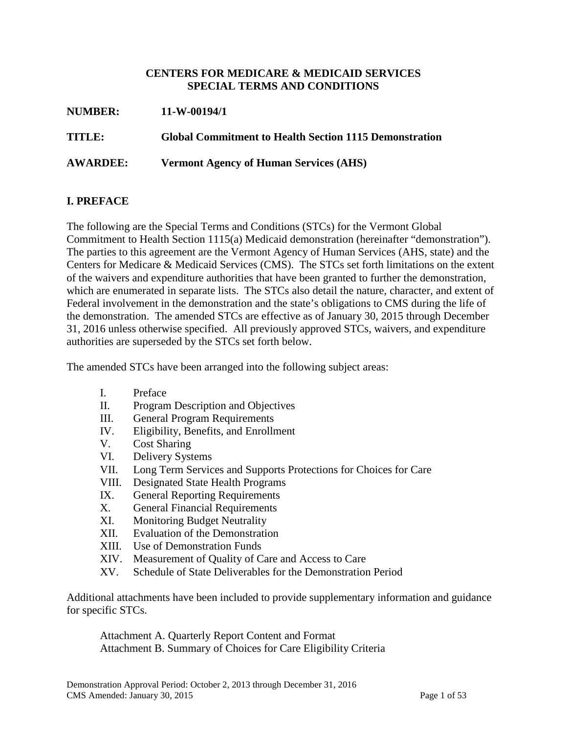**CENTERS FOR MEDICARE & MEDICAID SERVICES**
**SPECIAL TERMS AND CONDITIONS**

**NUMBER:** **11-W-00194/1**

**TITLE:** **Global Commitment to Health Section 1115 Demonstration**

**AWARDEE:** **Vermont Agency of Human Services (AHS)**

## I. PREFACE

The following are the Special Terms and Conditions (STCs) for the Vermont Global Commitment to Health Section 1115(a) Medicaid demonstration (hereinafter "demonstration"). The parties to this agreement are the Vermont Agency of Human Services (AHS, state) and the Centers for Medicare & Medicaid Services (CMS). The STCs set forth limitations on the extent of the waivers and expenditure authorities that have been granted to further the demonstration, which are enumerated in separate lists. The STCs also detail the nature, character, and extent of Federal involvement in the demonstration and the state's obligations to CMS during the life of the demonstration. The amended STCs are effective as of January 30, 2015 through December 31, 2016 unless otherwise specified. All previously approved STCs, waivers, and expenditure authorities are superseded by the STCs set forth below.

The amended STCs have been arranged into the following subject areas:

- I. Preface
- II. Program Description and Objectives
- III. General Program Requirements
- IV. Eligibility, Benefits, and Enrollment
- V. Cost Sharing
- VI. Delivery Systems
- VII. Long Term Services and Supports Protections for Choices for Care
- VIII. Designated State Health Programs
- IX. General Reporting Requirements
- X. General Financial Requirements
- XI. Monitoring Budget Neutrality
- XII. Evaluation of the Demonstration
- XIII. Use of Demonstration Funds
- XIV. Measurement of Quality of Care and Access to Care
- XV. Schedule of State Deliverables for the Demonstration Period

Additional attachments have been included to provide supplementary information and guidance for specific STCs.

Attachment A. Quarterly Report Content and Format
Attachment B. Summary of Choices for Care Eligibility Criteria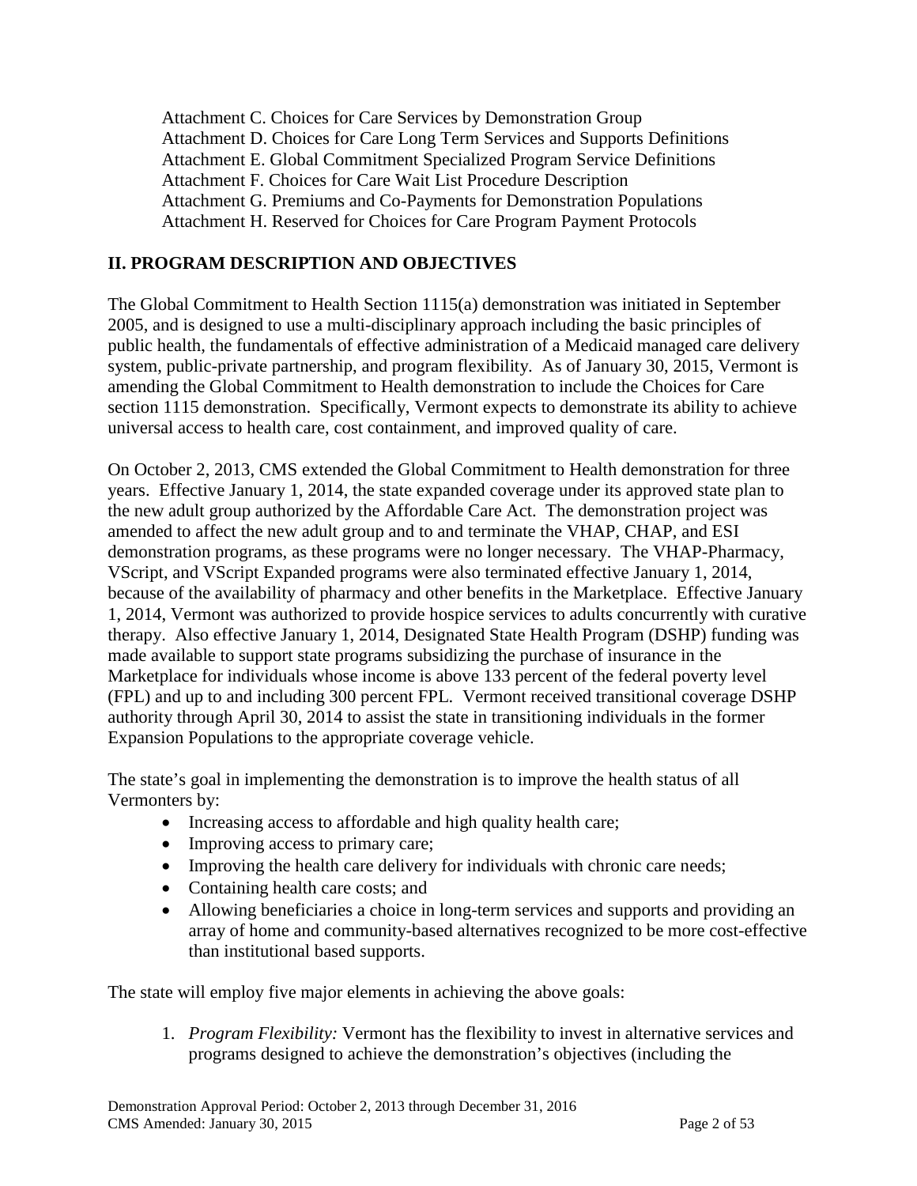Attachment C. Choices for Care Services by Demonstration Group
Attachment D. Choices for Care Long Term Services and Supports Definitions
Attachment E. Global Commitment Specialized Program Service Definitions
Attachment F. Choices for Care Wait List Procedure Description
Attachment G. Premiums and Co-Payments for Demonstration Populations
Attachment H. Reserved for Choices for Care Program Payment Protocols

## II. PROGRAM DESCRIPTION AND OBJECTIVES

The Global Commitment to Health Section 1115(a) demonstration was initiated in September 2005, and is designed to use a multi-disciplinary approach including the basic principles of public health, the fundamentals of effective administration of a Medicaid managed care delivery system, public-private partnership, and program flexibility. As of January 30, 2015, Vermont is amending the Global Commitment to Health demonstration to include the Choices for Care section 1115 demonstration. Specifically, Vermont expects to demonstrate its ability to achieve universal access to health care, cost containment, and improved quality of care.

On October 2, 2013, CMS extended the Global Commitment to Health demonstration for three years. Effective January 1, 2014, the state expanded coverage under its approved state plan to the new adult group authorized by the Affordable Care Act. The demonstration project was amended to affect the new adult group and to and terminate the VHAP, CHAP, and ESI demonstration programs, as these programs were no longer necessary. The VHAP-Pharmacy, VScript, and VScript Expanded programs were also terminated effective January 1, 2014, because of the availability of pharmacy and other benefits in the Marketplace. Effective January 1, 2014, Vermont was authorized to provide hospice services to adults concurrently with curative therapy. Also effective January 1, 2014, Designated State Health Program (DSHP) funding was made available to support state programs subsidizing the purchase of insurance in the Marketplace for individuals whose income is above 133 percent of the federal poverty level (FPL) and up to and including 300 percent FPL. Vermont received transitional coverage DSHP authority through April 30, 2014 to assist the state in transitioning individuals in the former Expansion Populations to the appropriate coverage vehicle.

The state's goal in implementing the demonstration is to improve the health status of all Vermonters by:

- Increasing access to affordable and high quality health care;
- Improving access to primary care;
- Improving the health care delivery for individuals with chronic care needs;
- Containing health care costs; and
- Allowing beneficiaries a choice in long-term services and supports and providing an array of home and community-based alternatives recognized to be more cost-effective than institutional based supports.

The state will employ five major elements in achieving the above goals:

1. *Program Flexibility:* Vermont has the flexibility to invest in alternative services and programs designed to achieve the demonstration's objectives (including the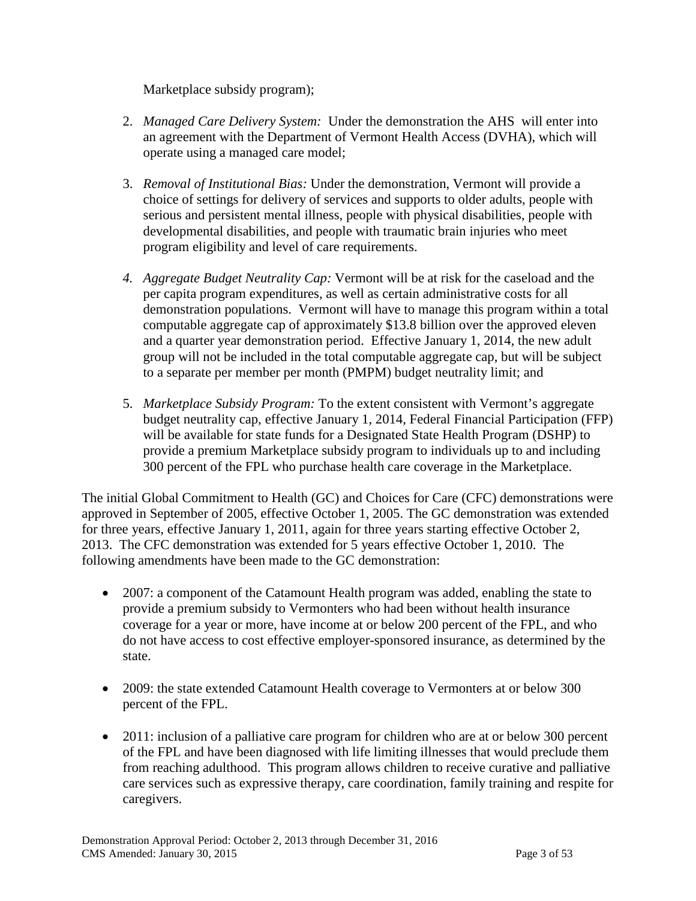Marketplace subsidy program);

2. *Managed Care Delivery System:* Under the demonstration the AHS will enter into an agreement with the Department of Vermont Health Access (DVHA), which will operate using a managed care model;

3. *Removal of Institutional Bias:* Under the demonstration, Vermont will provide a choice of settings for delivery of services and supports to older adults, people with serious and persistent mental illness, people with physical disabilities, people with developmental disabilities, and people with traumatic brain injuries who meet program eligibility and level of care requirements.

4. *Aggregate Budget Neutrality Cap:* Vermont will be at risk for the caseload and the per capita program expenditures, as well as certain administrative costs for all demonstration populations. Vermont will have to manage this program within a total computable aggregate cap of approximately $13.8 billion over the approved eleven and a quarter year demonstration period. Effective January 1, 2014, the new adult group will not be included in the total computable aggregate cap, but will be subject to a separate per member per month (PMPM) budget neutrality limit; and

5. *Marketplace Subsidy Program:* To the extent consistent with Vermont's aggregate budget neutrality cap, effective January 1, 2014, Federal Financial Participation (FFP) will be available for state funds for a Designated State Health Program (DSHP) to provide a premium Marketplace subsidy program to individuals up to and including 300 percent of the FPL who purchase health care coverage in the Marketplace.

The initial Global Commitment to Health (GC) and Choices for Care (CFC) demonstrations were approved in September of 2005, effective October 1, 2005. The GC demonstration was extended for three years, effective January 1, 2011, again for three years starting effective October 2, 2013. The CFC demonstration was extended for 5 years effective October 1, 2010. The following amendments have been made to the GC demonstration:

- 2007: a component of the Catamount Health program was added, enabling the state to provide a premium subsidy to Vermonters who had been without health insurance coverage for a year or more, have income at or below 200 percent of the FPL, and who do not have access to cost effective employer-sponsored insurance, as determined by the state.

- 2009: the state extended Catamount Health coverage to Vermonters at or below 300 percent of the FPL.

- 2011: inclusion of a palliative care program for children who are at or below 300 percent of the FPL and have been diagnosed with life limiting illnesses that would preclude them from reaching adulthood. This program allows children to receive curative and palliative care services such as expressive therapy, care coordination, family training and respite for caregivers.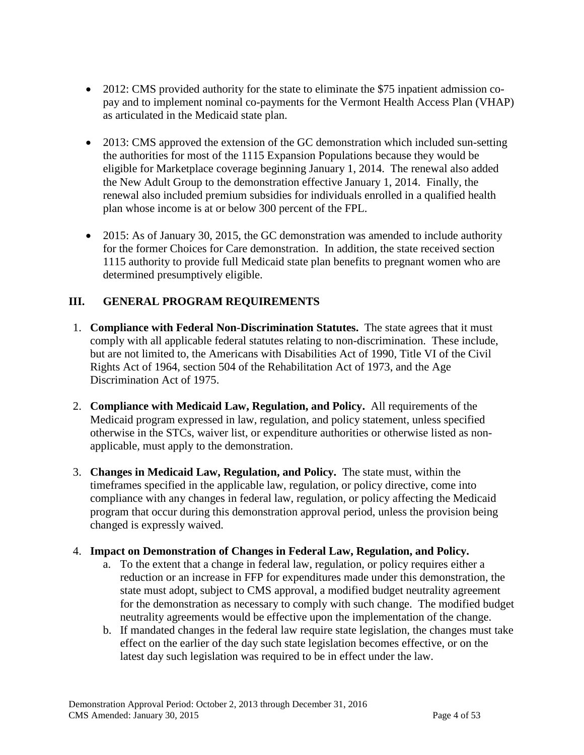- 2012: CMS provided authority for the state to eliminate the $75 inpatient admission co-pay and to implement nominal co-payments for the Vermont Health Access Plan (VHAP) as articulated in the Medicaid state plan.

- 2013: CMS approved the extension of the GC demonstration which included sun-setting the authorities for most of the 1115 Expansion Populations because they would be eligible for Marketplace coverage beginning January 1, 2014. The renewal also added the New Adult Group to the demonstration effective January 1, 2014. Finally, the renewal also included premium subsidies for individuals enrolled in a qualified health plan whose income is at or below 300 percent of the FPL.

- 2015: As of January 30, 2015, the GC demonstration was amended to include authority for the former Choices for Care demonstration. In addition, the state received section 1115 authority to provide full Medicaid state plan benefits to pregnant women who are determined presumptively eligible.

## III. GENERAL PROGRAM REQUIREMENTS

1. **Compliance with Federal Non-Discrimination Statutes.** The state agrees that it must comply with all applicable federal statutes relating to non-discrimination. These include, but are not limited to, the Americans with Disabilities Act of 1990, Title VI of the Civil Rights Act of 1964, section 504 of the Rehabilitation Act of 1973, and the Age Discrimination Act of 1975.

2. **Compliance with Medicaid Law, Regulation, and Policy.** All requirements of the Medicaid program expressed in law, regulation, and policy statement, unless specified otherwise in the STCs, waiver list, or expenditure authorities or otherwise listed as non-applicable, must apply to the demonstration.

3. **Changes in Medicaid Law, Regulation, and Policy.** The state must, within the timeframes specified in the applicable law, regulation, or policy directive, come into compliance with any changes in federal law, regulation, or policy affecting the Medicaid program that occur during this demonstration approval period, unless the provision being changed is expressly waived.

4. **Impact on Demonstration of Changes in Federal Law, Regulation, and Policy.**
   a. To the extent that a change in federal law, regulation, or policy requires either a reduction or an increase in FFP for expenditures made under this demonstration, the state must adopt, subject to CMS approval, a modified budget neutrality agreement for the demonstration as necessary to comply with such change. The modified budget neutrality agreements would be effective upon the implementation of the change.
   b. If mandated changes in the federal law require state legislation, the changes must take effect on the earlier of the day such state legislation becomes effective, or on the latest day such legislation was required to be in effect under the law.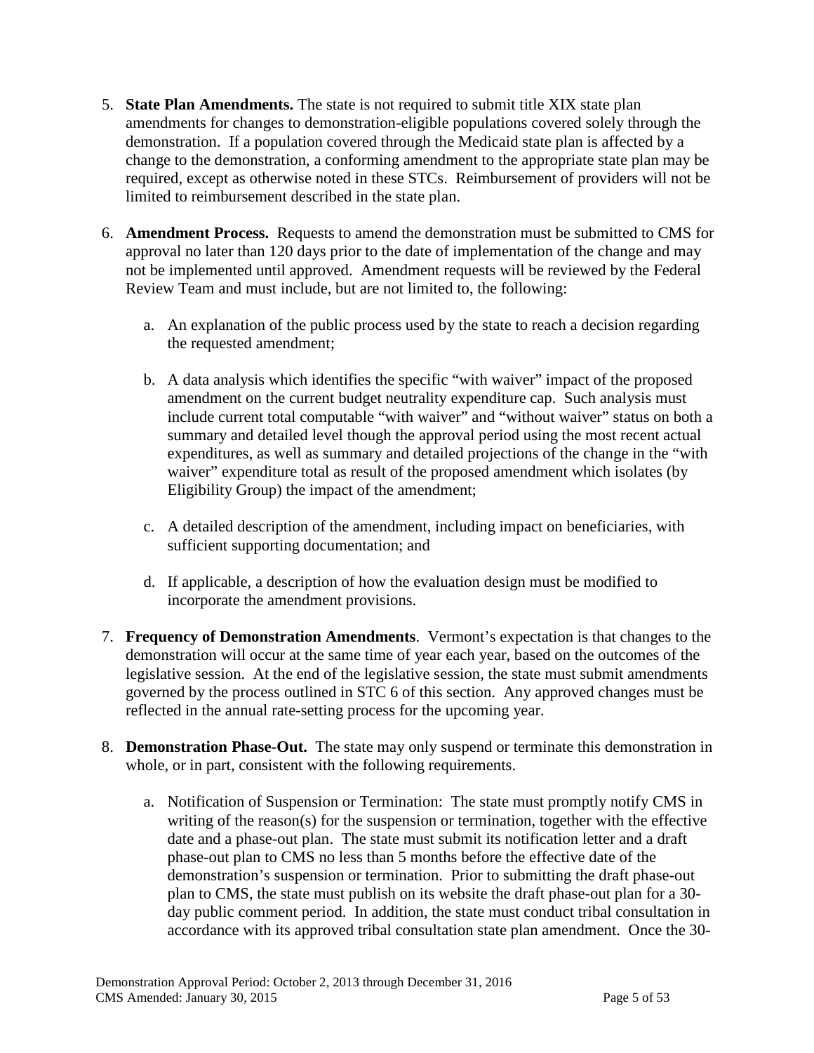5. **State Plan Amendments.** The state is not required to submit title XIX state plan amendments for changes to demonstration-eligible populations covered solely through the demonstration. If a population covered through the Medicaid state plan is affected by a change to the demonstration, a conforming amendment to the appropriate state plan may be required, except as otherwise noted in these STCs. Reimbursement of providers will not be limited to reimbursement described in the state plan.

6. **Amendment Process.** Requests to amend the demonstration must be submitted to CMS for approval no later than 120 days prior to the date of implementation of the change and may not be implemented until approved. Amendment requests will be reviewed by the Federal Review Team and must include, but are not limited to, the following:

   a. An explanation of the public process used by the state to reach a decision regarding the requested amendment;

   b. A data analysis which identifies the specific "with waiver" impact of the proposed amendment on the current budget neutrality expenditure cap. Such analysis must include current total computable "with waiver" and "without waiver" status on both a summary and detailed level though the approval period using the most recent actual expenditures, as well as summary and detailed projections of the change in the "with waiver" expenditure total as result of the proposed amendment which isolates (by Eligibility Group) the impact of the amendment;

   c. A detailed description of the amendment, including impact on beneficiaries, with sufficient supporting documentation; and

   d. If applicable, a description of how the evaluation design must be modified to incorporate the amendment provisions.

7. **Frequency of Demonstration Amendments**. Vermont's expectation is that changes to the demonstration will occur at the same time of year each year, based on the outcomes of the legislative session. At the end of the legislative session, the state must submit amendments governed by the process outlined in STC 6 of this section. Any approved changes must be reflected in the annual rate-setting process for the upcoming year.

8. **Demonstration Phase-Out.** The state may only suspend or terminate this demonstration in whole, or in part, consistent with the following requirements.

   a. Notification of Suspension or Termination: The state must promptly notify CMS in writing of the reason(s) for the suspension or termination, together with the effective date and a phase-out plan. The state must submit its notification letter and a draft phase-out plan to CMS no less than 5 months before the effective date of the demonstration's suspension or termination. Prior to submitting the draft phase-out plan to CMS, the state must publish on its website the draft phase-out plan for a 30-day public comment period. In addition, the state must conduct tribal consultation in accordance with its approved tribal consultation state plan amendment. Once the 30-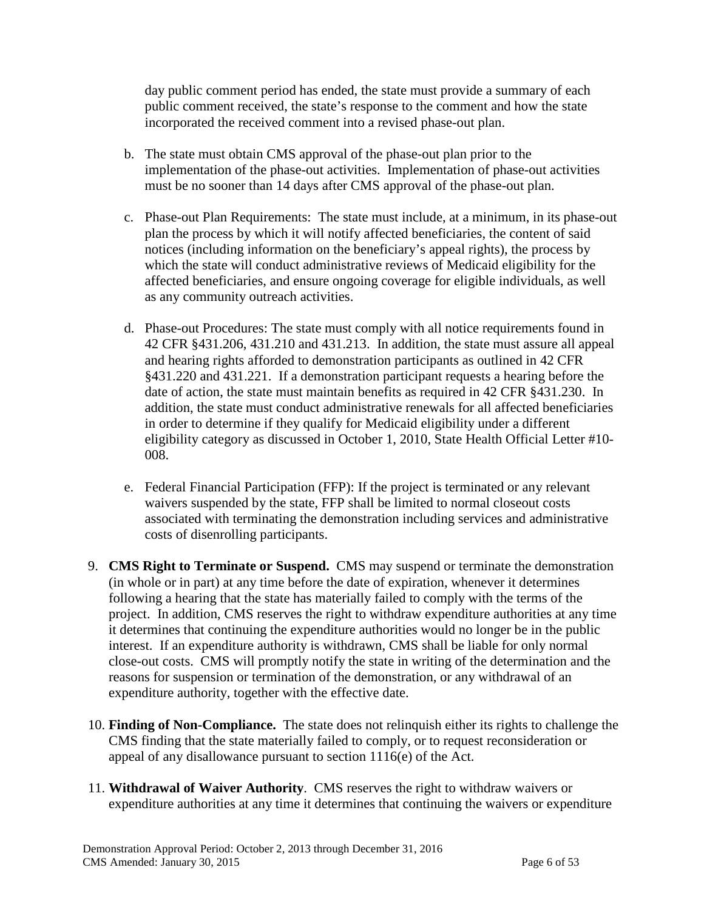day public comment period has ended, the state must provide a summary of each public comment received, the state's response to the comment and how the state incorporated the received comment into a revised phase-out plan.

b. The state must obtain CMS approval of the phase-out plan prior to the implementation of the phase-out activities. Implementation of phase-out activities must be no sooner than 14 days after CMS approval of the phase-out plan.

c. Phase-out Plan Requirements: The state must include, at a minimum, in its phase-out plan the process by which it will notify affected beneficiaries, the content of said notices (including information on the beneficiary's appeal rights), the process by which the state will conduct administrative reviews of Medicaid eligibility for the affected beneficiaries, and ensure ongoing coverage for eligible individuals, as well as any community outreach activities.

d. Phase-out Procedures: The state must comply with all notice requirements found in 42 CFR §431.206, 431.210 and 431.213. In addition, the state must assure all appeal and hearing rights afforded to demonstration participants as outlined in 42 CFR §431.220 and 431.221. If a demonstration participant requests a hearing before the date of action, the state must maintain benefits as required in 42 CFR §431.230. In addition, the state must conduct administrative renewals for all affected beneficiaries in order to determine if they qualify for Medicaid eligibility under a different eligibility category as discussed in October 1, 2010, State Health Official Letter #10-008.

e. Federal Financial Participation (FFP): If the project is terminated or any relevant waivers suspended by the state, FFP shall be limited to normal closeout costs associated with terminating the demonstration including services and administrative costs of disenrolling participants.

9. **CMS Right to Terminate or Suspend.** CMS may suspend or terminate the demonstration (in whole or in part) at any time before the date of expiration, whenever it determines following a hearing that the state has materially failed to comply with the terms of the project. In addition, CMS reserves the right to withdraw expenditure authorities at any time it determines that continuing the expenditure authorities would no longer be in the public interest. If an expenditure authority is withdrawn, CMS shall be liable for only normal close-out costs. CMS will promptly notify the state in writing of the determination and the reasons for suspension or termination of the demonstration, or any withdrawal of an expenditure authority, together with the effective date.

10. **Finding of Non-Compliance.** The state does not relinquish either its rights to challenge the CMS finding that the state materially failed to comply, or to request reconsideration or appeal of any disallowance pursuant to section 1116(e) of the Act.

11. **Withdrawal of Waiver Authority**. CMS reserves the right to withdraw waivers or expenditure authorities at any time it determines that continuing the waivers or expenditure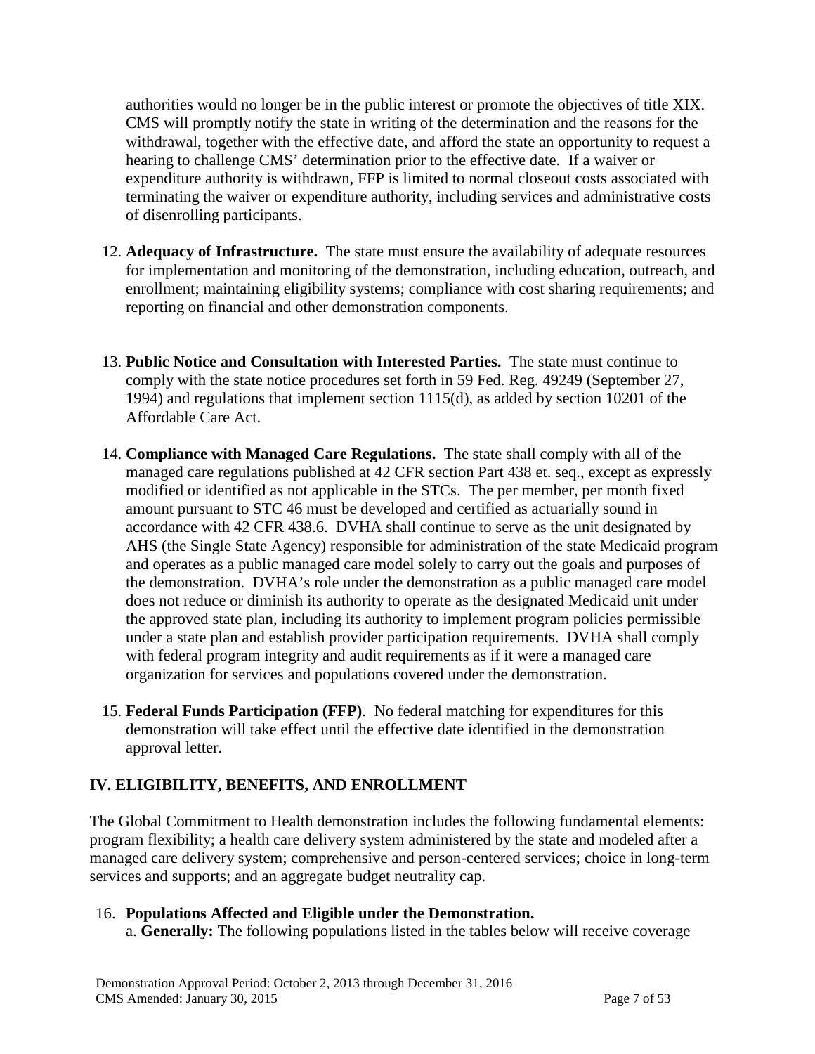authorities would no longer be in the public interest or promote the objectives of title XIX. CMS will promptly notify the state in writing of the determination and the reasons for the withdrawal, together with the effective date, and afford the state an opportunity to request a hearing to challenge CMS' determination prior to the effective date. If a waiver or expenditure authority is withdrawn, FFP is limited to normal closeout costs associated with terminating the waiver or expenditure authority, including services and administrative costs of disenrolling participants.

12. **Adequacy of Infrastructure.** The state must ensure the availability of adequate resources for implementation and monitoring of the demonstration, including education, outreach, and enrollment; maintaining eligibility systems; compliance with cost sharing requirements; and reporting on financial and other demonstration components.

13. **Public Notice and Consultation with Interested Parties.** The state must continue to comply with the state notice procedures set forth in 59 Fed. Reg. 49249 (September 27, 1994) and regulations that implement section 1115(d), as added by section 10201 of the Affordable Care Act.

14. **Compliance with Managed Care Regulations.** The state shall comply with all of the managed care regulations published at 42 CFR section Part 438 et. seq., except as expressly modified or identified as not applicable in the STCs. The per member, per month fixed amount pursuant to STC 46 must be developed and certified as actuarially sound in accordance with 42 CFR 438.6. DVHA shall continue to serve as the unit designated by AHS (the Single State Agency) responsible for administration of the state Medicaid program and operates as a public managed care model solely to carry out the goals and purposes of the demonstration. DVHA's role under the demonstration as a public managed care model does not reduce or diminish its authority to operate as the designated Medicaid unit under the approved state plan, including its authority to implement program policies permissible under a state plan and establish provider participation requirements. DVHA shall comply with federal program integrity and audit requirements as if it were a managed care organization for services and populations covered under the demonstration.

15. **Federal Funds Participation (FFP)**. No federal matching for expenditures for this demonstration will take effect until the effective date identified in the demonstration approval letter.

## IV. ELIGIBILITY, BENEFITS, AND ENROLLMENT

The Global Commitment to Health demonstration includes the following fundamental elements: program flexibility; a health care delivery system administered by the state and modeled after a managed care delivery system; comprehensive and person-centered services; choice in long-term services and supports; and an aggregate budget neutrality cap.

16. **Populations Affected and Eligible under the Demonstration.**
    a. **Generally:** The following populations listed in the tables below will receive coverage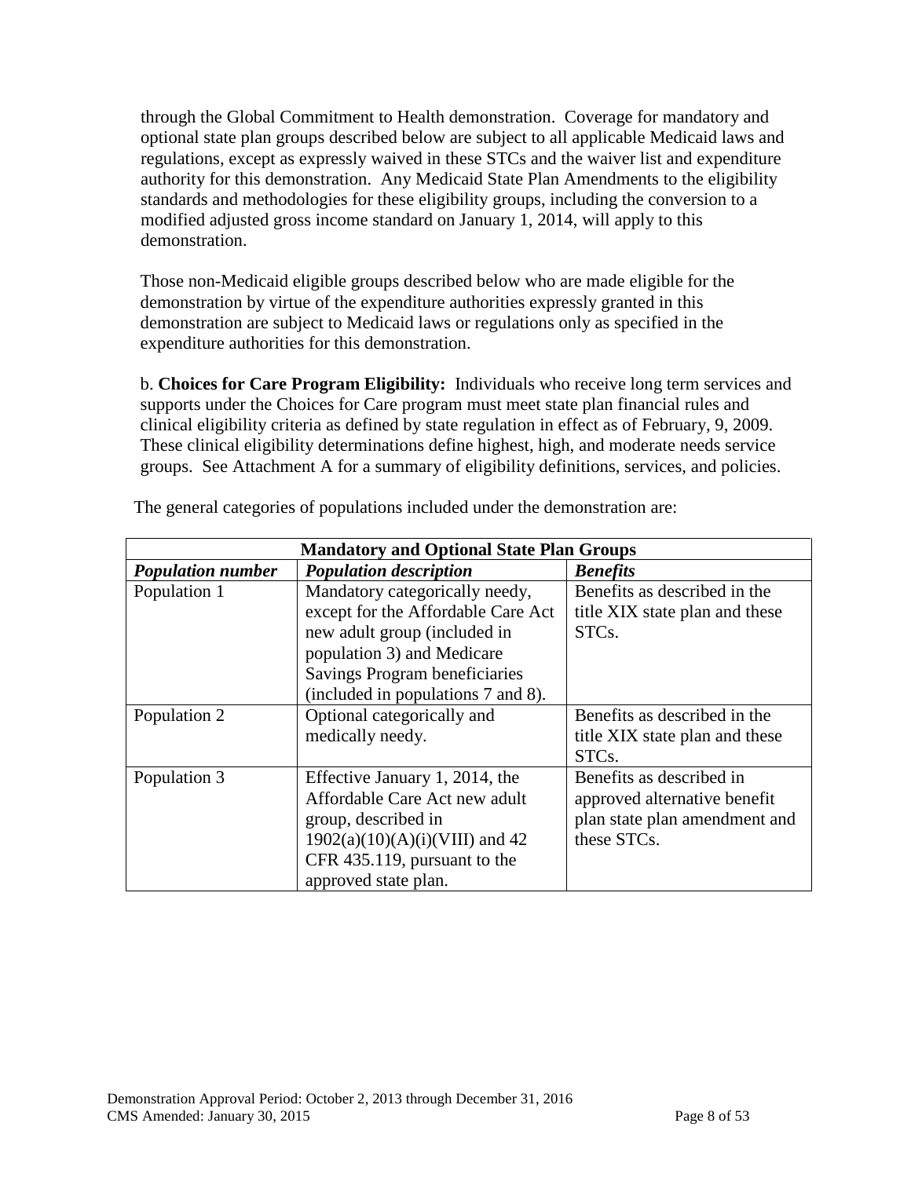through the Global Commitment to Health demonstration. Coverage for mandatory and optional state plan groups described below are subject to all applicable Medicaid laws and regulations, except as expressly waived in these STCs and the waiver list and expenditure authority for this demonstration. Any Medicaid State Plan Amendments to the eligibility standards and methodologies for these eligibility groups, including the conversion to a modified adjusted gross income standard on January 1, 2014, will apply to this demonstration.

Those non-Medicaid eligible groups described below who are made eligible for the demonstration by virtue of the expenditure authorities expressly granted in this demonstration are subject to Medicaid laws or regulations only as specified in the expenditure authorities for this demonstration.

b. **Choices for Care Program Eligibility:** Individuals who receive long term services and supports under the Choices for Care program must meet state plan financial rules and clinical eligibility criteria as defined by state regulation in effect as of February, 9, 2009. These clinical eligibility determinations define highest, high, and moderate needs service groups. See Attachment A for a summary of eligibility definitions, services, and policies.

The general categories of populations included under the demonstration are:

| **Mandatory and Optional State Plan Groups** | | |
|---|---|---|
| ***Population number*** | ***Population description*** | ***Benefits*** |
| Population 1 | Mandatory categorically needy, except for the Affordable Care Act new adult group (included in population 3) and Medicare Savings Program beneficiaries (included in populations 7 and 8). | Benefits as described in the title XIX state plan and these STCs. |
| Population 2 | Optional categorically and medically needy. | Benefits as described in the title XIX state plan and these STCs. |
| Population 3 | Effective January 1, 2014, the Affordable Care Act new adult group, described in 1902(a)(10)(A)(i)(VIII) and 42 CFR 435.119, pursuant to the approved state plan. | Benefits as described in approved alternative benefit plan state plan amendment and these STCs. |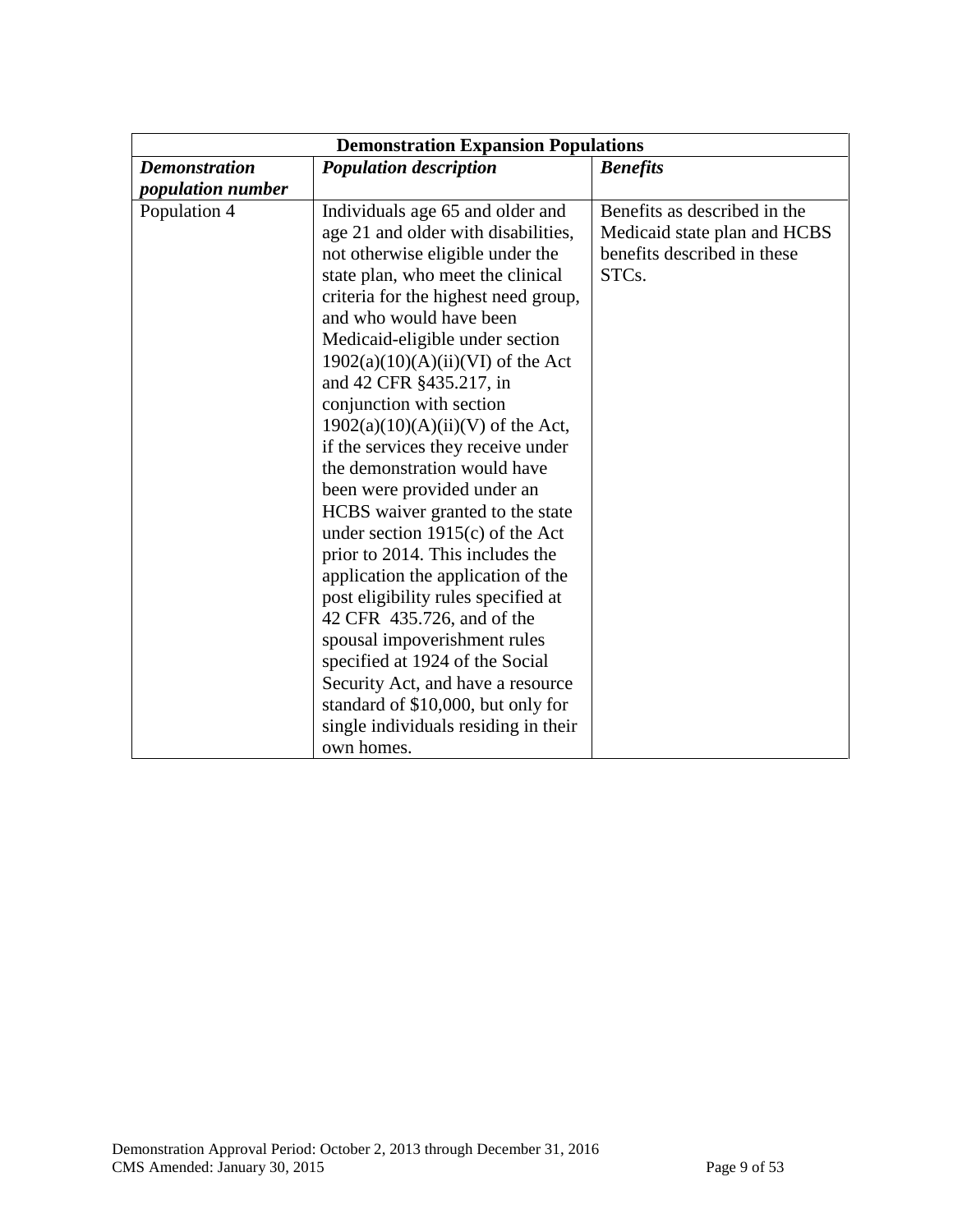| Demonstration Expansion Populations | | |
|---|---|---|
| ***Demonstration population number*** | ***Population description*** | ***Benefits*** |
| Population 4 | Individuals age 65 and older and age 21 and older with disabilities, not otherwise eligible under the state plan, who meet the clinical criteria for the highest need group, and who would have been Medicaid-eligible under section 1902(a)(10)(A)(ii)(VI) of the Act and 42 CFR §435.217, in conjunction with section 1902(a)(10)(A)(ii)(V) of the Act, if the services they receive under the demonstration would have been were provided under an HCBS waiver granted to the state under section 1915(c) of the Act prior to 2014. This includes the application the application of the post eligibility rules specified at 42 CFR 435.726, and of the spousal impoverishment rules specified at 1924 of the Social Security Act, and have a resource standard of $10,000, but only for single individuals residing in their own homes. | Benefits as described in the Medicaid state plan and HCBS benefits described in these STCs. |

Demonstration Approval Period: October 2, 2013 through December 31, 2016
CMS Amended: January 30, 2015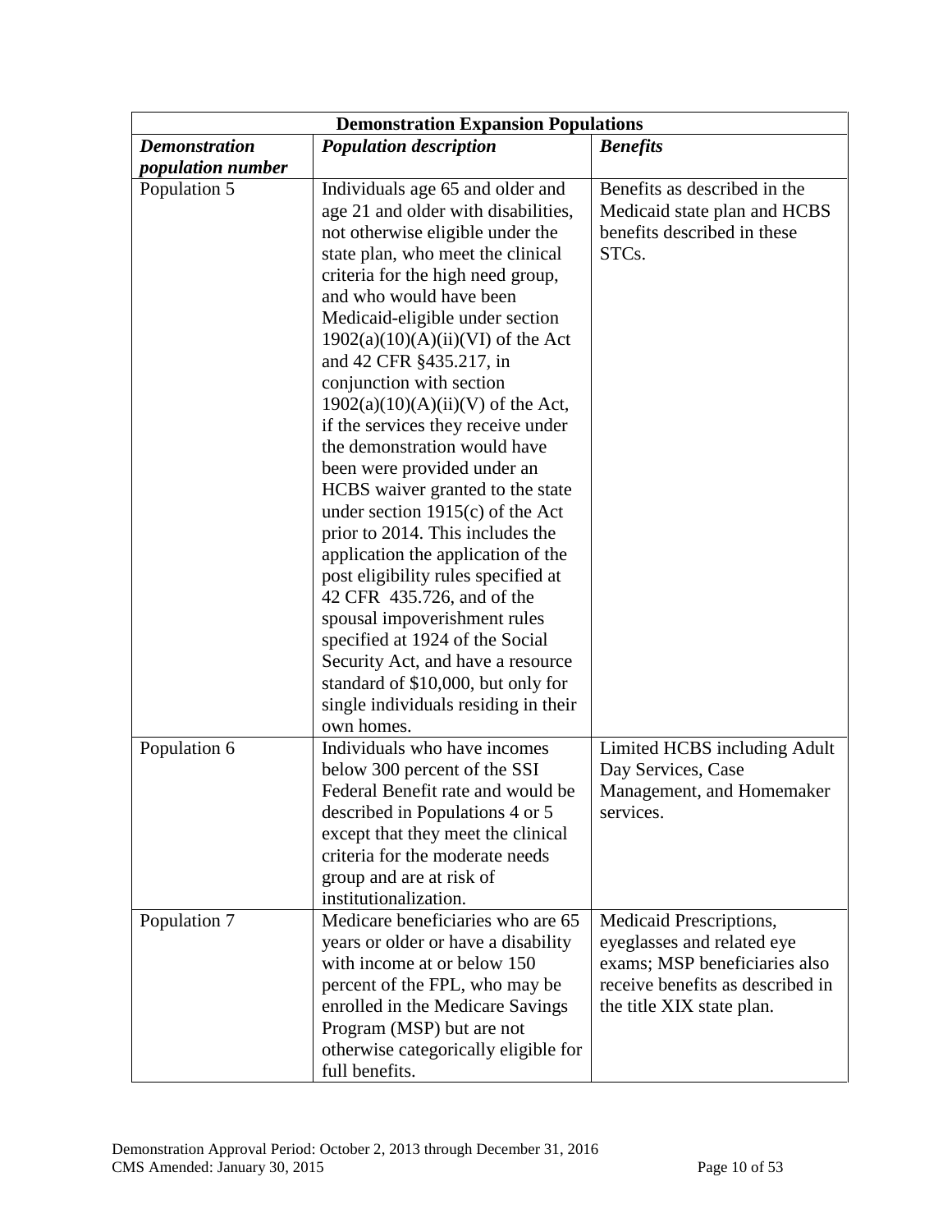| Demonstration Expansion Populations | | |
|---|---|---|
| ***Demonstration population number*** | ***Population description*** | ***Benefits*** |
| Population 5 | Individuals age 65 and older and age 21 and older with disabilities, not otherwise eligible under the state plan, who meet the clinical criteria for the high need group, and who would have been Medicaid-eligible under section 1902(a)(10)(A)(ii)(VI) of the Act and 42 CFR §435.217, in conjunction with section 1902(a)(10)(A)(ii)(V) of the Act, if the services they receive under the demonstration would have been were provided under an HCBS waiver granted to the state under section 1915(c) of the Act prior to 2014. This includes the application the application of the post eligibility rules specified at 42 CFR 435.726, and of the spousal impoverishment rules specified at 1924 of the Social Security Act, and have a resource standard of $10,000, but only for single individuals residing in their own homes. | Benefits as described in the Medicaid state plan and HCBS benefits described in these STCs. |
| Population 6 | Individuals who have incomes below 300 percent of the SSI Federal Benefit rate and would be described in Populations 4 or 5 except that they meet the clinical criteria for the moderate needs group and are at risk of institutionalization. | Limited HCBS including Adult Day Services, Case Management, and Homemaker services. |
| Population 7 | Medicare beneficiaries who are 65 years or older or have a disability with income at or below 150 percent of the FPL, who may be enrolled in the Medicare Savings Program (MSP) but are not otherwise categorically eligible for full benefits. | Medicaid Prescriptions, eyeglasses and related eye exams; MSP beneficiaries also receive benefits as described in the title XIX state plan. |

Demonstration Approval Period: October 2, 2013 through December 31, 2016
CMS Amended: January 30, 2015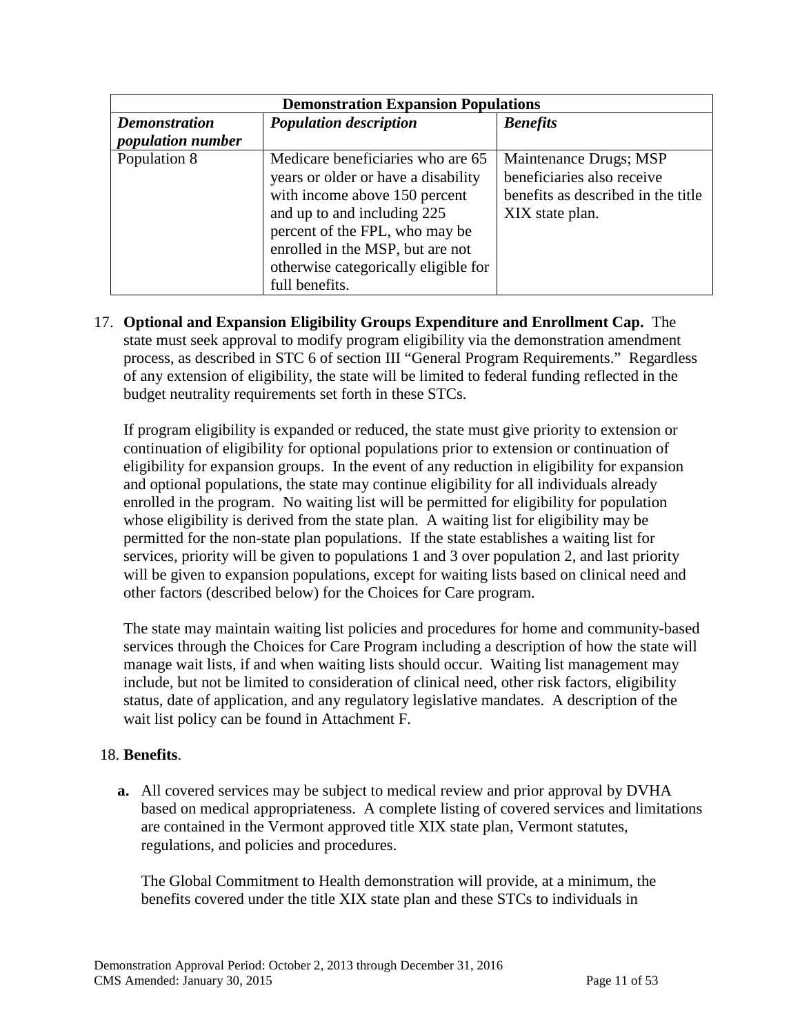| Demonstration Expansion Populations | | |
|---|---|---|
| ***Demonstration population number*** | ***Population description*** | ***Benefits*** |
| Population 8 | Medicare beneficiaries who are 65 years or older or have a disability with income above 150 percent and up to and including 225 percent of the FPL, who may be enrolled in the MSP, but are not otherwise categorically eligible for full benefits. | Maintenance Drugs; MSP beneficiaries also receive benefits as described in the title XIX state plan. |

17. **Optional and Expansion Eligibility Groups Expenditure and Enrollment Cap.** The state must seek approval to modify program eligibility via the demonstration amendment process, as described in STC 6 of section III "General Program Requirements." Regardless of any extension of eligibility, the state will be limited to federal funding reflected in the budget neutrality requirements set forth in these STCs.

    If program eligibility is expanded or reduced, the state must give priority to extension or continuation of eligibility for optional populations prior to extension or continuation of eligibility for expansion groups. In the event of any reduction in eligibility for expansion and optional populations, the state may continue eligibility for all individuals already enrolled in the program. No waiting list will be permitted for eligibility for population whose eligibility is derived from the state plan. A waiting list for eligibility may be permitted for the non-state plan populations. If the state establishes a waiting list for services, priority will be given to populations 1 and 3 over population 2, and last priority will be given to expansion populations, except for waiting lists based on clinical need and other factors (described below) for the Choices for Care program.

    The state may maintain waiting list policies and procedures for home and community-based services through the Choices for Care Program including a description of how the state will manage wait lists, if and when waiting lists should occur. Waiting list management may include, but not be limited to consideration of clinical need, other risk factors, eligibility status, date of application, and any regulatory legislative mandates. A description of the wait list policy can be found in Attachment F.

18. **Benefits**.

    **a.** All covered services may be subject to medical review and prior approval by DVHA based on medical appropriateness. A complete listing of covered services and limitations are contained in the Vermont approved title XIX state plan, Vermont statutes, regulations, and policies and procedures.

    The Global Commitment to Health demonstration will provide, at a minimum, the benefits covered under the title XIX state plan and these STCs to individuals in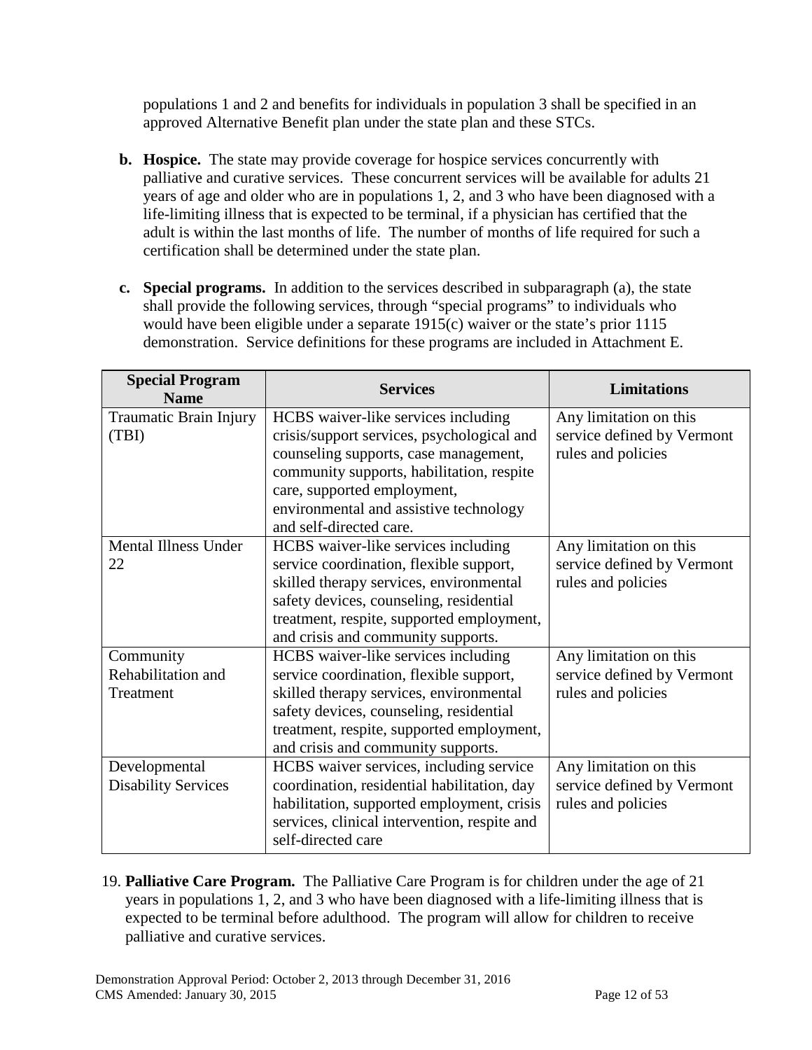populations 1 and 2 and benefits for individuals in population 3 shall be specified in an approved Alternative Benefit plan under the state plan and these STCs.

**b. Hospice.** The state may provide coverage for hospice services concurrently with palliative and curative services. These concurrent services will be available for adults 21 years of age and older who are in populations 1, 2, and 3 who have been diagnosed with a life-limiting illness that is expected to be terminal, if a physician has certified that the adult is within the last months of life. The number of months of life required for such a certification shall be determined under the state plan.

**c. Special programs.** In addition to the services described in subparagraph (a), the state shall provide the following services, through "special programs" to individuals who would have been eligible under a separate 1915(c) waiver or the state's prior 1115 demonstration. Service definitions for these programs are included in Attachment E.

| Special Program Name | Services | Limitations |
|---|---|---|
| Traumatic Brain Injury (TBI) | HCBS waiver-like services including crisis/support services, psychological and counseling supports, case management, community supports, habilitation, respite care, supported employment, environmental and assistive technology and self-directed care. | Any limitation on this service defined by Vermont rules and policies |
| Mental Illness Under 22 | HCBS waiver-like services including service coordination, flexible support, skilled therapy services, environmental safety devices, counseling, residential treatment, respite, supported employment, and crisis and community supports. | Any limitation on this service defined by Vermont rules and policies |
| Community Rehabilitation and Treatment | HCBS waiver-like services including service coordination, flexible support, skilled therapy services, environmental safety devices, counseling, residential treatment, respite, supported employment, and crisis and community supports. | Any limitation on this service defined by Vermont rules and policies |
| Developmental Disability Services | HCBS waiver services, including service coordination, residential habilitation, day habilitation, supported employment, crisis services, clinical intervention, respite and self-directed care | Any limitation on this service defined by Vermont rules and policies |

19. **Palliative Care Program.** The Palliative Care Program is for children under the age of 21 years in populations 1, 2, and 3 who have been diagnosed with a life-limiting illness that is expected to be terminal before adulthood. The program will allow for children to receive palliative and curative services.

Demonstration Approval Period: October 2, 2013 through December 31, 2016
CMS Amended: January 30, 2015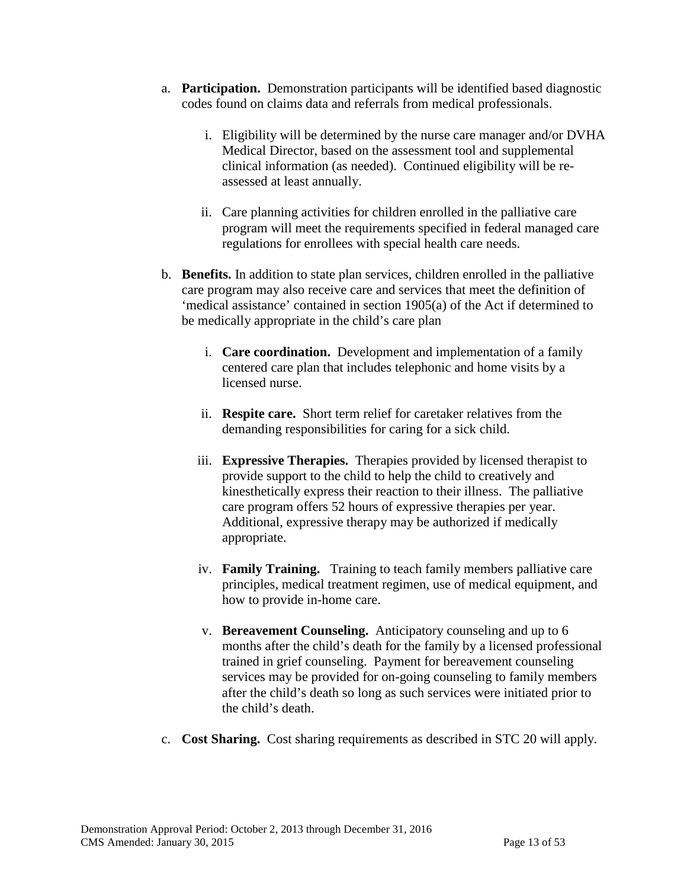a. **Participation.** Demonstration participants will be identified based diagnostic codes found on claims data and referrals from medical professionals.

   i. Eligibility will be determined by the nurse care manager and/or DVHA Medical Director, based on the assessment tool and supplemental clinical information (as needed). Continued eligibility will be re-assessed at least annually.

   ii. Care planning activities for children enrolled in the palliative care program will meet the requirements specified in federal managed care regulations for enrollees with special health care needs.

b. **Benefits.** In addition to state plan services, children enrolled in the palliative care program may also receive care and services that meet the definition of 'medical assistance' contained in section 1905(a) of the Act if determined to be medically appropriate in the child's care plan

   i. **Care coordination.** Development and implementation of a family centered care plan that includes telephonic and home visits by a licensed nurse.

   ii. **Respite care.** Short term relief for caretaker relatives from the demanding responsibilities for caring for a sick child.

   iii. **Expressive Therapies.** Therapies provided by licensed therapist to provide support to the child to help the child to creatively and kinesthetically express their reaction to their illness. The palliative care program offers 52 hours of expressive therapies per year. Additional, expressive therapy may be authorized if medically appropriate.

   iv. **Family Training.** Training to teach family members palliative care principles, medical treatment regimen, use of medical equipment, and how to provide in-home care.

   v. **Bereavement Counseling.** Anticipatory counseling and up to 6 months after the child's death for the family by a licensed professional trained in grief counseling. Payment for bereavement counseling services may be provided for on-going counseling to family members after the child's death so long as such services were initiated prior to the child's death.

c. **Cost Sharing.** Cost sharing requirements as described in STC 20 will apply.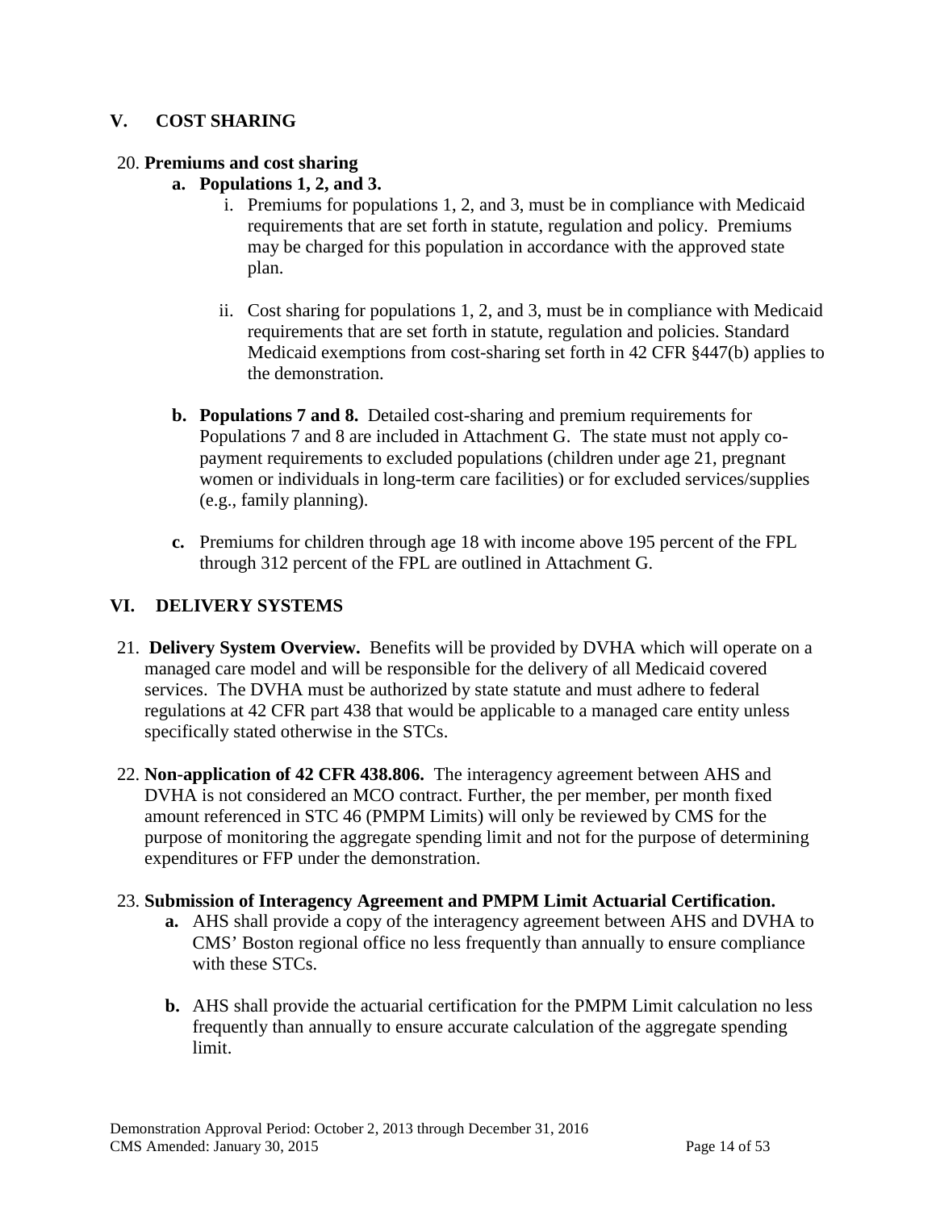## V. COST SHARING

20. **Premiums and cost sharing**

   **a. Populations 1, 2, and 3.**

      i. Premiums for populations 1, 2, and 3, must be in compliance with Medicaid requirements that are set forth in statute, regulation and policy. Premiums may be charged for this population in accordance with the approved state plan.

      ii. Cost sharing for populations 1, 2, and 3, must be in compliance with Medicaid requirements that are set forth in statute, regulation and policies. Standard Medicaid exemptions from cost-sharing set forth in 42 CFR §447(b) applies to the demonstration.

   **b. Populations 7 and 8.** Detailed cost-sharing and premium requirements for Populations 7 and 8 are included in Attachment G. The state must not apply co-payment requirements to excluded populations (children under age 21, pregnant women or individuals in long-term care facilities) or for excluded services/supplies (e.g., family planning).

   **c.** Premiums for children through age 18 with income above 195 percent of the FPL through 312 percent of the FPL are outlined in Attachment G.

## VI. DELIVERY SYSTEMS

21. **Delivery System Overview.** Benefits will be provided by DVHA which will operate on a managed care model and will be responsible for the delivery of all Medicaid covered services. The DVHA must be authorized by state statute and must adhere to federal regulations at 42 CFR part 438 that would be applicable to a managed care entity unless specifically stated otherwise in the STCs.

22. **Non-application of 42 CFR 438.806.** The interagency agreement between AHS and DVHA is not considered an MCO contract. Further, the per member, per month fixed amount referenced in STC 46 (PMPM Limits) will only be reviewed by CMS for the purpose of monitoring the aggregate spending limit and not for the purpose of determining expenditures or FFP under the demonstration.

23. **Submission of Interagency Agreement and PMPM Limit Actuarial Certification.**

   **a.** AHS shall provide a copy of the interagency agreement between AHS and DVHA to CMS' Boston regional office no less frequently than annually to ensure compliance with these STCs.

   **b.** AHS shall provide the actuarial certification for the PMPM Limit calculation no less frequently than annually to ensure accurate calculation of the aggregate spending limit.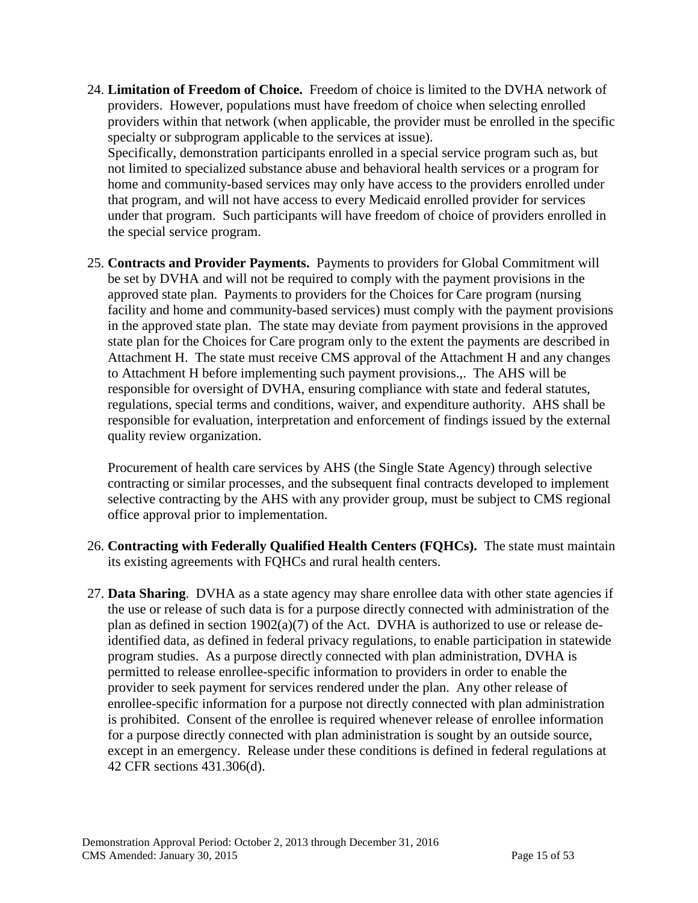24. **Limitation of Freedom of Choice.** Freedom of choice is limited to the DVHA network of providers. However, populations must have freedom of choice when selecting enrolled providers within that network (when applicable, the provider must be enrolled in the specific specialty or subprogram applicable to the services at issue).
Specifically, demonstration participants enrolled in a special service program such as, but not limited to specialized substance abuse and behavioral health services or a program for home and community-based services may only have access to the providers enrolled under that program, and will not have access to every Medicaid enrolled provider for services under that program. Such participants will have freedom of choice of providers enrolled in the special service program.

25. **Contracts and Provider Payments.** Payments to providers for Global Commitment will be set by DVHA and will not be required to comply with the payment provisions in the approved state plan. Payments to providers for the Choices for Care program (nursing facility and home and community-based services) must comply with the payment provisions in the approved state plan. The state may deviate from payment provisions in the approved state plan for the Choices for Care program only to the extent the payments are described in Attachment H. The state must receive CMS approval of the Attachment H and any changes to Attachment H before implementing such payment provisions.,. The AHS will be responsible for oversight of DVHA, ensuring compliance with state and federal statutes, regulations, special terms and conditions, waiver, and expenditure authority. AHS shall be responsible for evaluation, interpretation and enforcement of findings issued by the external quality review organization.

    Procurement of health care services by AHS (the Single State Agency) through selective contracting or similar processes, and the subsequent final contracts developed to implement selective contracting by the AHS with any provider group, must be subject to CMS regional office approval prior to implementation.

26. **Contracting with Federally Qualified Health Centers (FQHCs).** The state must maintain its existing agreements with FQHCs and rural health centers.

27. **Data Sharing**. DVHA as a state agency may share enrollee data with other state agencies if the use or release of such data is for a purpose directly connected with administration of the plan as defined in section 1902(a)(7) of the Act. DVHA is authorized to use or release de-identified data, as defined in federal privacy regulations, to enable participation in statewide program studies. As a purpose directly connected with plan administration, DVHA is permitted to release enrollee-specific information to providers in order to enable the provider to seek payment for services rendered under the plan. Any other release of enrollee-specific information for a purpose not directly connected with plan administration is prohibited. Consent of the enrollee is required whenever release of enrollee information for a purpose directly connected with plan administration is sought by an outside source, except in an emergency. Release under these conditions is defined in federal regulations at 42 CFR sections 431.306(d).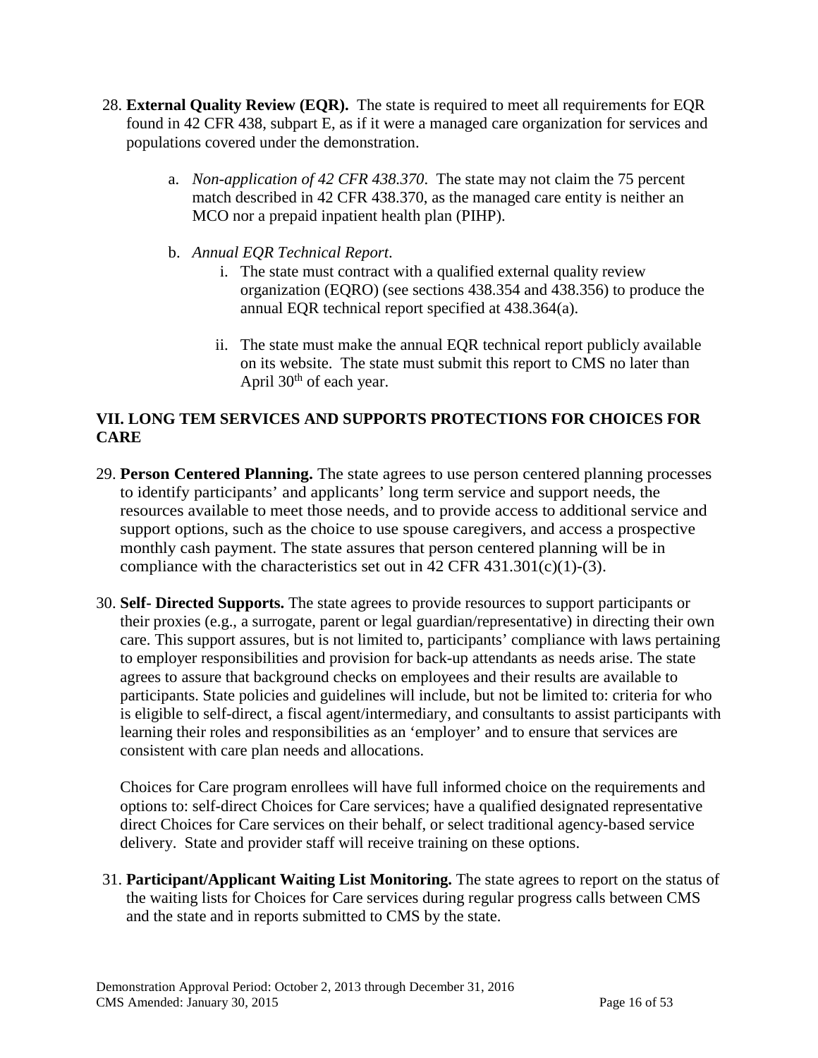28. **External Quality Review (EQR).** The state is required to meet all requirements for EQR found in 42 CFR 438, subpart E, as if it were a managed care organization for services and populations covered under the demonstration.

    a. *Non-application of 42 CFR 438.370*. The state may not claim the 75 percent match described in 42 CFR 438.370, as the managed care entity is neither an MCO nor a prepaid inpatient health plan (PIHP).

    b. *Annual EQR Technical Report*.

        i. The state must contract with a qualified external quality review organization (EQRO) (see sections 438.354 and 438.356) to produce the annual EQR technical report specified at 438.364(a).

        ii. The state must make the annual EQR technical report publicly available on its website. The state must submit this report to CMS no later than April 30th of each year.

## VII. LONG TEM SERVICES AND SUPPORTS PROTECTIONS FOR CHOICES FOR CARE

29. **Person Centered Planning.** The state agrees to use person centered planning processes to identify participants' and applicants' long term service and support needs, the resources available to meet those needs, and to provide access to additional service and support options, such as the choice to use spouse caregivers, and access a prospective monthly cash payment. The state assures that person centered planning will be in compliance with the characteristics set out in 42 CFR 431.301(c)(1)-(3).

30. **Self- Directed Supports.** The state agrees to provide resources to support participants or their proxies (e.g., a surrogate, parent or legal guardian/representative) in directing their own care. This support assures, but is not limited to, participants' compliance with laws pertaining to employer responsibilities and provision for back-up attendants as needs arise. The state agrees to assure that background checks on employees and their results are available to participants. State policies and guidelines will include, but not be limited to: criteria for who is eligible to self-direct, a fiscal agent/intermediary, and consultants to assist participants with learning their roles and responsibilities as an 'employer' and to ensure that services are consistent with care plan needs and allocations.

    Choices for Care program enrollees will have full informed choice on the requirements and options to: self-direct Choices for Care services; have a qualified designated representative direct Choices for Care services on their behalf, or select traditional agency-based service delivery. State and provider staff will receive training on these options.

31. **Participant/Applicant Waiting List Monitoring.** The state agrees to report on the status of the waiting lists for Choices for Care services during regular progress calls between CMS and the state and in reports submitted to CMS by the state.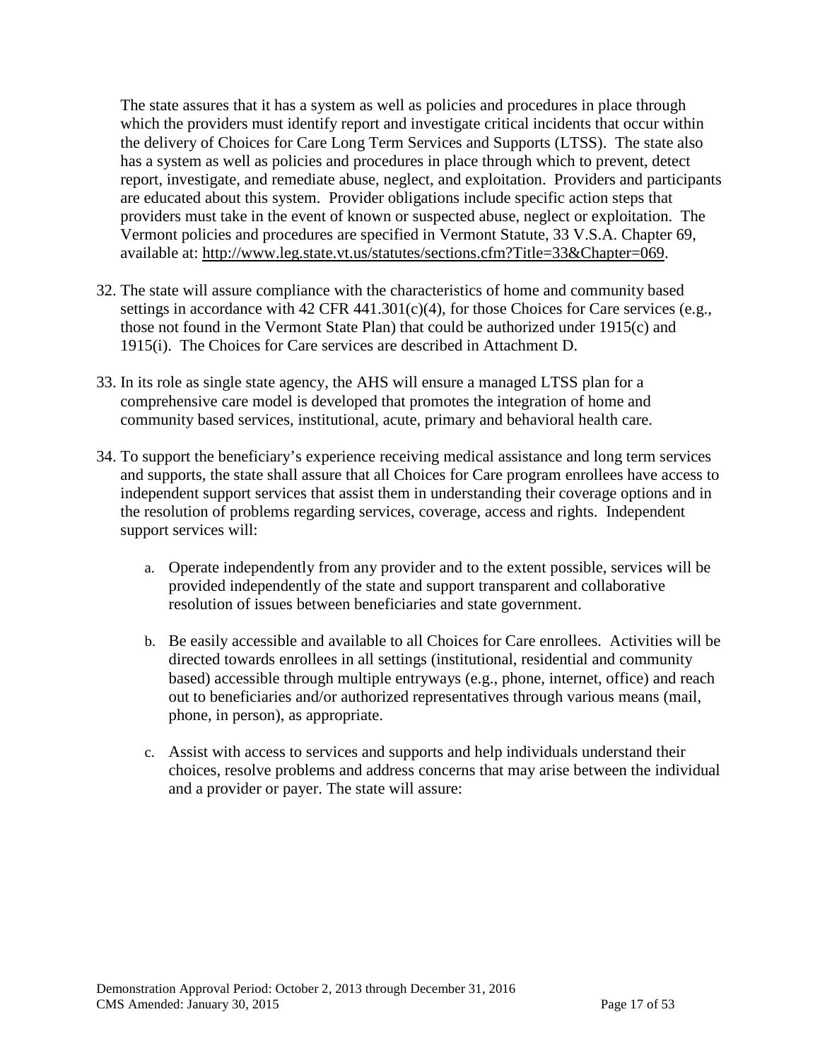The state assures that it has a system as well as policies and procedures in place through which the providers must identify report and investigate critical incidents that occur within the delivery of Choices for Care Long Term Services and Supports (LTSS). The state also has a system as well as policies and procedures in place through which to prevent, detect report, investigate, and remediate abuse, neglect, and exploitation. Providers and participants are educated about this system. Provider obligations include specific action steps that providers must take in the event of known or suspected abuse, neglect or exploitation. The Vermont policies and procedures are specified in Vermont Statute, 33 V.S.A. Chapter 69, available at: http://www.leg.state.vt.us/statutes/sections.cfm?Title=33&Chapter=069.

32. The state will assure compliance with the characteristics of home and community based settings in accordance with 42 CFR 441.301(c)(4), for those Choices for Care services (e.g., those not found in the Vermont State Plan) that could be authorized under 1915(c) and 1915(i). The Choices for Care services are described in Attachment D.

33. In its role as single state agency, the AHS will ensure a managed LTSS plan for a comprehensive care model is developed that promotes the integration of home and community based services, institutional, acute, primary and behavioral health care.

34. To support the beneficiary's experience receiving medical assistance and long term services and supports, the state shall assure that all Choices for Care program enrollees have access to independent support services that assist them in understanding their coverage options and in the resolution of problems regarding services, coverage, access and rights. Independent support services will:

    a. Operate independently from any provider and to the extent possible, services will be provided independently of the state and support transparent and collaborative resolution of issues between beneficiaries and state government.

    b. Be easily accessible and available to all Choices for Care enrollees. Activities will be directed towards enrollees in all settings (institutional, residential and community based) accessible through multiple entryways (e.g., phone, internet, office) and reach out to beneficiaries and/or authorized representatives through various means (mail, phone, in person), as appropriate.

    c. Assist with access to services and supports and help individuals understand their choices, resolve problems and address concerns that may arise between the individual and a provider or payer. The state will assure: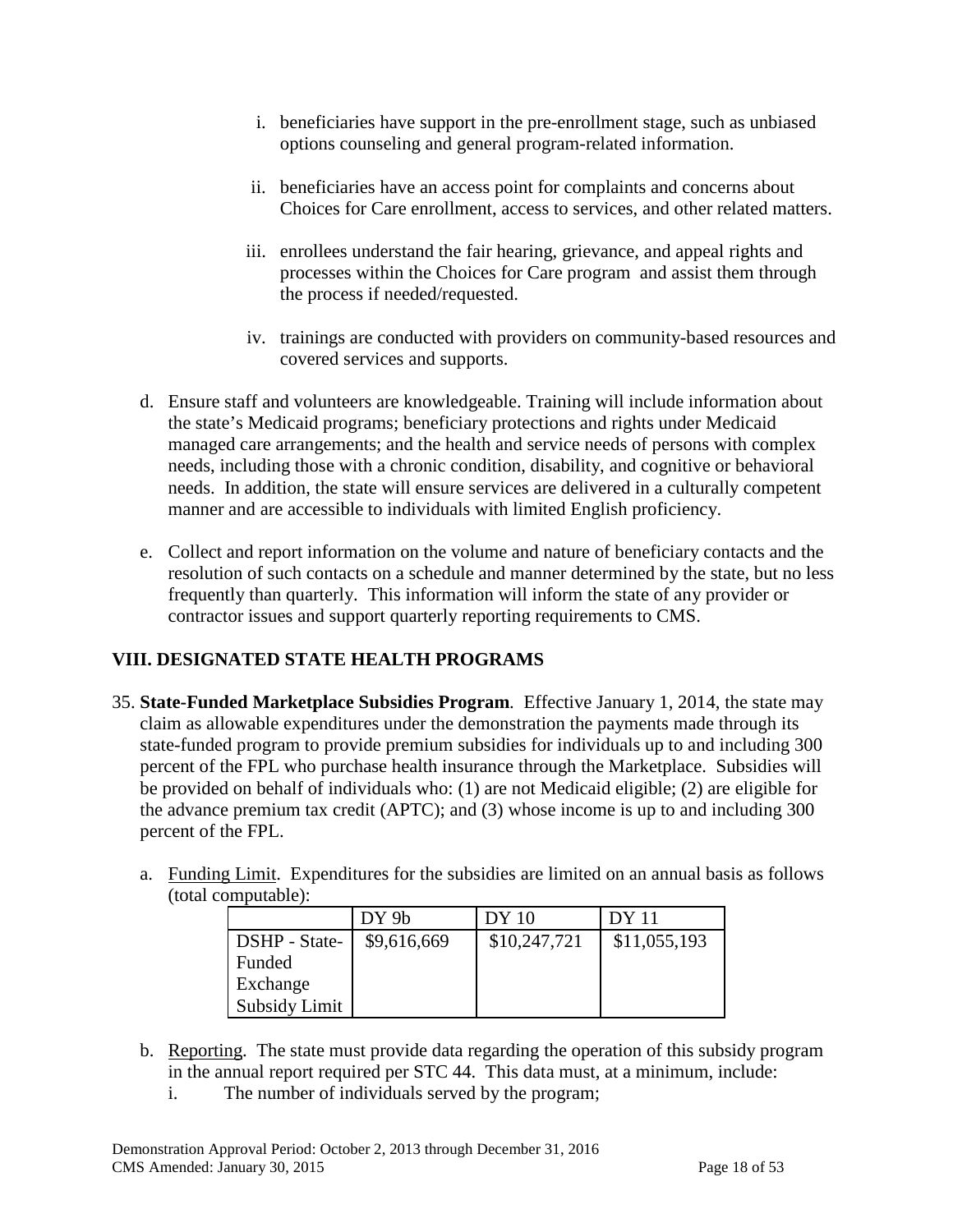i. beneficiaries have support in the pre-enrollment stage, such as unbiased options counseling and general program-related information.

ii. beneficiaries have an access point for complaints and concerns about Choices for Care enrollment, access to services, and other related matters.

iii. enrollees understand the fair hearing, grievance, and appeal rights and processes within the Choices for Care program and assist them through the process if needed/requested.

iv. trainings are conducted with providers on community-based resources and covered services and supports.

d. Ensure staff and volunteers are knowledgeable. Training will include information about the state's Medicaid programs; beneficiary protections and rights under Medicaid managed care arrangements; and the health and service needs of persons with complex needs, including those with a chronic condition, disability, and cognitive or behavioral needs. In addition, the state will ensure services are delivered in a culturally competent manner and are accessible to individuals with limited English proficiency.

e. Collect and report information on the volume and nature of beneficiary contacts and the resolution of such contacts on a schedule and manner determined by the state, but no less frequently than quarterly. This information will inform the state of any provider or contractor issues and support quarterly reporting requirements to CMS.

## VIII. DESIGNATED STATE HEALTH PROGRAMS

35. **State-Funded Marketplace Subsidies Program**. Effective January 1, 2014, the state may claim as allowable expenditures under the demonstration the payments made through its state-funded program to provide premium subsidies for individuals up to and including 300 percent of the FPL who purchase health insurance through the Marketplace. Subsidies will be provided on behalf of individuals who: (1) are not Medicaid eligible; (2) are eligible for the advance premium tax credit (APTC); and (3) whose income is up to and including 300 percent of the FPL.

    a. Funding Limit. Expenditures for the subsidies are limited on an annual basis as follows (total computable):

| | DY 9b | DY 10 | DY 11 |
|---|---|---|---|
| DSHP - State-Funded Exchange Subsidy Limit | $9,616,669 | $10,247,721 | $11,055,193 |

    b. Reporting. The state must provide data regarding the operation of this subsidy program in the annual report required per STC 44. This data must, at a minimum, include:
        i. The number of individuals served by the program;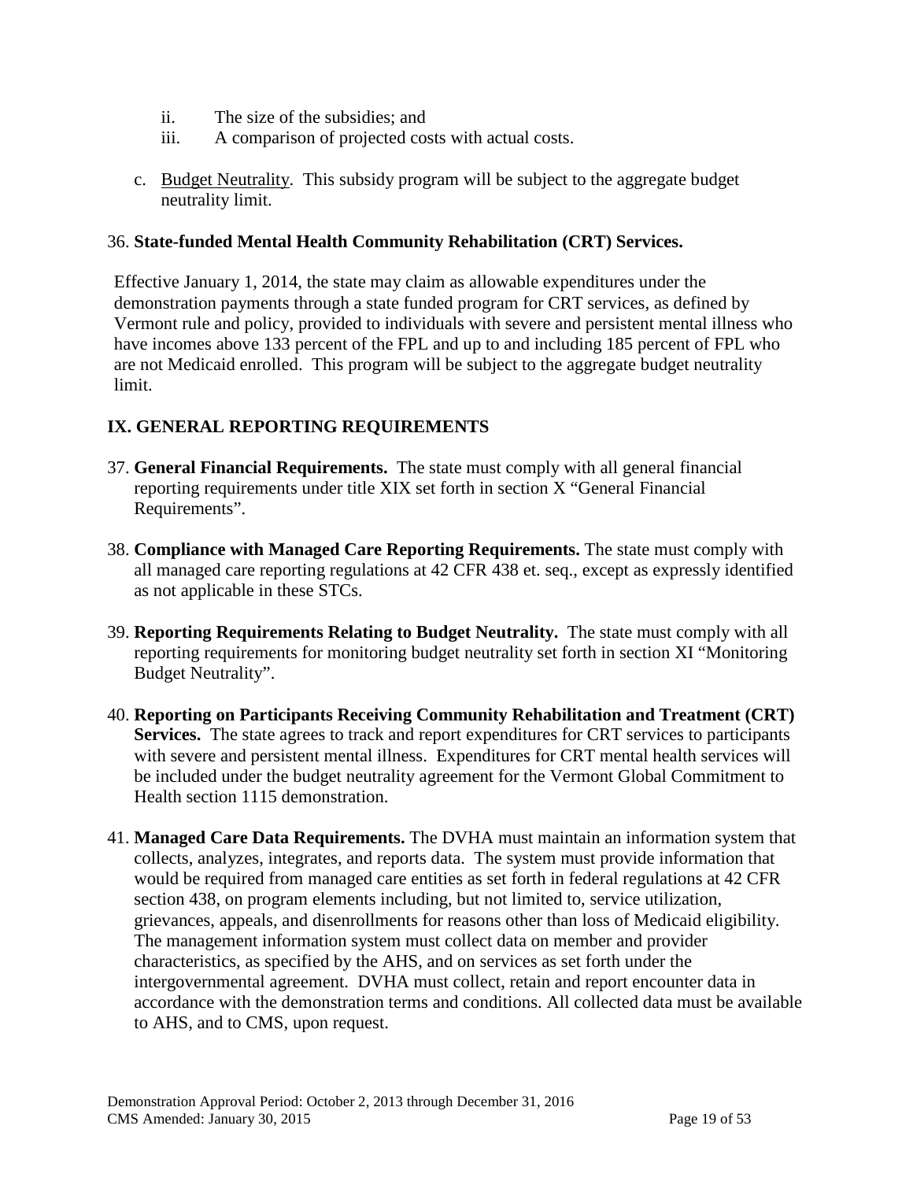ii. The size of the subsidies; and
iii. A comparison of projected costs with actual costs.

c. Budget Neutrality. This subsidy program will be subject to the aggregate budget neutrality limit.

36. **State-funded Mental Health Community Rehabilitation (CRT) Services.**

Effective January 1, 2014, the state may claim as allowable expenditures under the demonstration payments through a state funded program for CRT services, as defined by Vermont rule and policy, provided to individuals with severe and persistent mental illness who have incomes above 133 percent of the FPL and up to and including 185 percent of FPL who are not Medicaid enrolled. This program will be subject to the aggregate budget neutrality limit.

## IX. GENERAL REPORTING REQUIREMENTS

37. **General Financial Requirements.** The state must comply with all general financial reporting requirements under title XIX set forth in section X "General Financial Requirements".

38. **Compliance with Managed Care Reporting Requirements.** The state must comply with all managed care reporting regulations at 42 CFR 438 et. seq., except as expressly identified as not applicable in these STCs.

39. **Reporting Requirements Relating to Budget Neutrality.** The state must comply with all reporting requirements for monitoring budget neutrality set forth in section XI "Monitoring Budget Neutrality".

40. **Reporting on Participants Receiving Community Rehabilitation and Treatment (CRT) Services.** The state agrees to track and report expenditures for CRT services to participants with severe and persistent mental illness. Expenditures for CRT mental health services will be included under the budget neutrality agreement for the Vermont Global Commitment to Health section 1115 demonstration.

41. **Managed Care Data Requirements.** The DVHA must maintain an information system that collects, analyzes, integrates, and reports data. The system must provide information that would be required from managed care entities as set forth in federal regulations at 42 CFR section 438, on program elements including, but not limited to, service utilization, grievances, appeals, and disenrollments for reasons other than loss of Medicaid eligibility. The management information system must collect data on member and provider characteristics, as specified by the AHS, and on services as set forth under the intergovernmental agreement. DVHA must collect, retain and report encounter data in accordance with the demonstration terms and conditions. All collected data must be available to AHS, and to CMS, upon request.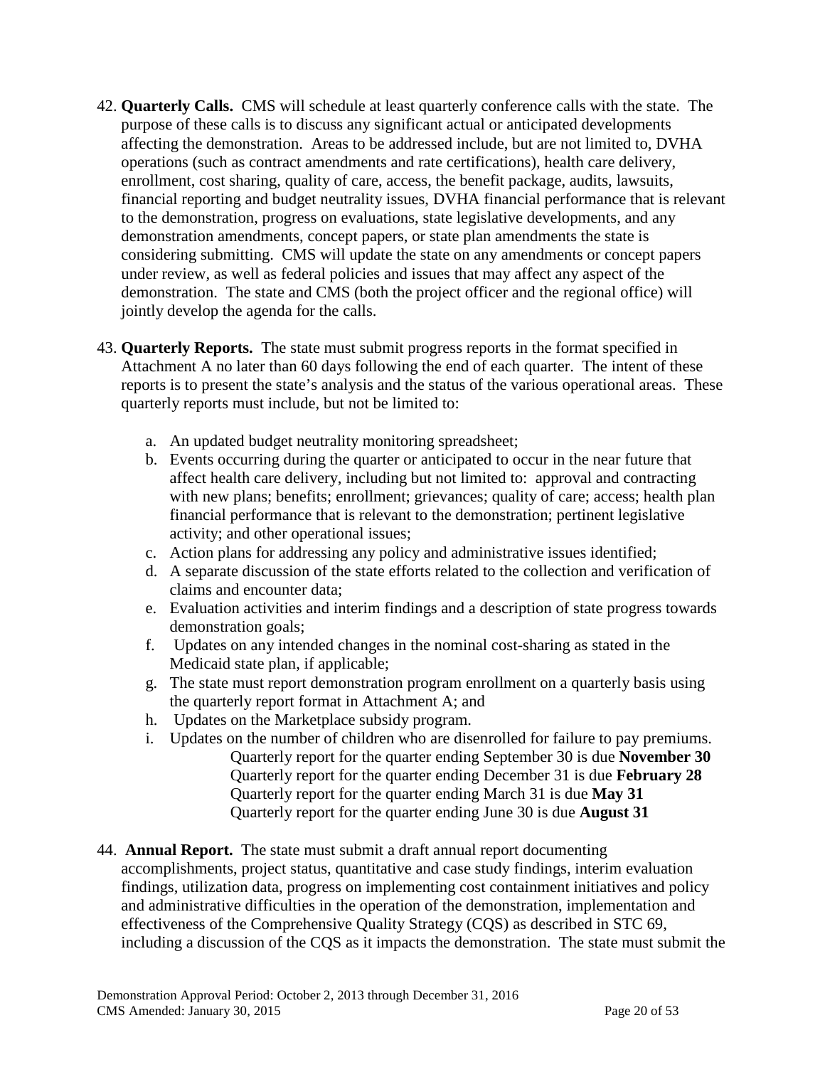42. **Quarterly Calls.** CMS will schedule at least quarterly conference calls with the state. The purpose of these calls is to discuss any significant actual or anticipated developments affecting the demonstration. Areas to be addressed include, but are not limited to, DVHA operations (such as contract amendments and rate certifications), health care delivery, enrollment, cost sharing, quality of care, access, the benefit package, audits, lawsuits, financial reporting and budget neutrality issues, DVHA financial performance that is relevant to the demonstration, progress on evaluations, state legislative developments, and any demonstration amendments, concept papers, or state plan amendments the state is considering submitting. CMS will update the state on any amendments or concept papers under review, as well as federal policies and issues that may affect any aspect of the demonstration. The state and CMS (both the project officer and the regional office) will jointly develop the agenda for the calls.

43. **Quarterly Reports.** The state must submit progress reports in the format specified in Attachment A no later than 60 days following the end of each quarter. The intent of these reports is to present the state's analysis and the status of the various operational areas. These quarterly reports must include, but not be limited to:

    a. An updated budget neutrality monitoring spreadsheet;
    b. Events occurring during the quarter or anticipated to occur in the near future that affect health care delivery, including but not limited to: approval and contracting with new plans; benefits; enrollment; grievances; quality of care; access; health plan financial performance that is relevant to the demonstration; pertinent legislative activity; and other operational issues;
    c. Action plans for addressing any policy and administrative issues identified;
    d. A separate discussion of the state efforts related to the collection and verification of claims and encounter data;
    e. Evaluation activities and interim findings and a description of state progress towards demonstration goals;
    f. Updates on any intended changes in the nominal cost-sharing as stated in the Medicaid state plan, if applicable;
    g. The state must report demonstration program enrollment on a quarterly basis using the quarterly report format in Attachment A; and
    h. Updates on the Marketplace subsidy program.
    i. Updates on the number of children who are disenrolled for failure to pay premiums.

        Quarterly report for the quarter ending September 30 is due **November 30**
        Quarterly report for the quarter ending December 31 is due **February 28**
        Quarterly report for the quarter ending March 31 is due **May 31**
        Quarterly report for the quarter ending June 30 is due **August 31**

44. **Annual Report.** The state must submit a draft annual report documenting accomplishments, project status, quantitative and case study findings, interim evaluation findings, utilization data, progress on implementing cost containment initiatives and policy and administrative difficulties in the operation of the demonstration, implementation and effectiveness of the Comprehensive Quality Strategy (CQS) as described in STC 69, including a discussion of the CQS as it impacts the demonstration. The state must submit the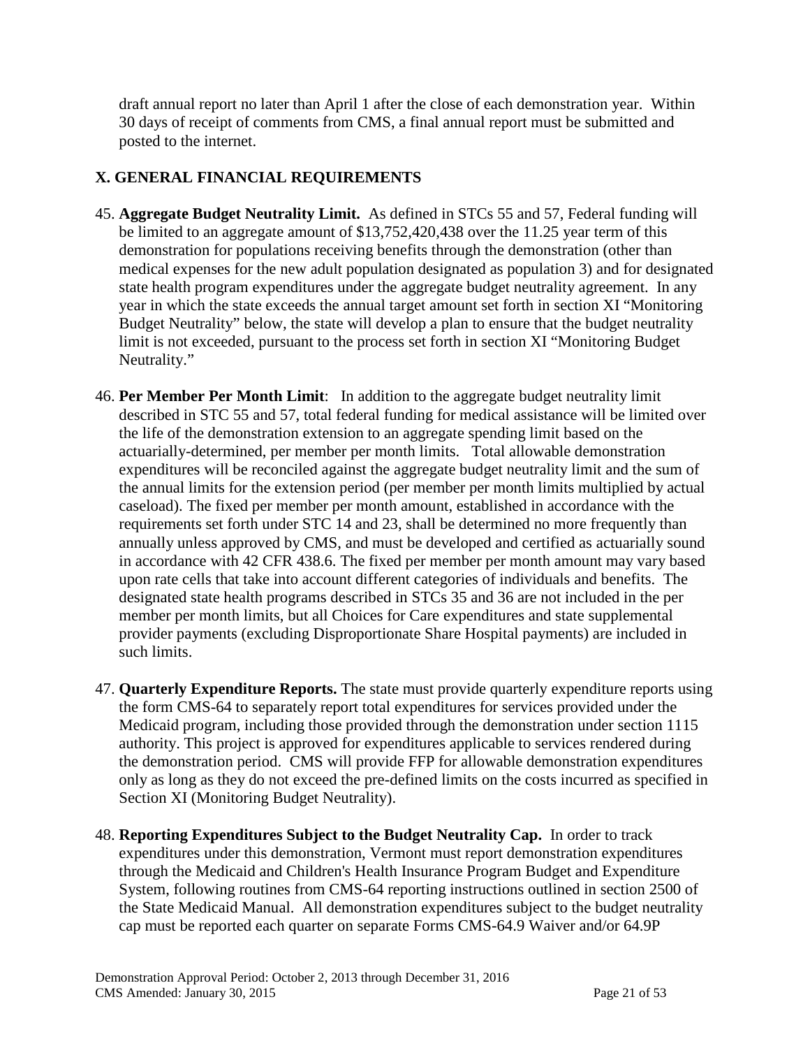draft annual report no later than April 1 after the close of each demonstration year. Within 30 days of receipt of comments from CMS, a final annual report must be submitted and posted to the internet.

## X. GENERAL FINANCIAL REQUIREMENTS

45. **Aggregate Budget Neutrality Limit.** As defined in STCs 55 and 57, Federal funding will be limited to an aggregate amount of $13,752,420,438 over the 11.25 year term of this demonstration for populations receiving benefits through the demonstration (other than medical expenses for the new adult population designated as population 3) and for designated state health program expenditures under the aggregate budget neutrality agreement. In any year in which the state exceeds the annual target amount set forth in section XI "Monitoring Budget Neutrality" below, the state will develop a plan to ensure that the budget neutrality limit is not exceeded, pursuant to the process set forth in section XI "Monitoring Budget Neutrality."

46. **Per Member Per Month Limit**: In addition to the aggregate budget neutrality limit described in STC 55 and 57, total federal funding for medical assistance will be limited over the life of the demonstration extension to an aggregate spending limit based on the actuarially-determined, per member per month limits. Total allowable demonstration expenditures will be reconciled against the aggregate budget neutrality limit and the sum of the annual limits for the extension period (per member per month limits multiplied by actual caseload). The fixed per member per month amount, established in accordance with the requirements set forth under STC 14 and 23, shall be determined no more frequently than annually unless approved by CMS, and must be developed and certified as actuarially sound in accordance with 42 CFR 438.6. The fixed per member per month amount may vary based upon rate cells that take into account different categories of individuals and benefits. The designated state health programs described in STCs 35 and 36 are not included in the per member per month limits, but all Choices for Care expenditures and state supplemental provider payments (excluding Disproportionate Share Hospital payments) are included in such limits.

47. **Quarterly Expenditure Reports.** The state must provide quarterly expenditure reports using the form CMS-64 to separately report total expenditures for services provided under the Medicaid program, including those provided through the demonstration under section 1115 authority. This project is approved for expenditures applicable to services rendered during the demonstration period. CMS will provide FFP for allowable demonstration expenditures only as long as they do not exceed the pre-defined limits on the costs incurred as specified in Section XI (Monitoring Budget Neutrality).

48. **Reporting Expenditures Subject to the Budget Neutrality Cap.** In order to track expenditures under this demonstration, Vermont must report demonstration expenditures through the Medicaid and Children's Health Insurance Program Budget and Expenditure System, following routines from CMS-64 reporting instructions outlined in section 2500 of the State Medicaid Manual. All demonstration expenditures subject to the budget neutrality cap must be reported each quarter on separate Forms CMS-64.9 Waiver and/or 64.9P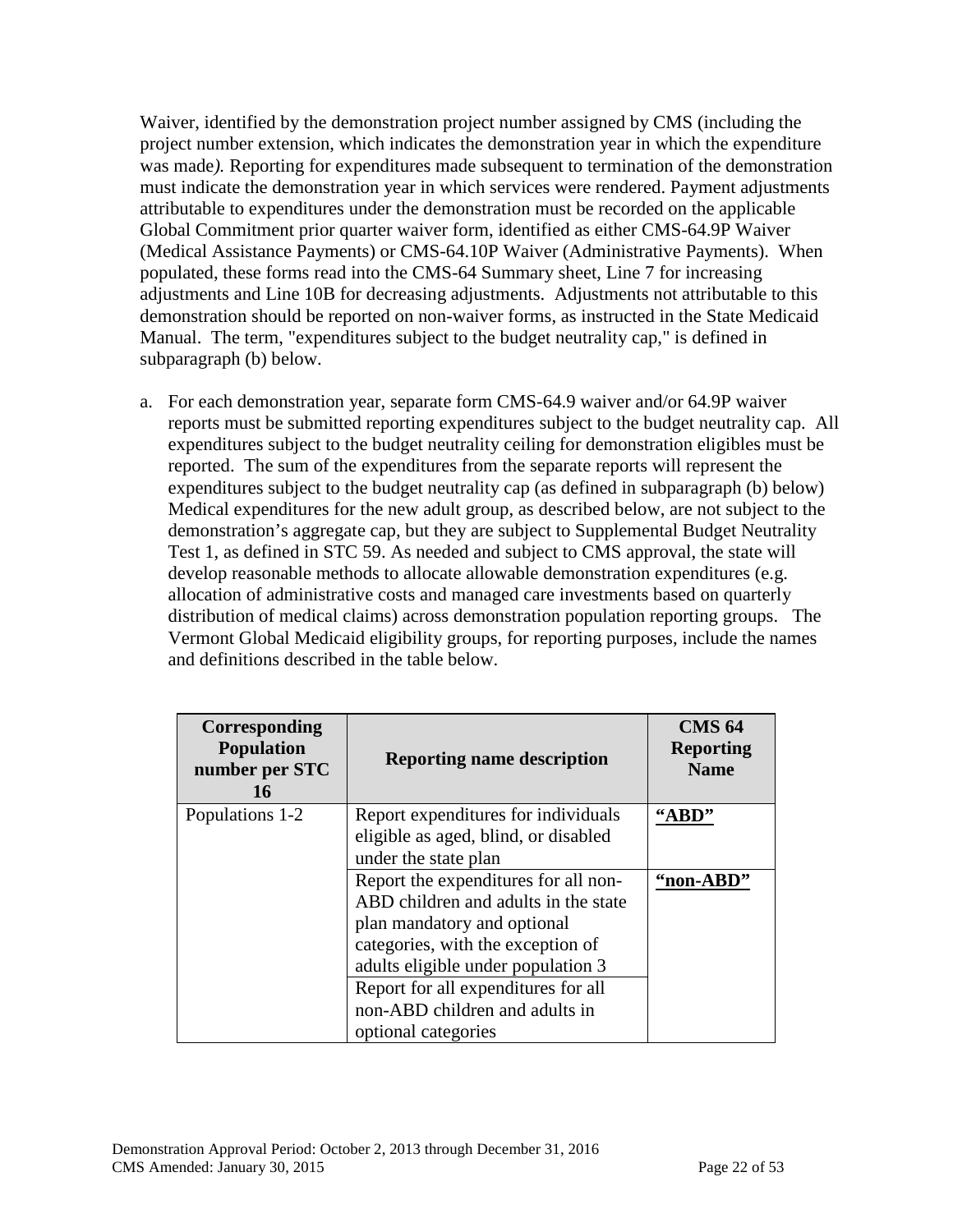Waiver, identified by the demonstration project number assigned by CMS (including the project number extension, which indicates the demonstration year in which the expenditure was made*).* Reporting for expenditures made subsequent to termination of the demonstration must indicate the demonstration year in which services were rendered. Payment adjustments attributable to expenditures under the demonstration must be recorded on the applicable Global Commitment prior quarter waiver form, identified as either CMS-64.9P Waiver (Medical Assistance Payments) or CMS-64.10P Waiver (Administrative Payments). When populated, these forms read into the CMS-64 Summary sheet, Line 7 for increasing adjustments and Line 10B for decreasing adjustments. Adjustments not attributable to this demonstration should be reported on non-waiver forms, as instructed in the State Medicaid Manual. The term, "expenditures subject to the budget neutrality cap," is defined in subparagraph (b) below.

a. For each demonstration year, separate form CMS-64.9 waiver and/or 64.9P waiver reports must be submitted reporting expenditures subject to the budget neutrality cap. All expenditures subject to the budget neutrality ceiling for demonstration eligibles must be reported. The sum of the expenditures from the separate reports will represent the expenditures subject to the budget neutrality cap (as defined in subparagraph (b) below) Medical expenditures for the new adult group, as described below, are not subject to the demonstration's aggregate cap, but they are subject to Supplemental Budget Neutrality Test 1, as defined in STC 59. As needed and subject to CMS approval, the state will develop reasonable methods to allocate allowable demonstration expenditures (e.g. allocation of administrative costs and managed care investments based on quarterly distribution of medical claims) across demonstration population reporting groups. The Vermont Global Medicaid eligibility groups, for reporting purposes, include the names and definitions described in the table below.

| Corresponding Population number per STC 16 | Reporting name description | CMS 64 Reporting Name |
|---|---|---|
| Populations 1-2 | Report expenditures for individuals eligible as aged, blind, or disabled under the state plan | **"ABD"** |
| | Report the expenditures for all non-ABD children and adults in the state plan mandatory and optional categories, with the exception of adults eligible under population 3 | **"non-ABD"** |
| | Report for all expenditures for all non-ABD children and adults in optional categories | |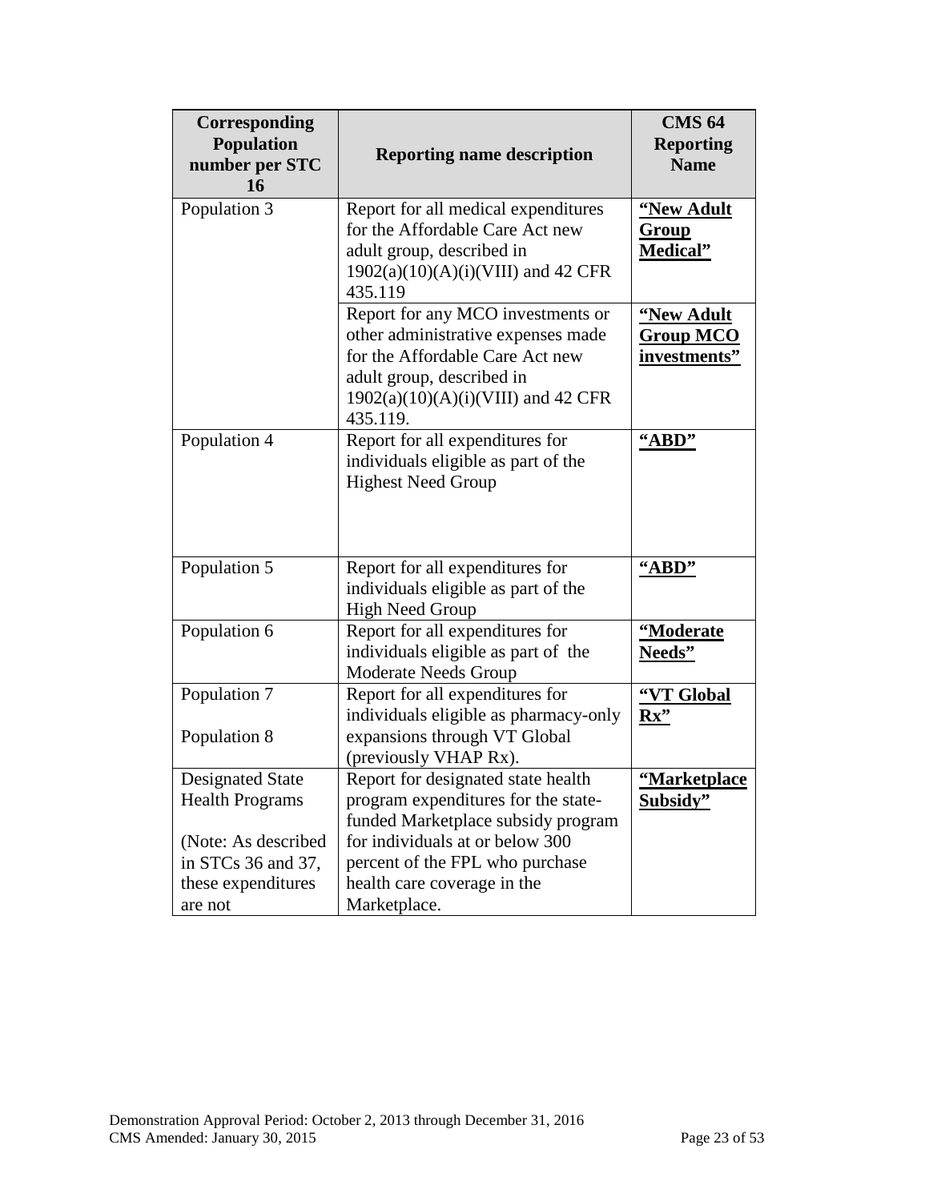| Corresponding Population number per STC 16 | Reporting name description | CMS 64 Reporting Name |
|---|---|---|
| Population 3 | Report for all medical expenditures for the Affordable Care Act new adult group, described in 1902(a)(10)(A)(i)(VIII) and 42 CFR 435.119 | **"New Adult Group Medical"** |
| | Report for any MCO investments or other administrative expenses made for the Affordable Care Act new adult group, described in 1902(a)(10)(A)(i)(VIII) and 42 CFR 435.119. | **"New Adult Group MCO investments"** |
| Population 4 | Report for all expenditures for individuals eligible as part of the Highest Need Group | **"ABD"** |
| Population 5 | Report for all expenditures for individuals eligible as part of the High Need Group | **"ABD"** |
| Population 6 | Report for all expenditures for individuals eligible as part of the Moderate Needs Group | **"Moderate Needs"** |
| Population 7<br><br>Population 8 | Report for all expenditures for individuals eligible as pharmacy-only expansions through VT Global (previously VHAP Rx). | **"VT Global Rx"** |
| Designated State Health Programs<br><br>(Note: As described in STCs 36 and 37, these expenditures are not | Report for designated state health program expenditures for the state-funded Marketplace subsidy program for individuals at or below 300 percent of the FPL who purchase health care coverage in the Marketplace. | **"Marketplace Subsidy"** |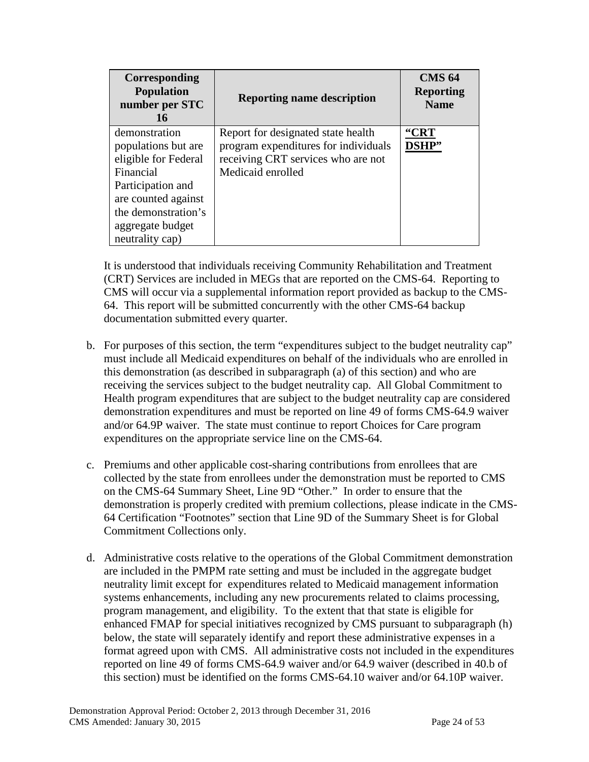| Corresponding Population number per STC 16 | Reporting name description | CMS 64 Reporting Name |
| --- | --- | --- |
| demonstration populations but are eligible for Federal Financial Participation and are counted against the demonstration's aggregate budget neutrality cap) | Report for designated state health program expenditures for individuals receiving CRT services who are not Medicaid enrolled | **"CRT DSHP"** |

It is understood that individuals receiving Community Rehabilitation and Treatment (CRT) Services are included in MEGs that are reported on the CMS-64. Reporting to CMS will occur via a supplemental information report provided as backup to the CMS-64. This report will be submitted concurrently with the other CMS-64 backup documentation submitted every quarter.

b. For purposes of this section, the term "expenditures subject to the budget neutrality cap" must include all Medicaid expenditures on behalf of the individuals who are enrolled in this demonstration (as described in subparagraph (a) of this section) and who are receiving the services subject to the budget neutrality cap. All Global Commitment to Health program expenditures that are subject to the budget neutrality cap are considered demonstration expenditures and must be reported on line 49 of forms CMS-64.9 waiver and/or 64.9P waiver. The state must continue to report Choices for Care program expenditures on the appropriate service line on the CMS-64.

c. Premiums and other applicable cost-sharing contributions from enrollees that are collected by the state from enrollees under the demonstration must be reported to CMS on the CMS-64 Summary Sheet, Line 9D "Other." In order to ensure that the demonstration is properly credited with premium collections, please indicate in the CMS-64 Certification "Footnotes" section that Line 9D of the Summary Sheet is for Global Commitment Collections only.

d. Administrative costs relative to the operations of the Global Commitment demonstration are included in the PMPM rate setting and must be included in the aggregate budget neutrality limit except for expenditures related to Medicaid management information systems enhancements, including any new procurements related to claims processing, program management, and eligibility. To the extent that that state is eligible for enhanced FMAP for special initiatives recognized by CMS pursuant to subparagraph (h) below, the state will separately identify and report these administrative expenses in a format agreed upon with CMS. All administrative costs not included in the expenditures reported on line 49 of forms CMS-64.9 waiver and/or 64.9 waiver (described in 40.b of this section) must be identified on the forms CMS-64.10 waiver and/or 64.10P waiver.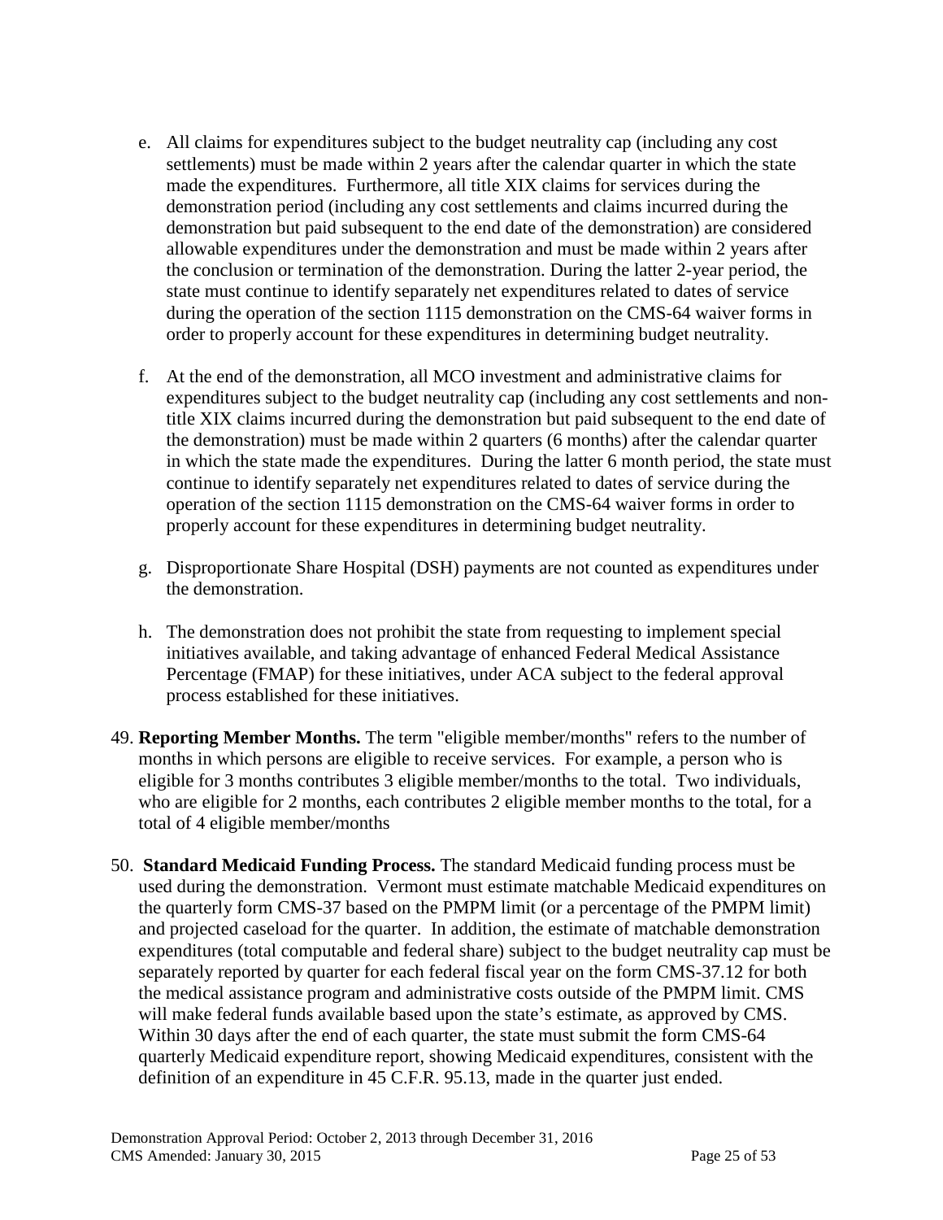e. All claims for expenditures subject to the budget neutrality cap (including any cost settlements) must be made within 2 years after the calendar quarter in which the state made the expenditures. Furthermore, all title XIX claims for services during the demonstration period (including any cost settlements and claims incurred during the demonstration but paid subsequent to the end date of the demonstration) are considered allowable expenditures under the demonstration and must be made within 2 years after the conclusion or termination of the demonstration. During the latter 2-year period, the state must continue to identify separately net expenditures related to dates of service during the operation of the section 1115 demonstration on the CMS-64 waiver forms in order to properly account for these expenditures in determining budget neutrality.

f. At the end of the demonstration, all MCO investment and administrative claims for expenditures subject to the budget neutrality cap (including any cost settlements and non-title XIX claims incurred during the demonstration but paid subsequent to the end date of the demonstration) must be made within 2 quarters (6 months) after the calendar quarter in which the state made the expenditures. During the latter 6 month period, the state must continue to identify separately net expenditures related to dates of service during the operation of the section 1115 demonstration on the CMS-64 waiver forms in order to properly account for these expenditures in determining budget neutrality.

g. Disproportionate Share Hospital (DSH) payments are not counted as expenditures under the demonstration.

h. The demonstration does not prohibit the state from requesting to implement special initiatives available, and taking advantage of enhanced Federal Medical Assistance Percentage (FMAP) for these initiatives, under ACA subject to the federal approval process established for these initiatives.

49. **Reporting Member Months.** The term "eligible member/months" refers to the number of months in which persons are eligible to receive services. For example, a person who is eligible for 3 months contributes 3 eligible member/months to the total. Two individuals, who are eligible for 2 months, each contributes 2 eligible member months to the total, for a total of 4 eligible member/months

50. **Standard Medicaid Funding Process.** The standard Medicaid funding process must be used during the demonstration. Vermont must estimate matchable Medicaid expenditures on the quarterly form CMS-37 based on the PMPM limit (or a percentage of the PMPM limit) and projected caseload for the quarter. In addition, the estimate of matchable demonstration expenditures (total computable and federal share) subject to the budget neutrality cap must be separately reported by quarter for each federal fiscal year on the form CMS-37.12 for both the medical assistance program and administrative costs outside of the PMPM limit. CMS will make federal funds available based upon the state's estimate, as approved by CMS. Within 30 days after the end of each quarter, the state must submit the form CMS-64 quarterly Medicaid expenditure report, showing Medicaid expenditures, consistent with the definition of an expenditure in 45 C.F.R. 95.13, made in the quarter just ended.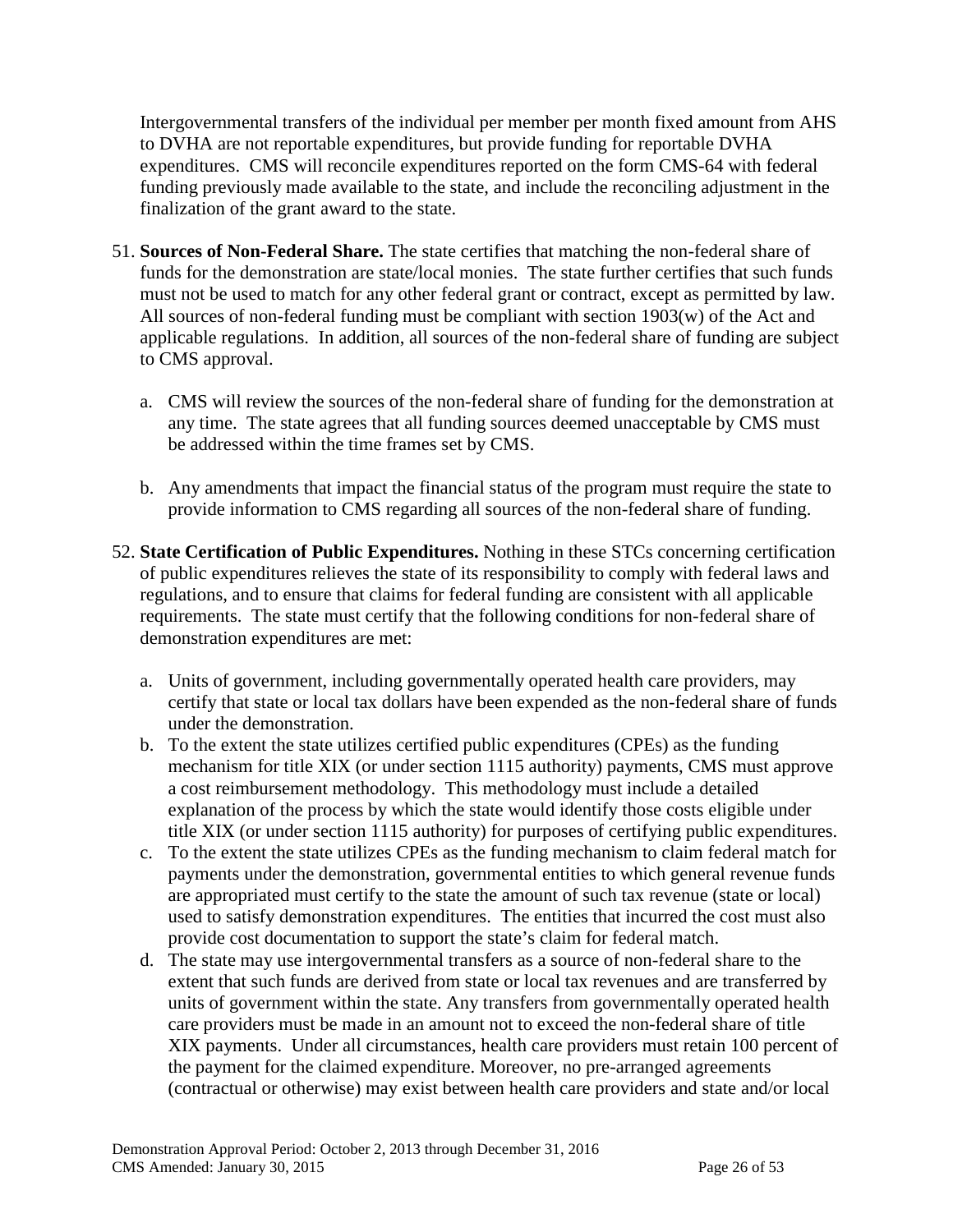Intergovernmental transfers of the individual per member per month fixed amount from AHS to DVHA are not reportable expenditures, but provide funding for reportable DVHA expenditures. CMS will reconcile expenditures reported on the form CMS-64 with federal funding previously made available to the state, and include the reconciling adjustment in the finalization of the grant award to the state.

51. **Sources of Non-Federal Share.** The state certifies that matching the non-federal share of funds for the demonstration are state/local monies. The state further certifies that such funds must not be used to match for any other federal grant or contract, except as permitted by law. All sources of non-federal funding must be compliant with section 1903(w) of the Act and applicable regulations. In addition, all sources of the non-federal share of funding are subject to CMS approval.

    a. CMS will review the sources of the non-federal share of funding for the demonstration at any time. The state agrees that all funding sources deemed unacceptable by CMS must be addressed within the time frames set by CMS.

    b. Any amendments that impact the financial status of the program must require the state to provide information to CMS regarding all sources of the non-federal share of funding.

52. **State Certification of Public Expenditures.** Nothing in these STCs concerning certification of public expenditures relieves the state of its responsibility to comply with federal laws and regulations, and to ensure that claims for federal funding are consistent with all applicable requirements. The state must certify that the following conditions for non-federal share of demonstration expenditures are met:

    a. Units of government, including governmentally operated health care providers, may certify that state or local tax dollars have been expended as the non-federal share of funds under the demonstration.
    b. To the extent the state utilizes certified public expenditures (CPEs) as the funding mechanism for title XIX (or under section 1115 authority) payments, CMS must approve a cost reimbursement methodology. This methodology must include a detailed explanation of the process by which the state would identify those costs eligible under title XIX (or under section 1115 authority) for purposes of certifying public expenditures.
    c. To the extent the state utilizes CPEs as the funding mechanism to claim federal match for payments under the demonstration, governmental entities to which general revenue funds are appropriated must certify to the state the amount of such tax revenue (state or local) used to satisfy demonstration expenditures. The entities that incurred the cost must also provide cost documentation to support the state's claim for federal match.
    d. The state may use intergovernmental transfers as a source of non-federal share to the extent that such funds are derived from state or local tax revenues and are transferred by units of government within the state. Any transfers from governmentally operated health care providers must be made in an amount not to exceed the non-federal share of title XIX payments. Under all circumstances, health care providers must retain 100 percent of the payment for the claimed expenditure. Moreover, no pre-arranged agreements (contractual or otherwise) may exist between health care providers and state and/or local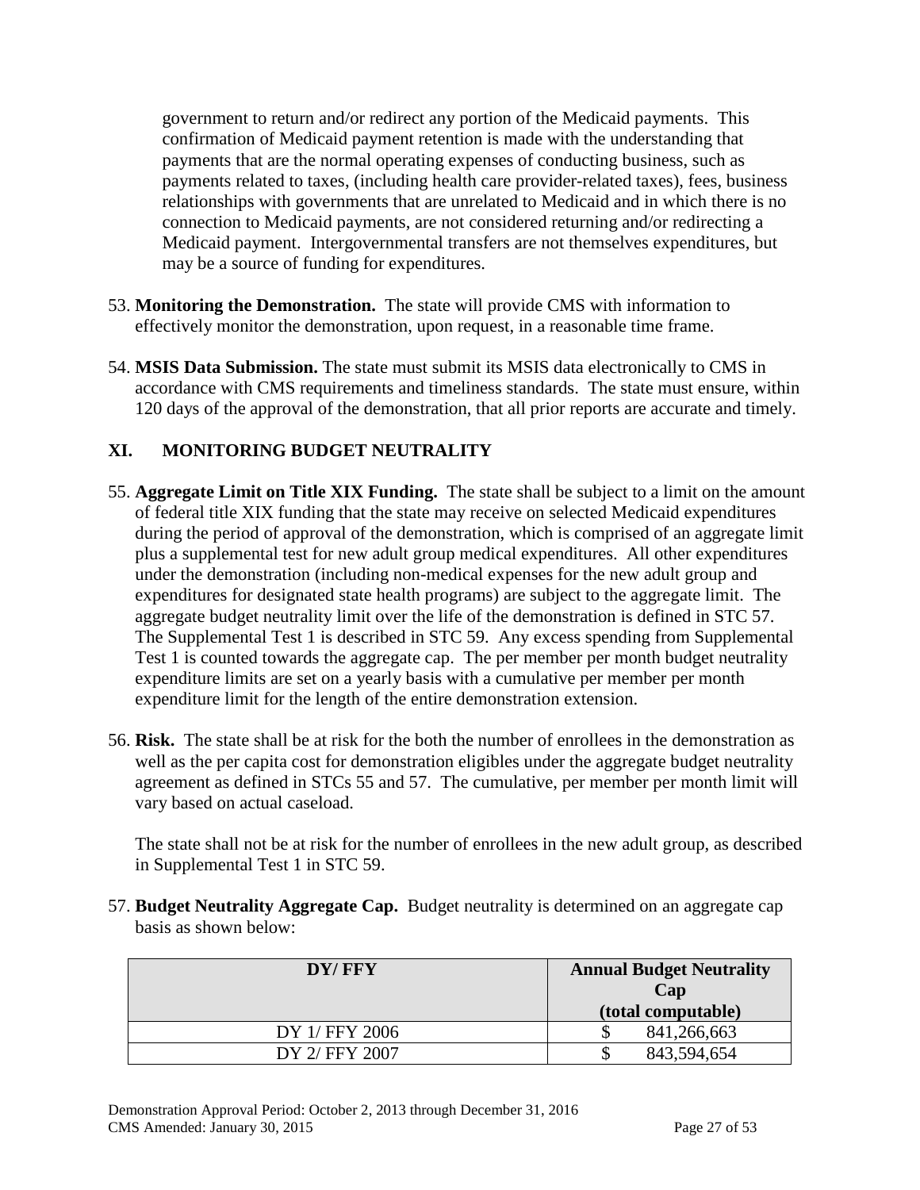government to return and/or redirect any portion of the Medicaid payments. This confirmation of Medicaid payment retention is made with the understanding that payments that are the normal operating expenses of conducting business, such as payments related to taxes, (including health care provider-related taxes), fees, business relationships with governments that are unrelated to Medicaid and in which there is no connection to Medicaid payments, are not considered returning and/or redirecting a Medicaid payment. Intergovernmental transfers are not themselves expenditures, but may be a source of funding for expenditures.

53. **Monitoring the Demonstration.** The state will provide CMS with information to effectively monitor the demonstration, upon request, in a reasonable time frame.

54. **MSIS Data Submission.** The state must submit its MSIS data electronically to CMS in accordance with CMS requirements and timeliness standards. The state must ensure, within 120 days of the approval of the demonstration, that all prior reports are accurate and timely.

## XI. MONITORING BUDGET NEUTRALITY

55. **Aggregate Limit on Title XIX Funding.** The state shall be subject to a limit on the amount of federal title XIX funding that the state may receive on selected Medicaid expenditures during the period of approval of the demonstration, which is comprised of an aggregate limit plus a supplemental test for new adult group medical expenditures. All other expenditures under the demonstration (including non-medical expenses for the new adult group and expenditures for designated state health programs) are subject to the aggregate limit. The aggregate budget neutrality limit over the life of the demonstration is defined in STC 57. The Supplemental Test 1 is described in STC 59. Any excess spending from Supplemental Test 1 is counted towards the aggregate cap. The per member per month budget neutrality expenditure limits are set on a yearly basis with a cumulative per member per month expenditure limit for the length of the entire demonstration extension.

56. **Risk.** The state shall be at risk for the both the number of enrollees in the demonstration as well as the per capita cost for demonstration eligibles under the aggregate budget neutrality agreement as defined in STCs 55 and 57. The cumulative, per member per month limit will vary based on actual caseload.

    The state shall not be at risk for the number of enrollees in the new adult group, as described in Supplemental Test 1 in STC 59.

57. **Budget Neutrality Aggregate Cap.** Budget neutrality is determined on an aggregate cap basis as shown below:

| DY/ FFY | Annual Budget Neutrality Cap (total computable) |
|---|---|
| DY 1/ FFY 2006 | $ 841,266,663 |
| DY 2/ FFY 2007 | $ 843,594,654 |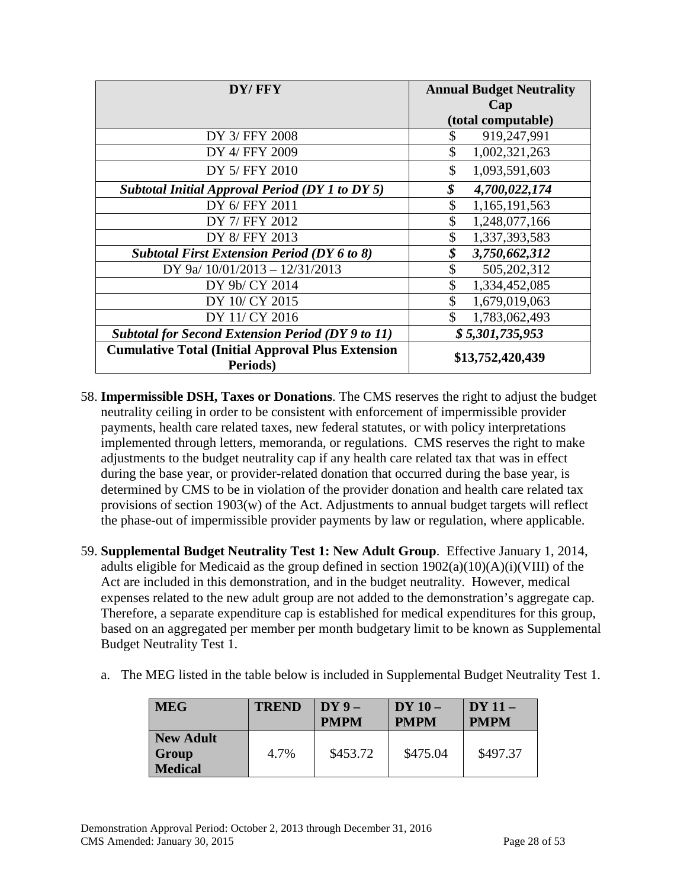| DY/ FFY | Annual Budget Neutrality Cap (total computable) |
| --- | --- |
| DY 3/ FFY 2008 | $ 919,247,991 |
| DY 4/ FFY 2009 | $ 1,002,321,263 |
| DY 5/ FFY 2010 | $ 1,093,591,603 |
| ***Subtotal Initial Approval Period (DY 1 to DY 5)*** | ***$ 4,700,022,174*** |
| DY 6/ FFY 2011 | $ 1,165,191,563 |
| DY 7/ FFY 2012 | $ 1,248,077,166 |
| DY 8/ FFY 2013 | $ 1,337,393,583 |
| ***Subtotal First Extension Period (DY 6 to 8)*** | ***$ 3,750,662,312*** |
| DY 9a/ 10/01/2013 – 12/31/2013 | $ 505,202,312 |
| DY 9b/ CY 2014 | $ 1,334,452,085 |
| DY 10/ CY 2015 | $ 1,679,019,063 |
| DY 11/ CY 2016 | $ 1,783,062,493 |
| ***Subtotal for Second Extension Period (DY 9 to 11)*** | ***$ 5,301,735,953*** |
| **Cumulative Total (Initial Approval Plus Extension Periods)** | **$13,752,420,439** |

58. **Impermissible DSH, Taxes or Donations**. The CMS reserves the right to adjust the budget neutrality ceiling in order to be consistent with enforcement of impermissible provider payments, health care related taxes, new federal statutes, or with policy interpretations implemented through letters, memoranda, or regulations. CMS reserves the right to make adjustments to the budget neutrality cap if any health care related tax that was in effect during the base year, or provider-related donation that occurred during the base year, is determined by CMS to be in violation of the provider donation and health care related tax provisions of section 1903(w) of the Act. Adjustments to annual budget targets will reflect the phase-out of impermissible provider payments by law or regulation, where applicable.

59. **Supplemental Budget Neutrality Test 1: New Adult Group**. Effective January 1, 2014, adults eligible for Medicaid as the group defined in section 1902(a)(10)(A)(i)(VIII) of the Act are included in this demonstration, and in the budget neutrality. However, medical expenses related to the new adult group are not added to the demonstration's aggregate cap. Therefore, a separate expenditure cap is established for medical expenditures for this group, based on an aggregated per member per month budgetary limit to be known as Supplemental Budget Neutrality Test 1.

    a. The MEG listed in the table below is included in Supplemental Budget Neutrality Test 1.

| MEG | TREND | DY 9 – PMPM | DY 10 – PMPM | DY 11 – PMPM |
| --- | --- | --- | --- | --- |
| **New Adult Group Medical** | 4.7% | $453.72 | $475.04 | $497.37 |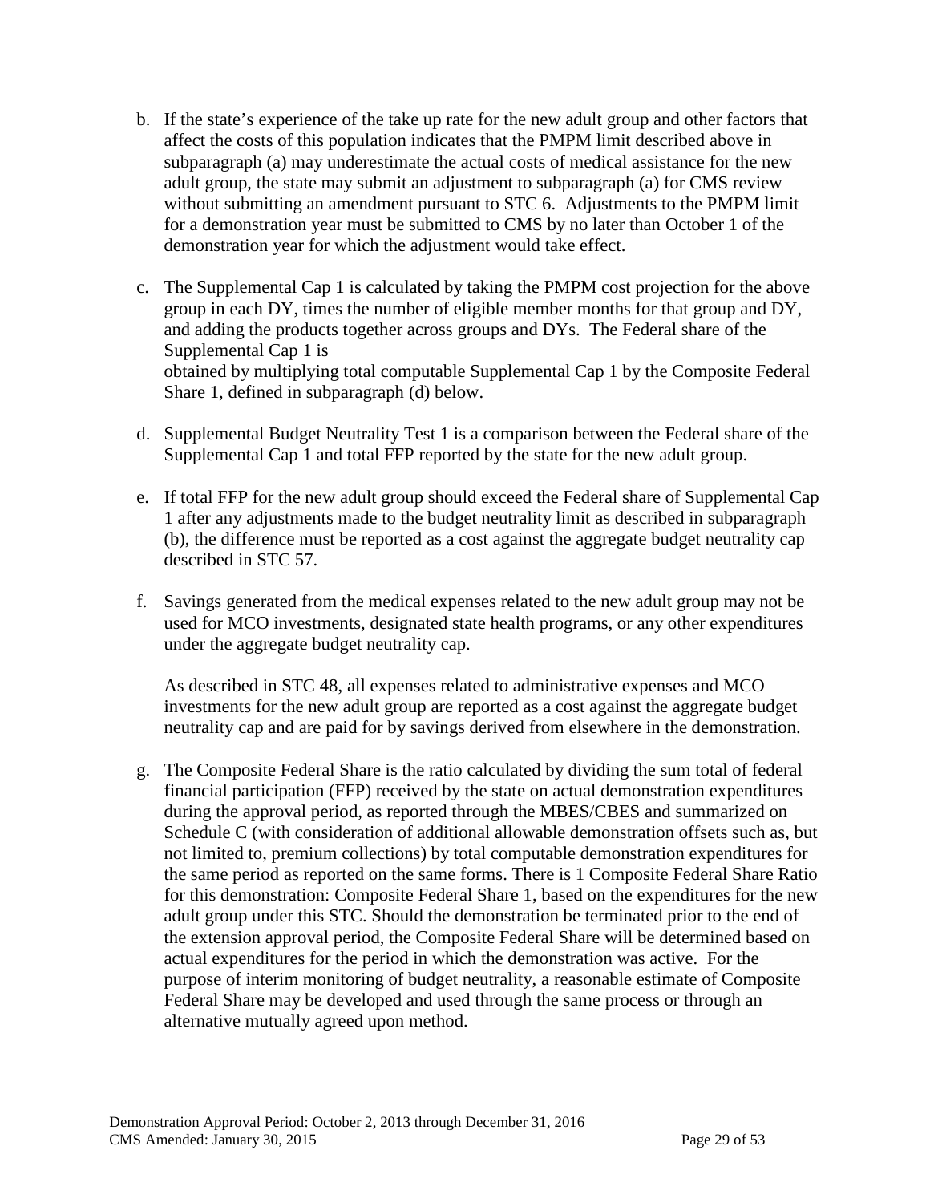b. If the state's experience of the take up rate for the new adult group and other factors that affect the costs of this population indicates that the PMPM limit described above in subparagraph (a) may underestimate the actual costs of medical assistance for the new adult group, the state may submit an adjustment to subparagraph (a) for CMS review without submitting an amendment pursuant to STC 6. Adjustments to the PMPM limit for a demonstration year must be submitted to CMS by no later than October 1 of the demonstration year for which the adjustment would take effect.

c. The Supplemental Cap 1 is calculated by taking the PMPM cost projection for the above group in each DY, times the number of eligible member months for that group and DY, and adding the products together across groups and DYs. The Federal share of the Supplemental Cap 1 is
obtained by multiplying total computable Supplemental Cap 1 by the Composite Federal Share 1, defined in subparagraph (d) below.

d. Supplemental Budget Neutrality Test 1 is a comparison between the Federal share of the Supplemental Cap 1 and total FFP reported by the state for the new adult group.

e. If total FFP for the new adult group should exceed the Federal share of Supplemental Cap 1 after any adjustments made to the budget neutrality limit as described in subparagraph (b), the difference must be reported as a cost against the aggregate budget neutrality cap described in STC 57.

f. Savings generated from the medical expenses related to the new adult group may not be used for MCO investments, designated state health programs, or any other expenditures under the aggregate budget neutrality cap.

   As described in STC 48, all expenses related to administrative expenses and MCO investments for the new adult group are reported as a cost against the aggregate budget neutrality cap and are paid for by savings derived from elsewhere in the demonstration.

g. The Composite Federal Share is the ratio calculated by dividing the sum total of federal financial participation (FFP) received by the state on actual demonstration expenditures during the approval period, as reported through the MBES/CBES and summarized on Schedule C (with consideration of additional allowable demonstration offsets such as, but not limited to, premium collections) by total computable demonstration expenditures for the same period as reported on the same forms. There is 1 Composite Federal Share Ratio for this demonstration: Composite Federal Share 1, based on the expenditures for the new adult group under this STC. Should the demonstration be terminated prior to the end of the extension approval period, the Composite Federal Share will be determined based on actual expenditures for the period in which the demonstration was active. For the purpose of interim monitoring of budget neutrality, a reasonable estimate of Composite Federal Share may be developed and used through the same process or through an alternative mutually agreed upon method.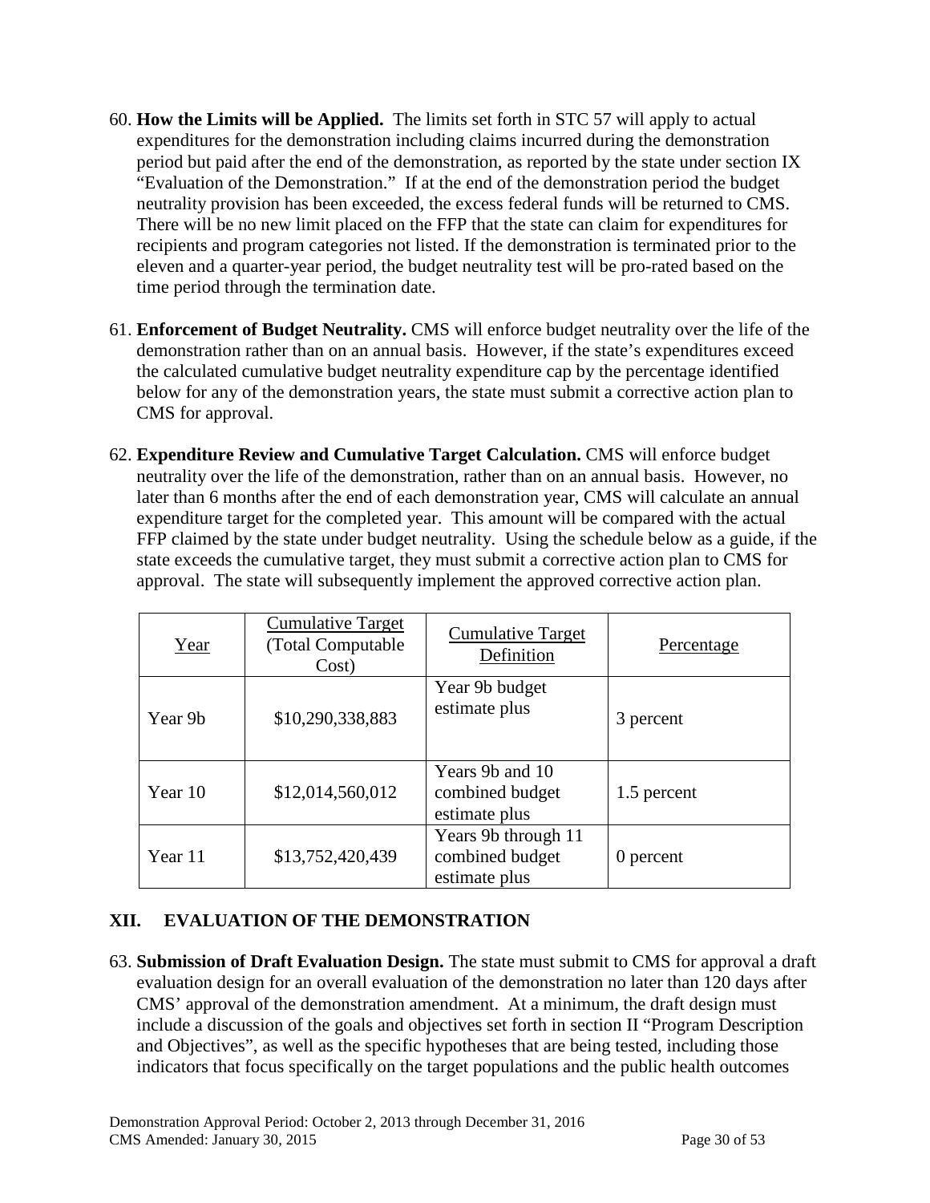60. **How the Limits will be Applied.** The limits set forth in STC 57 will apply to actual expenditures for the demonstration including claims incurred during the demonstration period but paid after the end of the demonstration, as reported by the state under section IX "Evaluation of the Demonstration." If at the end of the demonstration period the budget neutrality provision has been exceeded, the excess federal funds will be returned to CMS. There will be no new limit placed on the FFP that the state can claim for expenditures for recipients and program categories not listed. If the demonstration is terminated prior to the eleven and a quarter-year period, the budget neutrality test will be pro-rated based on the time period through the termination date.

61. **Enforcement of Budget Neutrality.** CMS will enforce budget neutrality over the life of the demonstration rather than on an annual basis. However, if the state's expenditures exceed the calculated cumulative budget neutrality expenditure cap by the percentage identified below for any of the demonstration years, the state must submit a corrective action plan to CMS for approval.

62. **Expenditure Review and Cumulative Target Calculation.** CMS will enforce budget neutrality over the life of the demonstration, rather than on an annual basis. However, no later than 6 months after the end of each demonstration year, CMS will calculate an annual expenditure target for the completed year. This amount will be compared with the actual FFP claimed by the state under budget neutrality. Using the schedule below as a guide, if the state exceeds the cumulative target, they must submit a corrective action plan to CMS for approval. The state will subsequently implement the approved corrective action plan.

| Year | Cumulative Target (Total Computable Cost) | Cumulative Target Definition | Percentage |
|---|---|---|---|
| Year 9b | $10,290,338,883 | Year 9b budget estimate plus | 3 percent |
| Year 10 | $12,014,560,012 | Years 9b and 10 combined budget estimate plus | 1.5 percent |
| Year 11 | $13,752,420,439 | Years 9b through 11 combined budget estimate plus | 0 percent |

## XII. EVALUATION OF THE DEMONSTRATION

63. **Submission of Draft Evaluation Design.** The state must submit to CMS for approval a draft evaluation design for an overall evaluation of the demonstration no later than 120 days after CMS' approval of the demonstration amendment. At a minimum, the draft design must include a discussion of the goals and objectives set forth in section II "Program Description and Objectives", as well as the specific hypotheses that are being tested, including those indicators that focus specifically on the target populations and the public health outcomes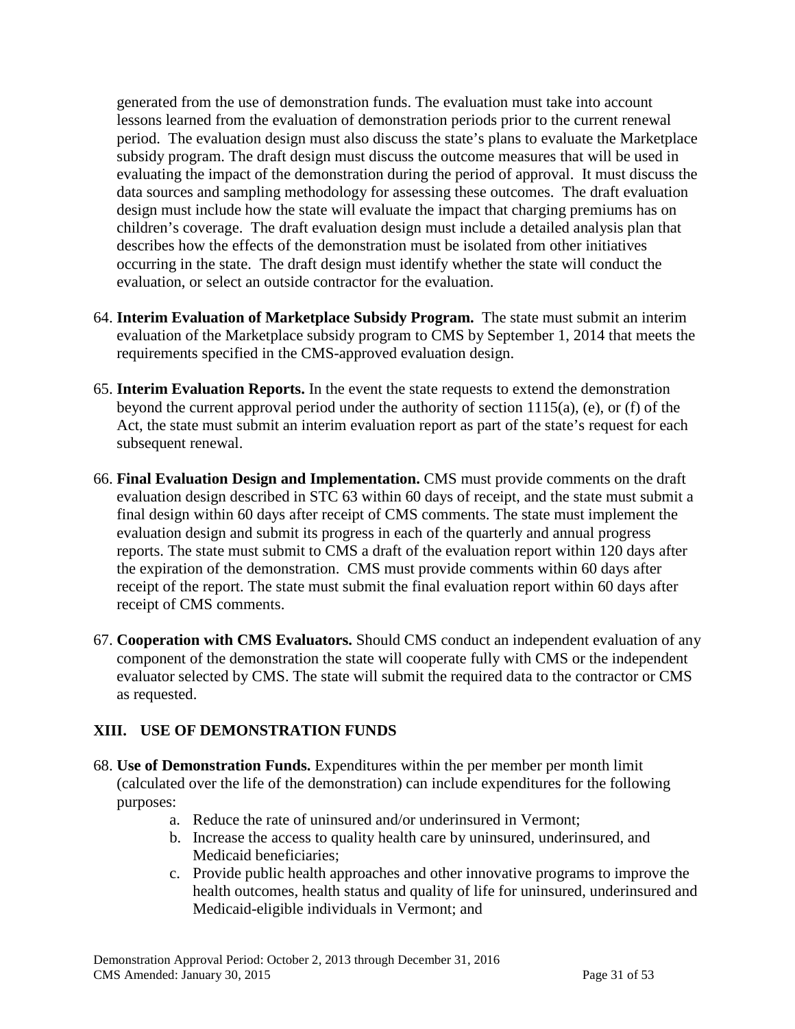generated from the use of demonstration funds. The evaluation must take into account lessons learned from the evaluation of demonstration periods prior to the current renewal period. The evaluation design must also discuss the state's plans to evaluate the Marketplace subsidy program. The draft design must discuss the outcome measures that will be used in evaluating the impact of the demonstration during the period of approval. It must discuss the data sources and sampling methodology for assessing these outcomes. The draft evaluation design must include how the state will evaluate the impact that charging premiums has on children's coverage. The draft evaluation design must include a detailed analysis plan that describes how the effects of the demonstration must be isolated from other initiatives occurring in the state. The draft design must identify whether the state will conduct the evaluation, or select an outside contractor for the evaluation.

64. **Interim Evaluation of Marketplace Subsidy Program.** The state must submit an interim evaluation of the Marketplace subsidy program to CMS by September 1, 2014 that meets the requirements specified in the CMS-approved evaluation design.

65. **Interim Evaluation Reports.** In the event the state requests to extend the demonstration beyond the current approval period under the authority of section 1115(a), (e), or (f) of the Act, the state must submit an interim evaluation report as part of the state's request for each subsequent renewal.

66. **Final Evaluation Design and Implementation.** CMS must provide comments on the draft evaluation design described in STC 63 within 60 days of receipt, and the state must submit a final design within 60 days after receipt of CMS comments. The state must implement the evaluation design and submit its progress in each of the quarterly and annual progress reports. The state must submit to CMS a draft of the evaluation report within 120 days after the expiration of the demonstration. CMS must provide comments within 60 days after receipt of the report. The state must submit the final evaluation report within 60 days after receipt of CMS comments.

67. **Cooperation with CMS Evaluators.** Should CMS conduct an independent evaluation of any component of the demonstration the state will cooperate fully with CMS or the independent evaluator selected by CMS. The state will submit the required data to the contractor or CMS as requested.

## XIII. USE OF DEMONSTRATION FUNDS

68. **Use of Demonstration Funds.** Expenditures within the per member per month limit (calculated over the life of the demonstration) can include expenditures for the following purposes:
    a. Reduce the rate of uninsured and/or underinsured in Vermont;
    b. Increase the access to quality health care by uninsured, underinsured, and Medicaid beneficiaries;
    c. Provide public health approaches and other innovative programs to improve the health outcomes, health status and quality of life for uninsured, underinsured and Medicaid-eligible individuals in Vermont; and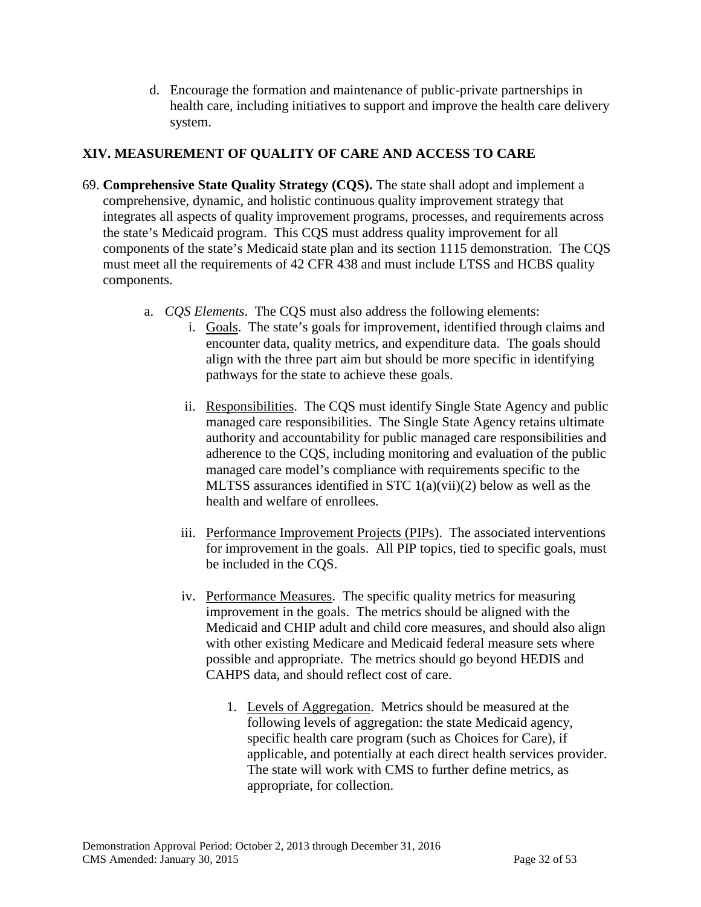d. Encourage the formation and maintenance of public-private partnerships in health care, including initiatives to support and improve the health care delivery system.

## XIV. MEASUREMENT OF QUALITY OF CARE AND ACCESS TO CARE

69. **Comprehensive State Quality Strategy (CQS).** The state shall adopt and implement a comprehensive, dynamic, and holistic continuous quality improvement strategy that integrates all aspects of quality improvement programs, processes, and requirements across the state's Medicaid program. This CQS must address quality improvement for all components of the state's Medicaid state plan and its section 1115 demonstration. The CQS must meet all the requirements of 42 CFR 438 and must include LTSS and HCBS quality components.

   a. *CQS Elements*. The CQS must also address the following elements:

      i. Goals. The state's goals for improvement, identified through claims and encounter data, quality metrics, and expenditure data. The goals should align with the three part aim but should be more specific in identifying pathways for the state to achieve these goals.

      ii. Responsibilities. The CQS must identify Single State Agency and public managed care responsibilities. The Single State Agency retains ultimate authority and accountability for public managed care responsibilities and adherence to the CQS, including monitoring and evaluation of the public managed care model's compliance with requirements specific to the MLTSS assurances identified in STC 1(a)(vii)(2) below as well as the health and welfare of enrollees.

      iii. Performance Improvement Projects (PIPs). The associated interventions for improvement in the goals. All PIP topics, tied to specific goals, must be included in the CQS.

      iv. Performance Measures. The specific quality metrics for measuring improvement in the goals. The metrics should be aligned with the Medicaid and CHIP adult and child core measures, and should also align with other existing Medicare and Medicaid federal measure sets where possible and appropriate. The metrics should go beyond HEDIS and CAHPS data, and should reflect cost of care.

         1. Levels of Aggregation. Metrics should be measured at the following levels of aggregation: the state Medicaid agency, specific health care program (such as Choices for Care), if applicable, and potentially at each direct health services provider. The state will work with CMS to further define metrics, as appropriate, for collection.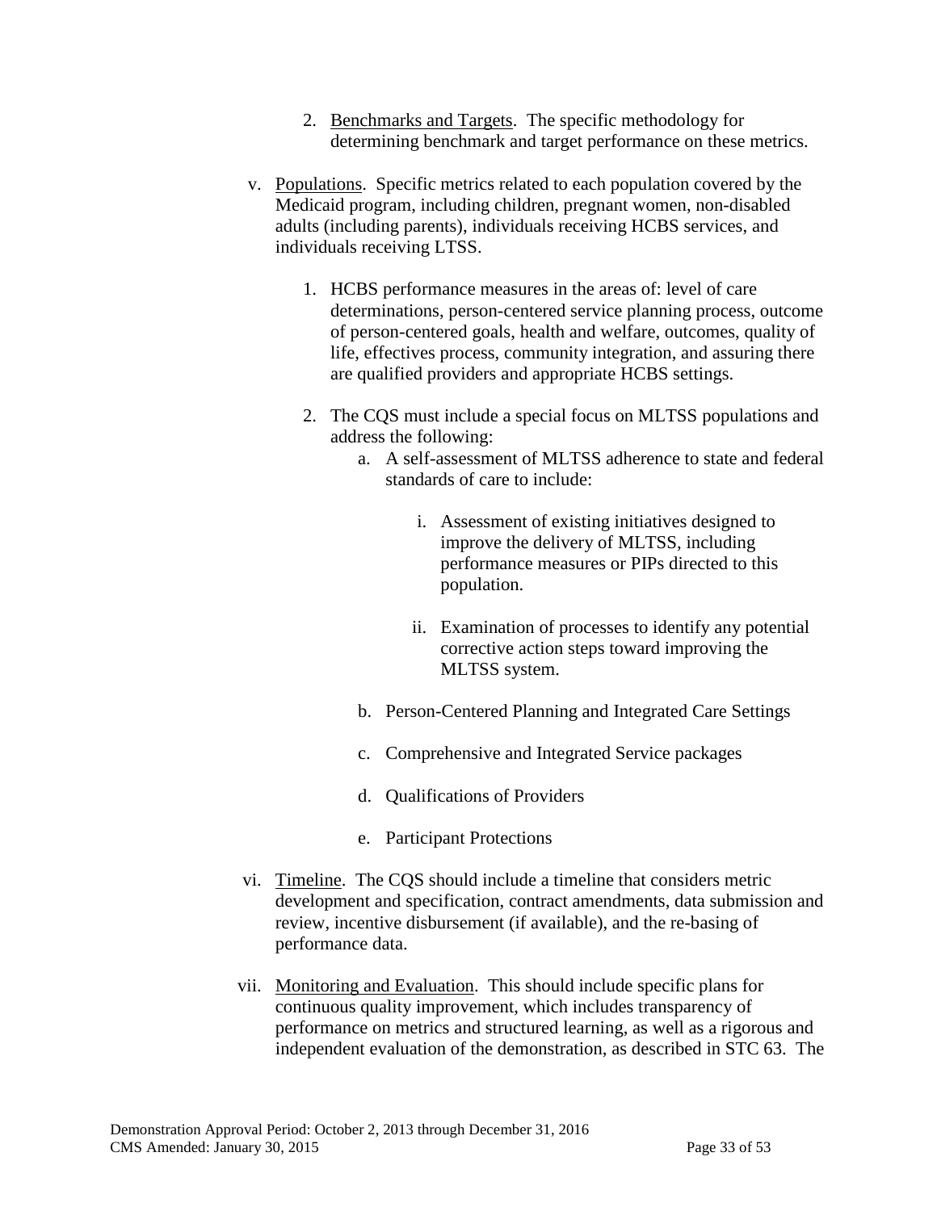2. Benchmarks and Targets. The specific methodology for determining benchmark and target performance on these metrics.

v. Populations. Specific metrics related to each population covered by the Medicaid program, including children, pregnant women, non-disabled adults (including parents), individuals receiving HCBS services, and individuals receiving LTSS.

   1. HCBS performance measures in the areas of: level of care determinations, person-centered service planning process, outcome of person-centered goals, health and welfare, outcomes, quality of life, effectives process, community integration, and assuring there are qualified providers and appropriate HCBS settings.

   2. The CQS must include a special focus on MLTSS populations and address the following:

      a. A self-assessment of MLTSS adherence to state and federal standards of care to include:

         i. Assessment of existing initiatives designed to improve the delivery of MLTSS, including performance measures or PIPs directed to this population.

         ii. Examination of processes to identify any potential corrective action steps toward improving the MLTSS system.

      b. Person-Centered Planning and Integrated Care Settings

      c. Comprehensive and Integrated Service packages

      d. Qualifications of Providers

      e. Participant Protections

vi. Timeline. The CQS should include a timeline that considers metric development and specification, contract amendments, data submission and review, incentive disbursement (if available), and the re-basing of performance data.

vii. Monitoring and Evaluation. This should include specific plans for continuous quality improvement, which includes transparency of performance on metrics and structured learning, as well as a rigorous and independent evaluation of the demonstration, as described in STC 63. The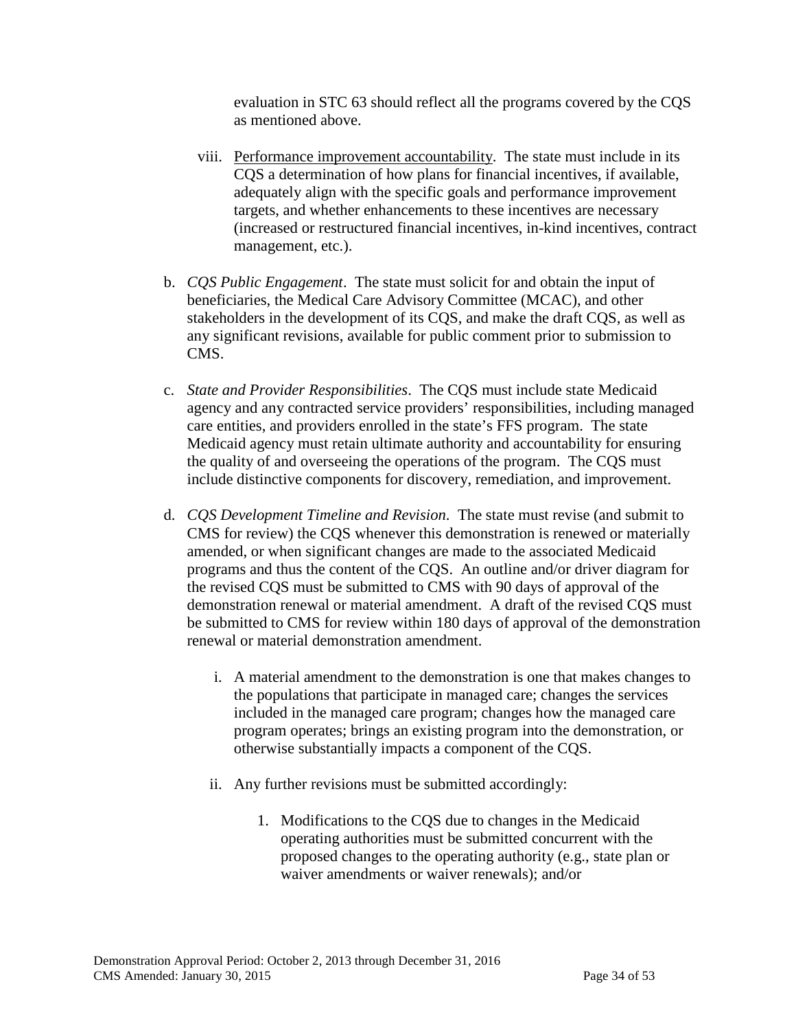evaluation in STC 63 should reflect all the programs covered by the CQS as mentioned above.

viii. Performance improvement accountability. The state must include in its CQS a determination of how plans for financial incentives, if available, adequately align with the specific goals and performance improvement targets, and whether enhancements to these incentives are necessary (increased or restructured financial incentives, in-kind incentives, contract management, etc.).

b. *CQS Public Engagement*. The state must solicit for and obtain the input of beneficiaries, the Medical Care Advisory Committee (MCAC), and other stakeholders in the development of its CQS, and make the draft CQS, as well as any significant revisions, available for public comment prior to submission to CMS.

c. *State and Provider Responsibilities*. The CQS must include state Medicaid agency and any contracted service providers' responsibilities, including managed care entities, and providers enrolled in the state's FFS program. The state Medicaid agency must retain ultimate authority and accountability for ensuring the quality of and overseeing the operations of the program. The CQS must include distinctive components for discovery, remediation, and improvement.

d. *CQS Development Timeline and Revision*. The state must revise (and submit to CMS for review) the CQS whenever this demonstration is renewed or materially amended, or when significant changes are made to the associated Medicaid programs and thus the content of the CQS. An outline and/or driver diagram for the revised CQS must be submitted to CMS with 90 days of approval of the demonstration renewal or material amendment. A draft of the revised CQS must be submitted to CMS for review within 180 days of approval of the demonstration renewal or material demonstration amendment.

i. A material amendment to the demonstration is one that makes changes to the populations that participate in managed care; changes the services included in the managed care program; changes how the managed care program operates; brings an existing program into the demonstration, or otherwise substantially impacts a component of the CQS.

ii. Any further revisions must be submitted accordingly:

1. Modifications to the CQS due to changes in the Medicaid operating authorities must be submitted concurrent with the proposed changes to the operating authority (e.g., state plan or waiver amendments or waiver renewals); and/or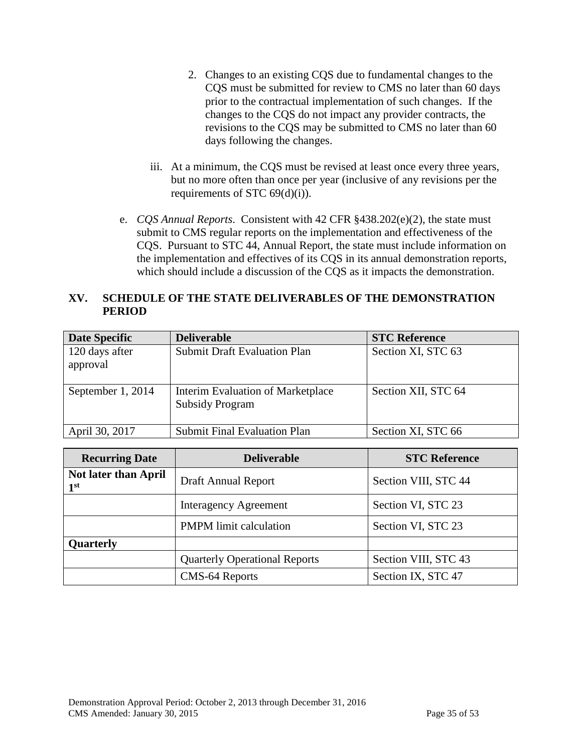2. Changes to an existing CQS due to fundamental changes to the CQS must be submitted for review to CMS no later than 60 days prior to the contractual implementation of such changes. If the changes to the CQS do not impact any provider contracts, the revisions to the CQS may be submitted to CMS no later than 60 days following the changes.

iii. At a minimum, the CQS must be revised at least once every three years, but no more often than once per year (inclusive of any revisions per the requirements of STC 69(d)(i)).

e. *CQS Annual Reports*. Consistent with 42 CFR §438.202(e)(2), the state must submit to CMS regular reports on the implementation and effectiveness of the CQS. Pursuant to STC 44, Annual Report, the state must include information on the implementation and effectives of its CQS in its annual demonstration reports, which should include a discussion of the CQS as it impacts the demonstration.

## XV. SCHEDULE OF THE STATE DELIVERABLES OF THE DEMONSTRATION PERIOD

| Date Specific | Deliverable | STC Reference |
|---|---|---|
| 120 days after approval | Submit Draft Evaluation Plan | Section XI, STC 63 |
| September 1, 2014 | Interim Evaluation of Marketplace Subsidy Program | Section XII, STC 64 |
| April 30, 2017 | Submit Final Evaluation Plan | Section XI, STC 66 |

| Recurring Date | Deliverable | STC Reference |
|---|---|---|
| **Not later than April 1st** | Draft Annual Report | Section VIII, STC 44 |
| | Interagency Agreement | Section VI, STC 23 |
| | PMPM limit calculation | Section VI, STC 23 |
| **Quarterly** | | |
| | Quarterly Operational Reports | Section VIII, STC 43 |
| | CMS-64 Reports | Section IX, STC 47 |

Demonstration Approval Period: October 2, 2013 through December 31, 2016
CMS Amended: January 30, 2015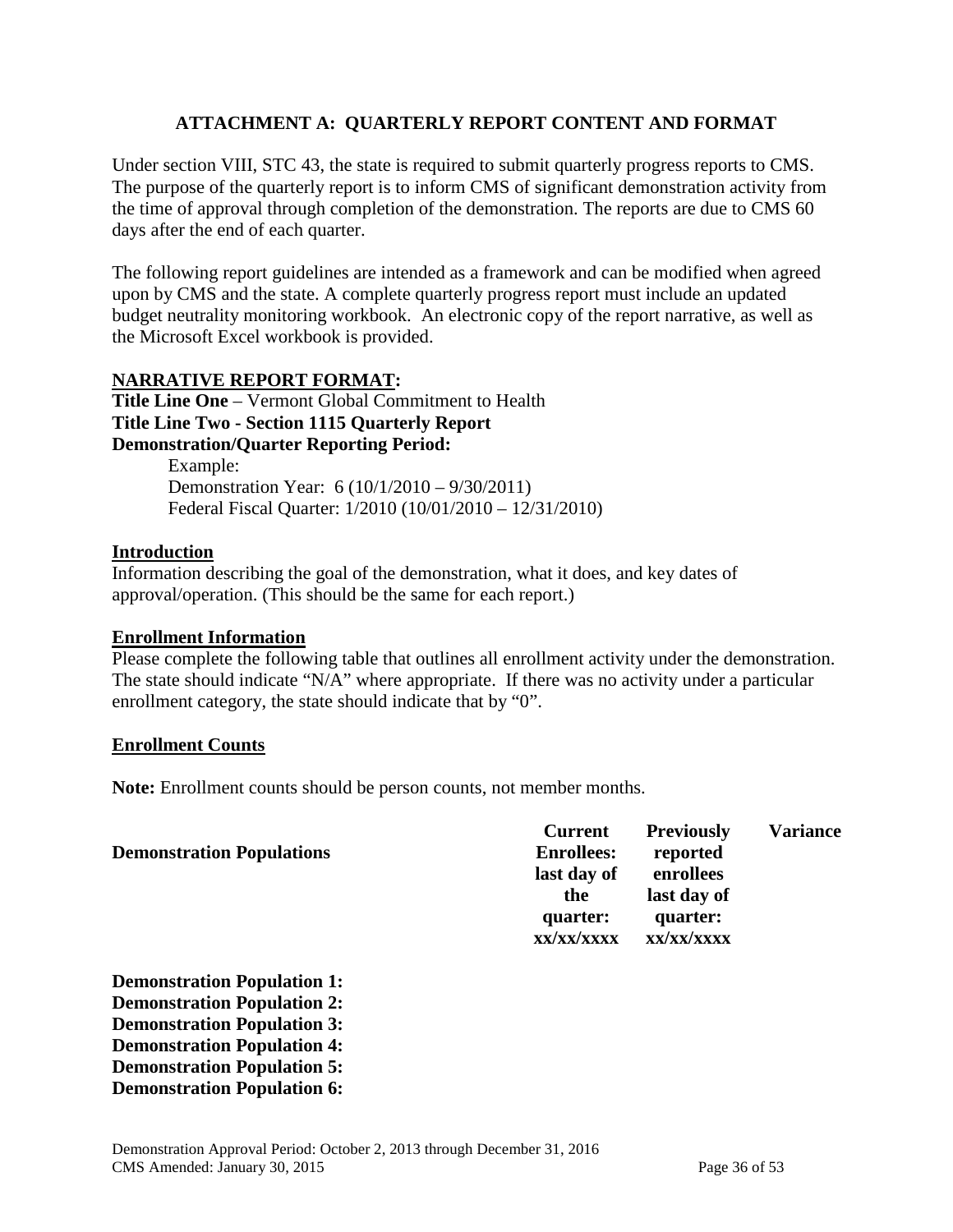## ATTACHMENT A: QUARTERLY REPORT CONTENT AND FORMAT

Under section VIII, STC 43, the state is required to submit quarterly progress reports to CMS. The purpose of the quarterly report is to inform CMS of significant demonstration activity from the time of approval through completion of the demonstration. The reports are due to CMS 60 days after the end of each quarter.

The following report guidelines are intended as a framework and can be modified when agreed upon by CMS and the state. A complete quarterly progress report must include an updated budget neutrality monitoring workbook. An electronic copy of the report narrative, as well as the Microsoft Excel workbook is provided.

**NARRATIVE REPORT FORMAT:**

**Title Line One** – Vermont Global Commitment to Health
**Title Line Two - Section 1115 Quarterly Report**
**Demonstration/Quarter Reporting Period:**

> Example:
> Demonstration Year: 6 (10/1/2010 – 9/30/2011)
> Federal Fiscal Quarter: 1/2010 (10/01/2010 – 12/31/2010)

**Introduction**

Information describing the goal of the demonstration, what it does, and key dates of approval/operation. (This should be the same for each report.)

**Enrollment Information**

Please complete the following table that outlines all enrollment activity under the demonstration. The state should indicate "N/A" where appropriate. If there was no activity under a particular enrollment category, the state should indicate that by "0".

**Enrollment Counts**

**Note:** Enrollment counts should be person counts, not member months.

| Demonstration Populations | Current Enrollees: last day of the quarter: xx/xx/xxxx | Previously reported enrollees last day of quarter: xx/xx/xxxx | Variance |
|---|---|---|---|
| **Demonstration Population 1:** | | | |
| **Demonstration Population 2:** | | | |
| **Demonstration Population 3:** | | | |
| **Demonstration Population 4:** | | | |
| **Demonstration Population 5:** | | | |
| **Demonstration Population 6:** | | | |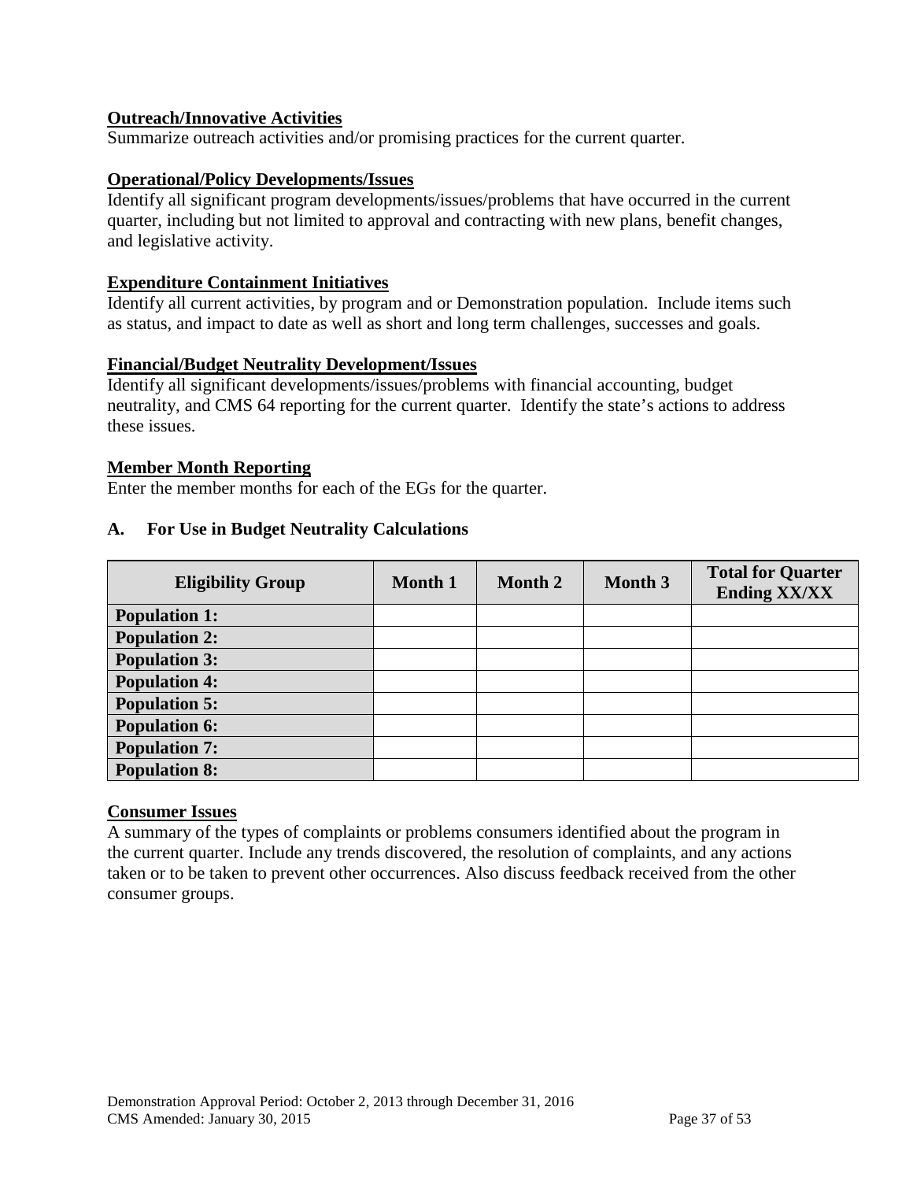**Outreach/Innovative Activities**

Summarize outreach activities and/or promising practices for the current quarter.

**Operational/Policy Developments/Issues**

Identify all significant program developments/issues/problems that have occurred in the current quarter, including but not limited to approval and contracting with new plans, benefit changes, and legislative activity.

**Expenditure Containment Initiatives**

Identify all current activities, by program and or Demonstration population. Include items such as status, and impact to date as well as short and long term challenges, successes and goals.

**Financial/Budget Neutrality Development/Issues**

Identify all significant developments/issues/problems with financial accounting, budget neutrality, and CMS 64 reporting for the current quarter. Identify the state's actions to address these issues.

**Member Month Reporting**

Enter the member months for each of the EGs for the quarter.

### A. For Use in Budget Neutrality Calculations

| Eligibility Group | Month 1 | Month 2 | Month 3 | Total for Quarter Ending XX/XX |
|---|---|---|---|---|
| Population 1: | | | | |
| Population 2: | | | | |
| Population 3: | | | | |
| Population 4: | | | | |
| Population 5: | | | | |
| Population 6: | | | | |
| Population 7: | | | | |
| Population 8: | | | | |

**Consumer Issues**

A summary of the types of complaints or problems consumers identified about the program in the current quarter. Include any trends discovered, the resolution of complaints, and any actions taken or to be taken to prevent other occurrences. Also discuss feedback received from the other consumer groups.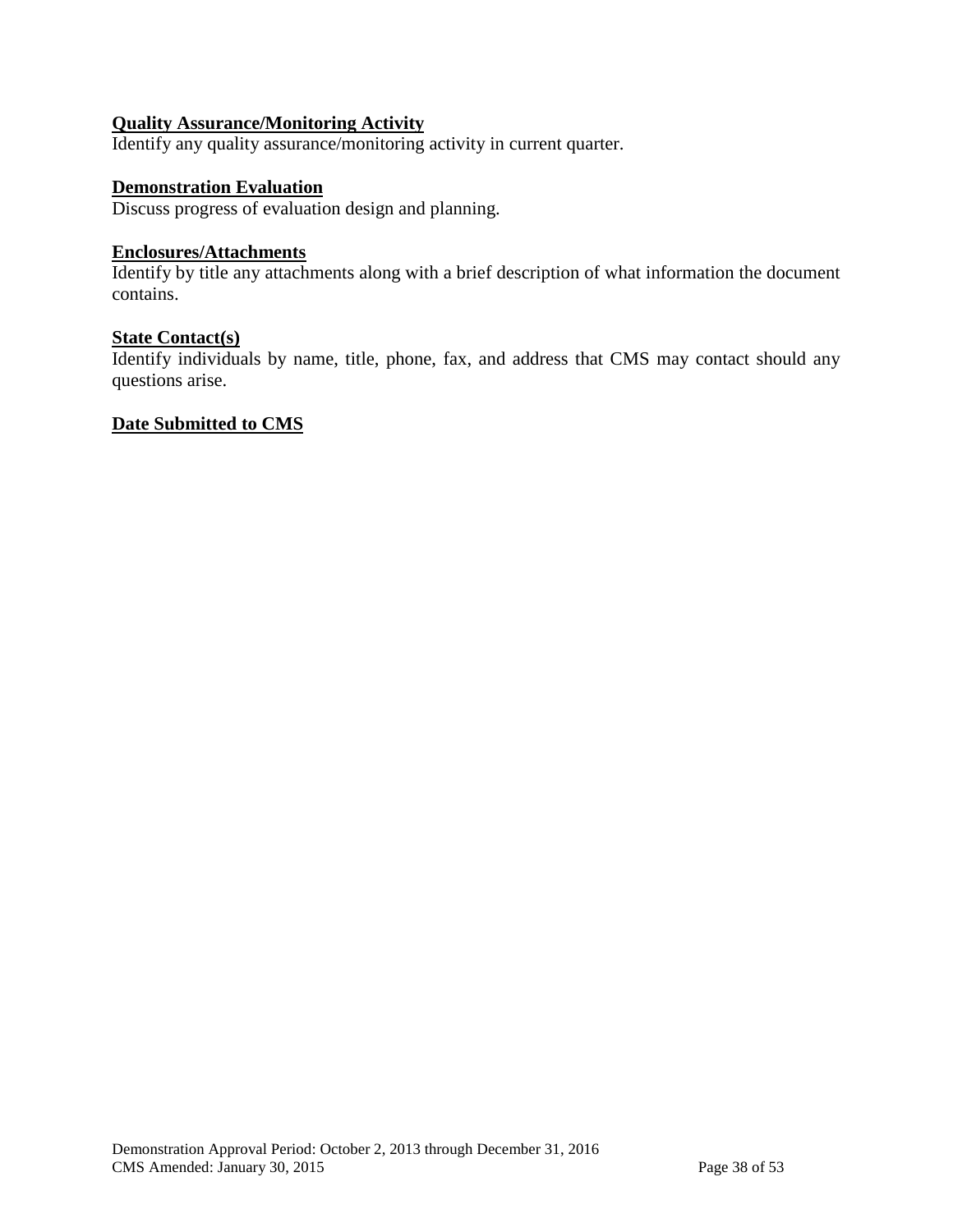**Quality Assurance/Monitoring Activity**

Identify any quality assurance/monitoring activity in current quarter.

**Demonstration Evaluation**

Discuss progress of evaluation design and planning.

**Enclosures/Attachments**

Identify by title any attachments along with a brief description of what information the document contains.

**State Contact(s)**

Identify individuals by name, title, phone, fax, and address that CMS may contact should any questions arise.

**Date Submitted to CMS**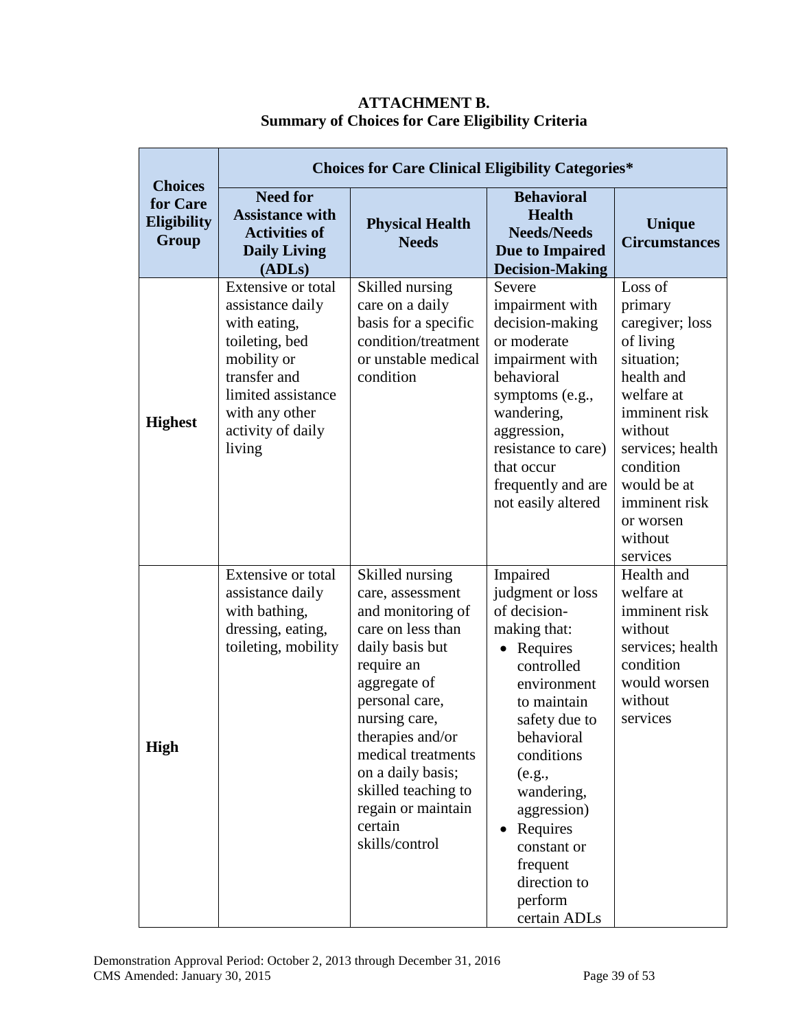**ATTACHMENT B.**
**Summary of Choices for Care Eligibility Criteria**

| Choices for Care Eligibility Group | Choices for Care Clinical Eligibility Categories* | | | |
|---|---|---|---|---|
| | Need for Assistance with Activities of Daily Living (ADLs) | Physical Health Needs | Behavioral Health Needs/Needs Due to Impaired Decision-Making | Unique Circumstances |
| **Highest** | Extensive or total assistance daily with eating, toileting, bed mobility or transfer and limited assistance with any other activity of daily living | Skilled nursing care on a daily basis for a specific condition/treatment or unstable medical condition | Severe impairment with decision-making or moderate impairment with behavioral symptoms (e.g., wandering, aggression, resistance to care) that occur frequently and are not easily altered | Loss of primary caregiver; loss of living situation; health and welfare at imminent risk without services; health condition would be at imminent risk or worsen without services |
| **High** | Extensive or total assistance daily with bathing, dressing, eating, toileting, mobility | Skilled nursing care, assessment and monitoring of care on less than daily basis but require an aggregate of personal care, nursing care, therapies and/or medical treatments on a daily basis; skilled teaching to regain or maintain certain skills/control | Impaired judgment or loss of decision-making that: <br>• Requires controlled environment to maintain safety due to behavioral conditions (e.g., wandering, aggression) <br>• Requires constant or frequent direction to perform certain ADLs | Health and welfare at imminent risk without services; health condition would worsen without services |

Demonstration Approval Period: October 2, 2013 through December 31, 2016
CMS Amended: January 30, 2015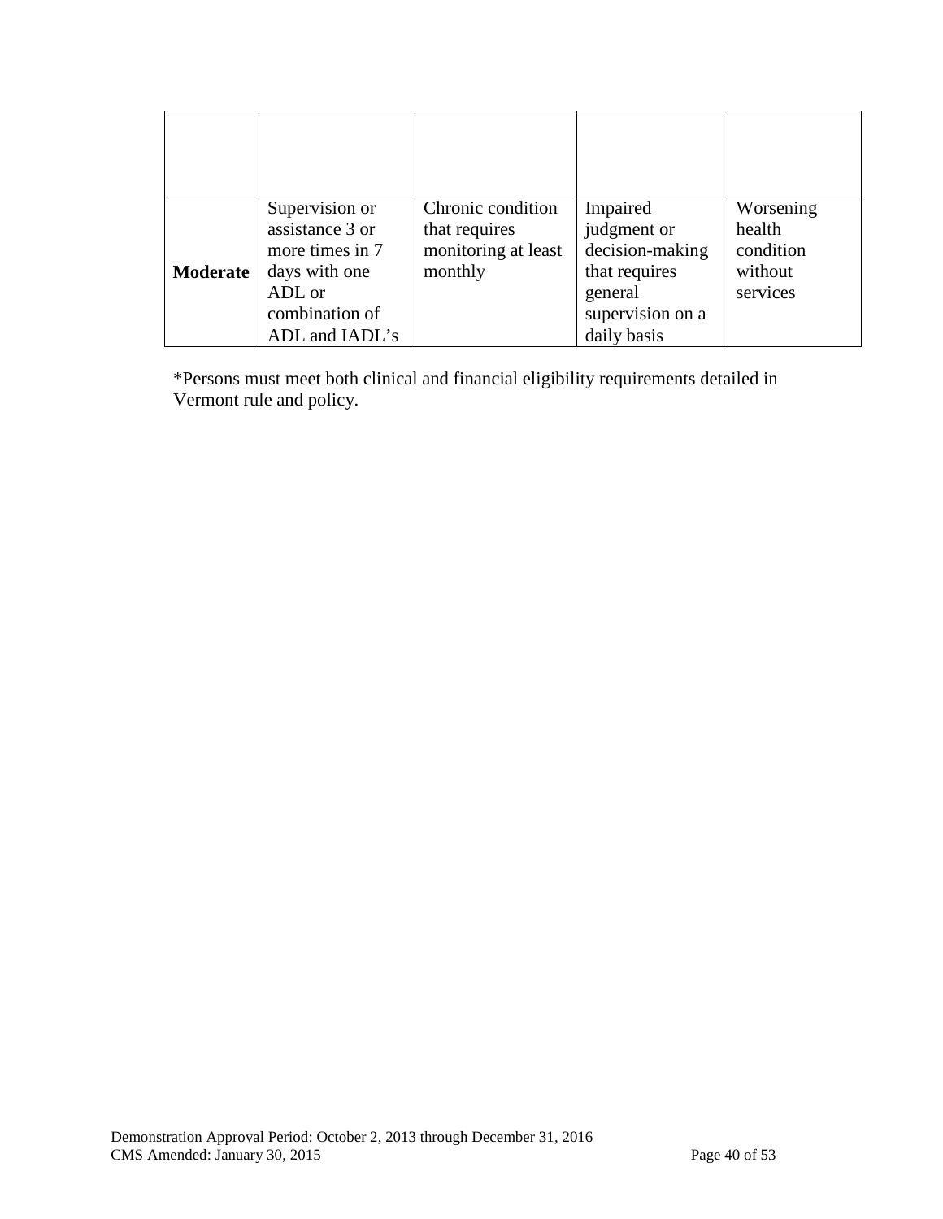| | | | | |
|---|---|---|---|---|
| **Moderate** | Supervision or assistance 3 or more times in 7 days with one ADL or combination of ADL and IADL's | Chronic condition that requires monitoring at least monthly | Impaired judgment or decision-making that requires general supervision on a daily basis | Worsening health condition without services |

*Persons must meet both clinical and financial eligibility requirements detailed in Vermont rule and policy.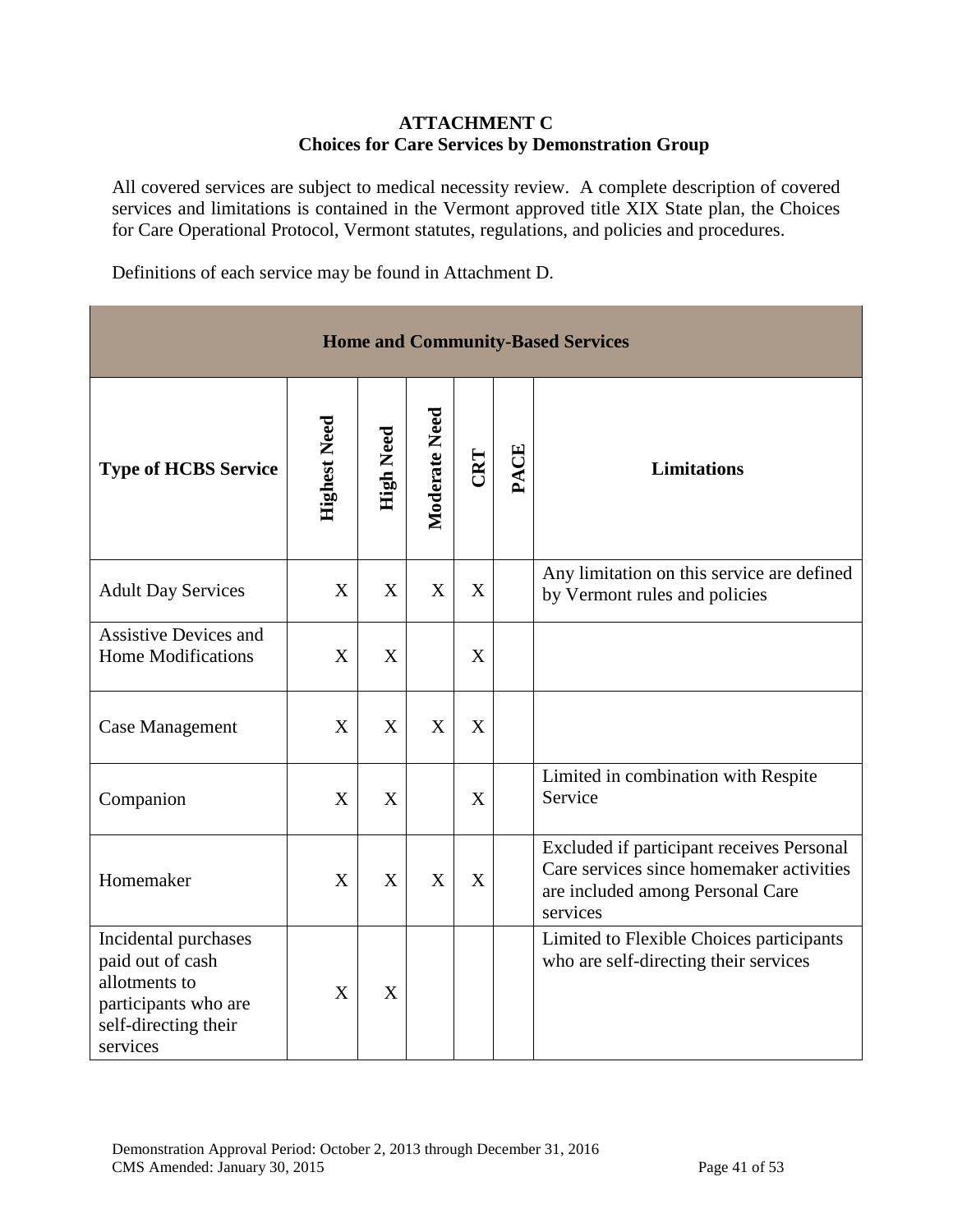**ATTACHMENT C**
**Choices for Care Services by Demonstration Group**

All covered services are subject to medical necessity review. A complete description of covered services and limitations is contained in the Vermont approved title XIX State plan, the Choices for Care Operational Protocol, Vermont statutes, regulations, and policies and procedures.

Definitions of each service may be found in Attachment D.

| **Home and Community-Based Services** | | | | | | |
|---|---|---|---|---|---|---|
| **Type of HCBS Service** | **Highest Need** | **High Need** | **Moderate Need** | **CRT** | **PACE** | **Limitations** |
| Adult Day Services | X | X | X | X | | Any limitation on this service are defined by Vermont rules and policies |
| Assistive Devices and Home Modifications | X | X | | X | | |
| Case Management | X | X | X | X | | |
| Companion | X | X | | X | | Limited in combination with Respite Service |
| Homemaker | X | X | X | X | | Excluded if participant receives Personal Care services since homemaker activities are included among Personal Care services |
| Incidental purchases paid out of cash allotments to participants who are self-directing their services | X | X | | | | Limited to Flexible Choices participants who are self-directing their services |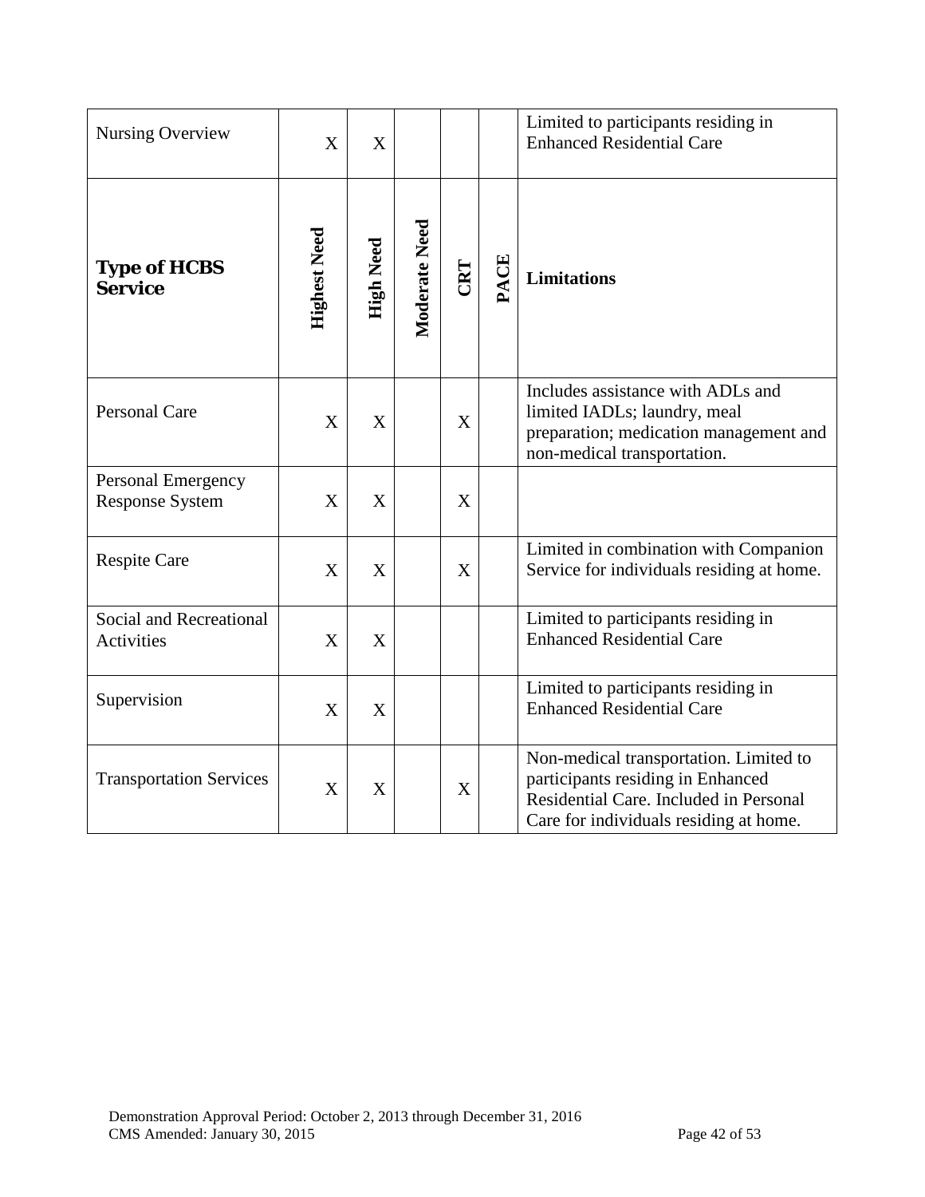| Nursing Overview | X | X | | | | Limited to participants residing in Enhanced Residential Care |
|---|---|---|---|---|---|---|
| **Type of HCBS Service** | **Highest Need** | **High Need** | **Moderate Need** | **CRT** | **PACE** | **Limitations** |
| Personal Care | X | X | | X | | Includes assistance with ADLs and limited IADLs; laundry, meal preparation; medication management and non-medical transportation. |
| Personal Emergency Response System | X | X | | X | | |
| Respite Care | X | X | | X | | Limited in combination with Companion Service for individuals residing at home. |
| Social and Recreational Activities | X | X | | | | Limited to participants residing in Enhanced Residential Care |
| Supervision | X | X | | | | Limited to participants residing in Enhanced Residential Care |
| Transportation Services | X | X | | X | | Non-medical transportation. Limited to participants residing in Enhanced Residential Care. Included in Personal Care for individuals residing at home. |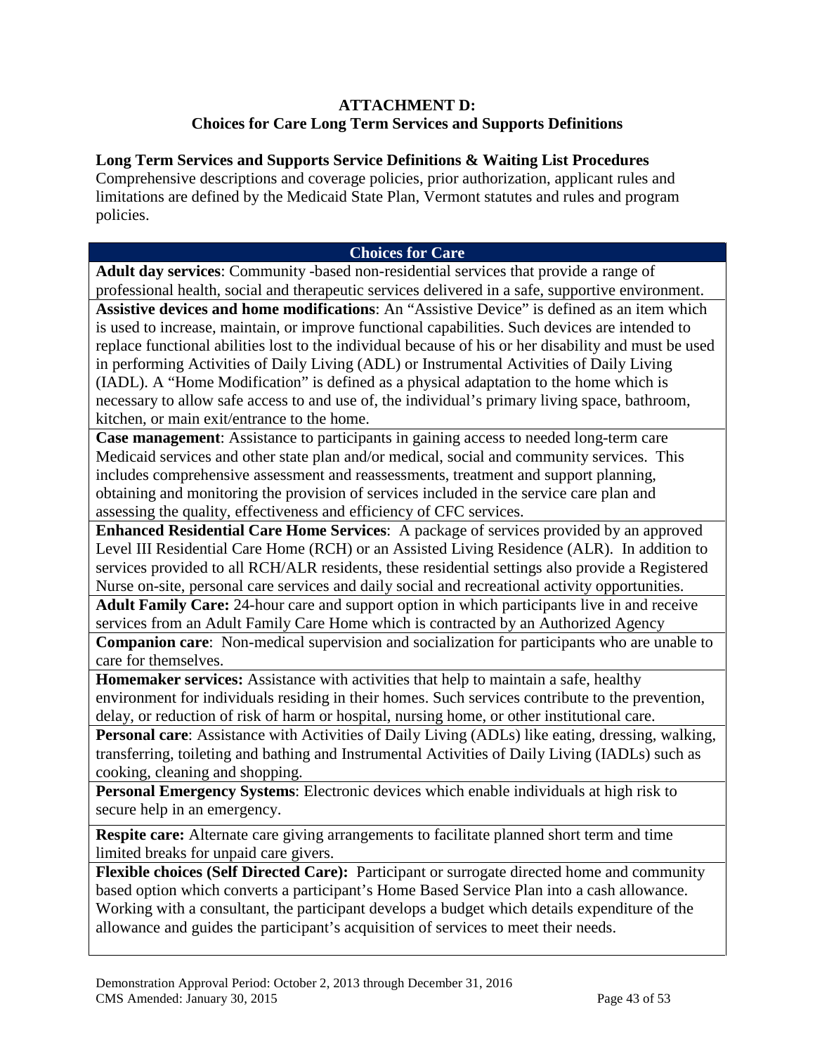## ATTACHMENT D:
## Choices for Care Long Term Services and Supports Definitions

**Long Term Services and Supports Service Definitions & Waiting List Procedures**
Comprehensive descriptions and coverage policies, prior authorization, applicant rules and limitations are defined by the Medicaid State Plan, Vermont statutes and rules and program policies.

| Choices for Care |
|---|
| **Adult day services**: Community -based non-residential services that provide a range of professional health, social and therapeutic services delivered in a safe, supportive environment. |
| **Assistive devices and home modifications**: An "Assistive Device" is defined as an item which is used to increase, maintain, or improve functional capabilities. Such devices are intended to replace functional abilities lost to the individual because of his or her disability and must be used in performing Activities of Daily Living (ADL) or Instrumental Activities of Daily Living (IADL). A "Home Modification" is defined as a physical adaptation to the home which is necessary to allow safe access to and use of, the individual's primary living space, bathroom, kitchen, or main exit/entrance to the home. |
| **Case management**: Assistance to participants in gaining access to needed long-term care Medicaid services and other state plan and/or medical, social and community services. This includes comprehensive assessment and reassessments, treatment and support planning, obtaining and monitoring the provision of services included in the service care plan and assessing the quality, effectiveness and efficiency of CFC services. |
| **Enhanced Residential Care Home Services**: A package of services provided by an approved Level III Residential Care Home (RCH) or an Assisted Living Residence (ALR). In addition to services provided to all RCH/ALR residents, these residential settings also provide a Registered Nurse on-site, personal care services and daily social and recreational activity opportunities. |
| **Adult Family Care:** 24-hour care and support option in which participants live in and receive services from an Adult Family Care Home which is contracted by an Authorized Agency |
| **Companion care**: Non-medical supervision and socialization for participants who are unable to care for themselves. |
| **Homemaker services:** Assistance with activities that help to maintain a safe, healthy environment for individuals residing in their homes. Such services contribute to the prevention, delay, or reduction of risk of harm or hospital, nursing home, or other institutional care. |
| **Personal care**: Assistance with Activities of Daily Living (ADLs) like eating, dressing, walking, transferring, toileting and bathing and Instrumental Activities of Daily Living (IADLs) such as cooking, cleaning and shopping. |
| **Personal Emergency Systems**: Electronic devices which enable individuals at high risk to secure help in an emergency. |
| **Respite care:** Alternate care giving arrangements to facilitate planned short term and time limited breaks for unpaid care givers. |
| **Flexible choices (Self Directed Care):** Participant or surrogate directed home and community based option which converts a participant's Home Based Service Plan into a cash allowance. Working with a consultant, the participant develops a budget which details expenditure of the allowance and guides the participant's acquisition of services to meet their needs. |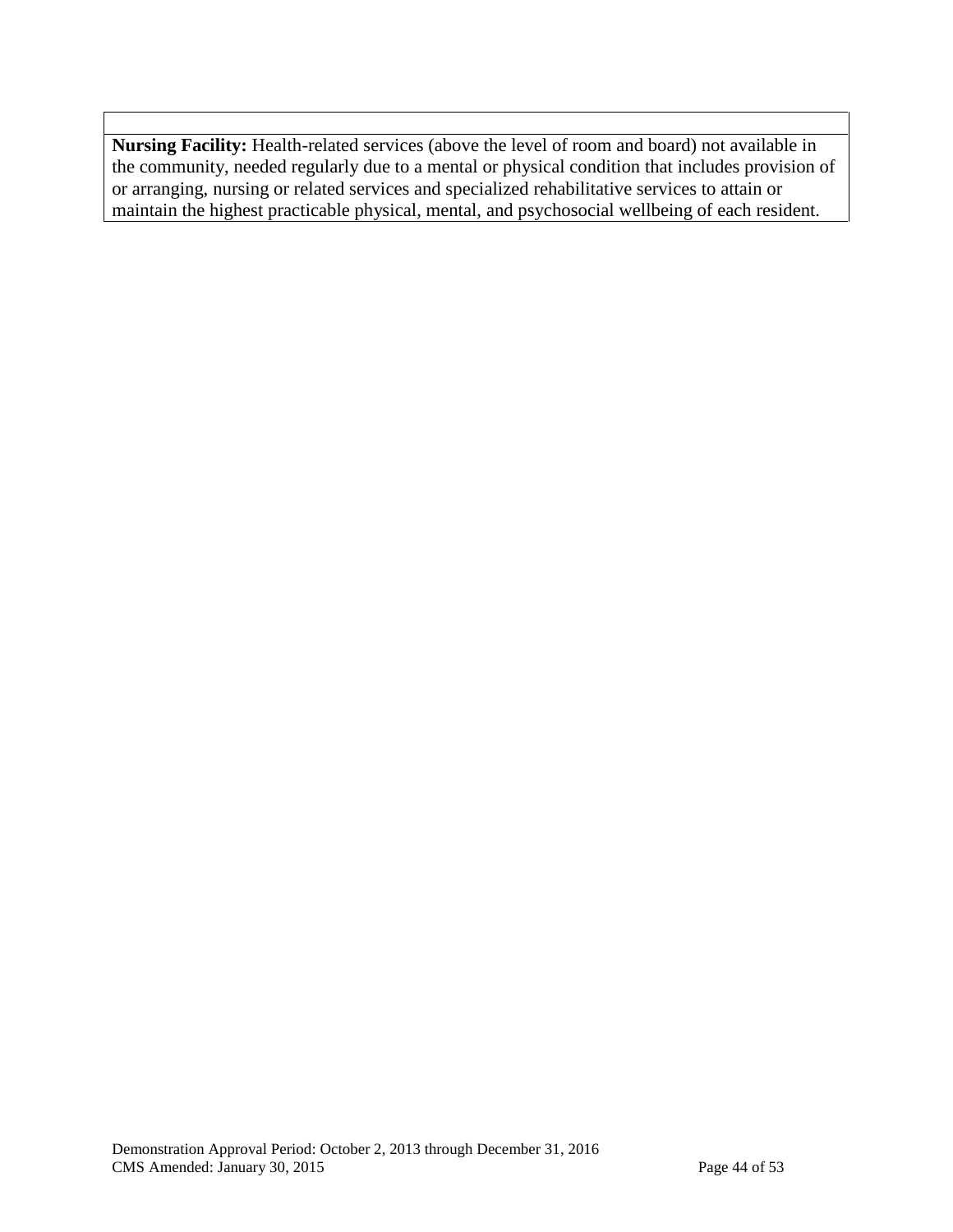**Nursing Facility:** Health-related services (above the level of room and board) not available in the community, needed regularly due to a mental or physical condition that includes provision of or arranging, nursing or related services and specialized rehabilitative services to attain or maintain the highest practicable physical, mental, and psychosocial wellbeing of each resident.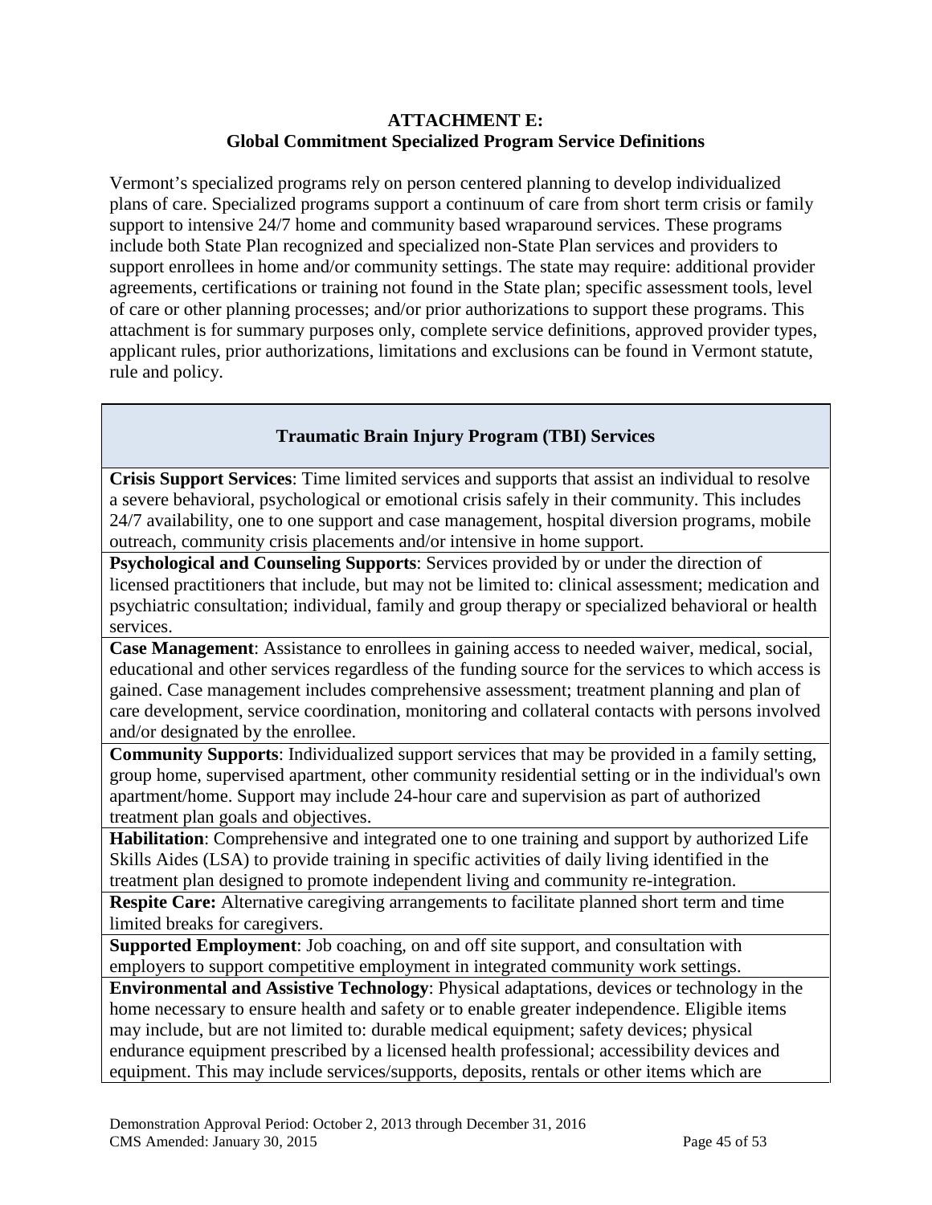## ATTACHMENT E:
## Global Commitment Specialized Program Service Definitions

Vermont's specialized programs rely on person centered planning to develop individualized plans of care. Specialized programs support a continuum of care from short term crisis or family support to intensive 24/7 home and community based wraparound services. These programs include both State Plan recognized and specialized non-State Plan services and providers to support enrollees in home and/or community settings. The state may require: additional provider agreements, certifications or training not found in the State plan; specific assessment tools, level of care or other planning processes; and/or prior authorizations to support these programs. This attachment is for summary purposes only, complete service definitions, approved provider types, applicant rules, prior authorizations, limitations and exclusions can be found in Vermont statute, rule and policy.

| Traumatic Brain Injury Program (TBI) Services |
|---|
| **Crisis Support Services**: Time limited services and supports that assist an individual to resolve a severe behavioral, psychological or emotional crisis safely in their community. This includes 24/7 availability, one to one support and case management, hospital diversion programs, mobile outreach, community crisis placements and/or intensive in home support. |
| **Psychological and Counseling Supports**: Services provided by or under the direction of licensed practitioners that include, but may not be limited to: clinical assessment; medication and psychiatric consultation; individual, family and group therapy or specialized behavioral or health services. |
| **Case Management**: Assistance to enrollees in gaining access to needed waiver, medical, social, educational and other services regardless of the funding source for the services to which access is gained. Case management includes comprehensive assessment; treatment planning and plan of care development, service coordination, monitoring and collateral contacts with persons involved and/or designated by the enrollee. |
| **Community Supports**: Individualized support services that may be provided in a family setting, group home, supervised apartment, other community residential setting or in the individual's own apartment/home. Support may include 24-hour care and supervision as part of authorized treatment plan goals and objectives. |
| **Habilitation**: Comprehensive and integrated one to one training and support by authorized Life Skills Aides (LSA) to provide training in specific activities of daily living identified in the treatment plan designed to promote independent living and community re-integration. |
| **Respite Care:** Alternative caregiving arrangements to facilitate planned short term and time limited breaks for caregivers. |
| **Supported Employment**: Job coaching, on and off site support, and consultation with employers to support competitive employment in integrated community work settings. |
| **Environmental and Assistive Technology**: Physical adaptations, devices or technology in the home necessary to ensure health and safety or to enable greater independence. Eligible items may include, but are not limited to: durable medical equipment; safety devices; physical endurance equipment prescribed by a licensed health professional; accessibility devices and equipment. This may include services/supports, deposits, rentals or other items which are |

Demonstration Approval Period: October 2, 2013 through December 31, 2016
CMS Amended: January 30, 2015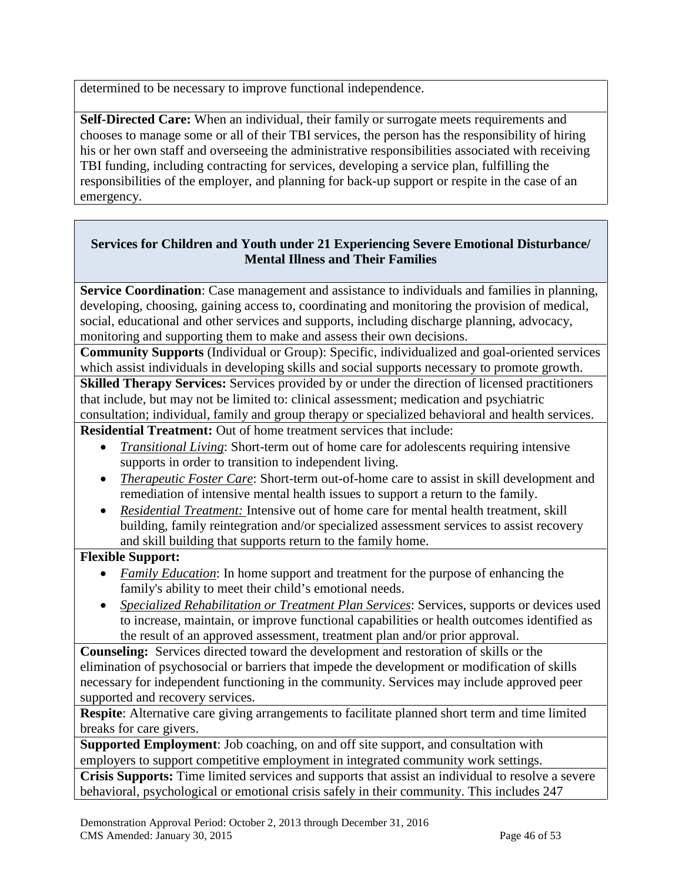determined to be necessary to improve functional independence.

**Self-Directed Care:** When an individual, their family or surrogate meets requirements and chooses to manage some or all of their TBI services, the person has the responsibility of hiring his or her own staff and overseeing the administrative responsibilities associated with receiving TBI funding, including contracting for services, developing a service plan, fulfilling the responsibilities of the employer, and planning for back-up support or respite in the case of an emergency.

### Services for Children and Youth under 21 Experiencing Severe Emotional Disturbance/ Mental Illness and Their Families

**Service Coordination**: Case management and assistance to individuals and families in planning, developing, choosing, gaining access to, coordinating and monitoring the provision of medical, social, educational and other services and supports, including discharge planning, advocacy, monitoring and supporting them to make and assess their own decisions.

**Community Supports** (Individual or Group): Specific, individualized and goal-oriented services which assist individuals in developing skills and social supports necessary to promote growth.

**Skilled Therapy Services:** Services provided by or under the direction of licensed practitioners that include, but may not be limited to: clinical assessment; medication and psychiatric consultation; individual, family and group therapy or specialized behavioral and health services.

**Residential Treatment:** Out of home treatment services that include:

- *Transitional Living*: Short-term out of home care for adolescents requiring intensive supports in order to transition to independent living.
- *Therapeutic Foster Care*: Short-term out-of-home care to assist in skill development and remediation of intensive mental health issues to support a return to the family.
- *Residential Treatment:* Intensive out of home care for mental health treatment, skill building, family reintegration and/or specialized assessment services to assist recovery and skill building that supports return to the family home.

**Flexible Support:**

- *Family Education*: In home support and treatment for the purpose of enhancing the family's ability to meet their child's emotional needs.
- *Specialized Rehabilitation or Treatment Plan Services*: Services, supports or devices used to increase, maintain, or improve functional capabilities or health outcomes identified as the result of an approved assessment, treatment plan and/or prior approval.

**Counseling:** Services directed toward the development and restoration of skills or the elimination of psychosocial or barriers that impede the development or modification of skills necessary for independent functioning in the community. Services may include approved peer supported and recovery services.

**Respite**: Alternative care giving arrangements to facilitate planned short term and time limited breaks for care givers.

**Supported Employment**: Job coaching, on and off site support, and consultation with employers to support competitive employment in integrated community work settings.

**Crisis Supports:** Time limited services and supports that assist an individual to resolve a severe behavioral, psychological or emotional crisis safely in their community. This includes 247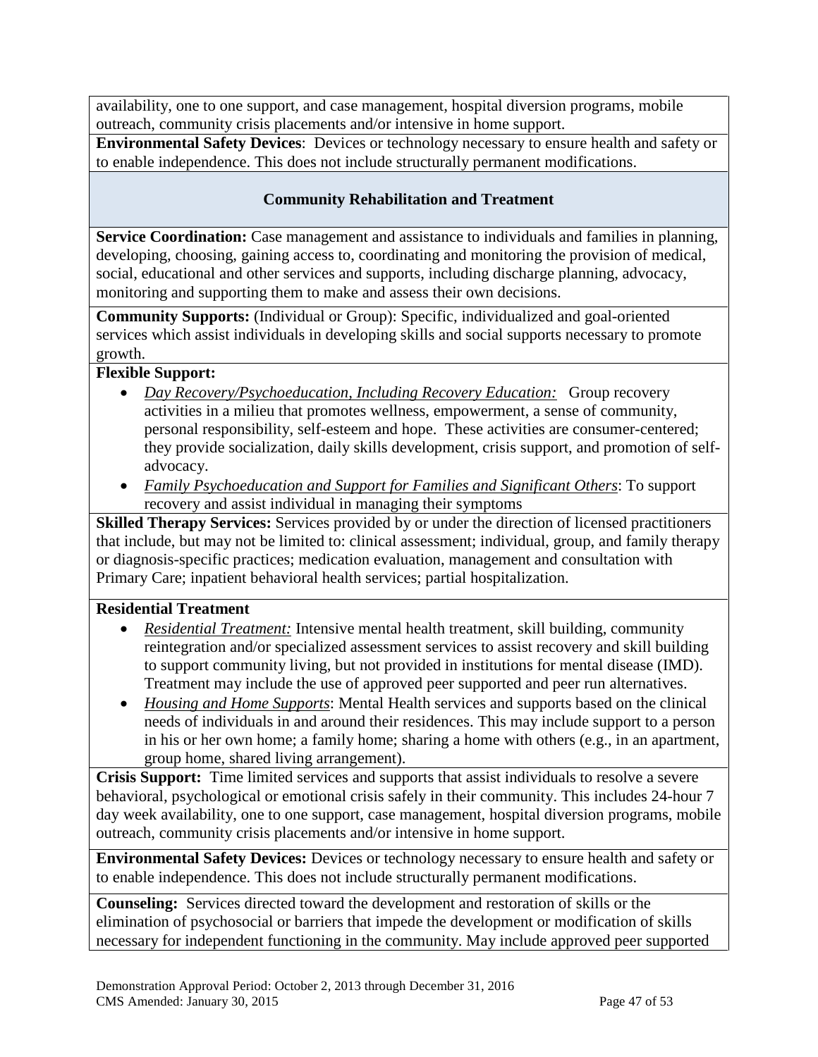availability, one to one support, and case management, hospital diversion programs, mobile outreach, community crisis placements and/or intensive in home support.

**Environmental Safety Devices**: Devices or technology necessary to ensure health and safety or to enable independence. This does not include structurally permanent modifications.

### Community Rehabilitation and Treatment

**Service Coordination:** Case management and assistance to individuals and families in planning, developing, choosing, gaining access to, coordinating and monitoring the provision of medical, social, educational and other services and supports, including discharge planning, advocacy, monitoring and supporting them to make and assess their own decisions.

**Community Supports:** (Individual or Group): Specific, individualized and goal-oriented services which assist individuals in developing skills and social supports necessary to promote growth.

**Flexible Support:**

- *Day Recovery/Psychoeducation, Including Recovery Education:* Group recovery activities in a milieu that promotes wellness, empowerment, a sense of community, personal responsibility, self-esteem and hope. These activities are consumer-centered; they provide socialization, daily skills development, crisis support, and promotion of self-advocacy.
- *Family Psychoeducation and Support for Families and Significant Others*: To support recovery and assist individual in managing their symptoms

**Skilled Therapy Services:** Services provided by or under the direction of licensed practitioners that include, but may not be limited to: clinical assessment; individual, group, and family therapy or diagnosis-specific practices; medication evaluation, management and consultation with Primary Care; inpatient behavioral health services; partial hospitalization.

**Residential Treatment**

- *Residential Treatment:* Intensive mental health treatment, skill building, community reintegration and/or specialized assessment services to assist recovery and skill building to support community living, but not provided in institutions for mental disease (IMD). Treatment may include the use of approved peer supported and peer run alternatives.
- *Housing and Home Supports*: Mental Health services and supports based on the clinical needs of individuals in and around their residences. This may include support to a person in his or her own home; a family home; sharing a home with others (e.g., in an apartment, group home, shared living arrangement).

**Crisis Support:** Time limited services and supports that assist individuals to resolve a severe behavioral, psychological or emotional crisis safely in their community. This includes 24-hour 7 day week availability, one to one support, case management, hospital diversion programs, mobile outreach, community crisis placements and/or intensive in home support.

**Environmental Safety Devices:** Devices or technology necessary to ensure health and safety or to enable independence. This does not include structurally permanent modifications.

**Counseling:** Services directed toward the development and restoration of skills or the elimination of psychosocial or barriers that impede the development or modification of skills necessary for independent functioning in the community. May include approved peer supported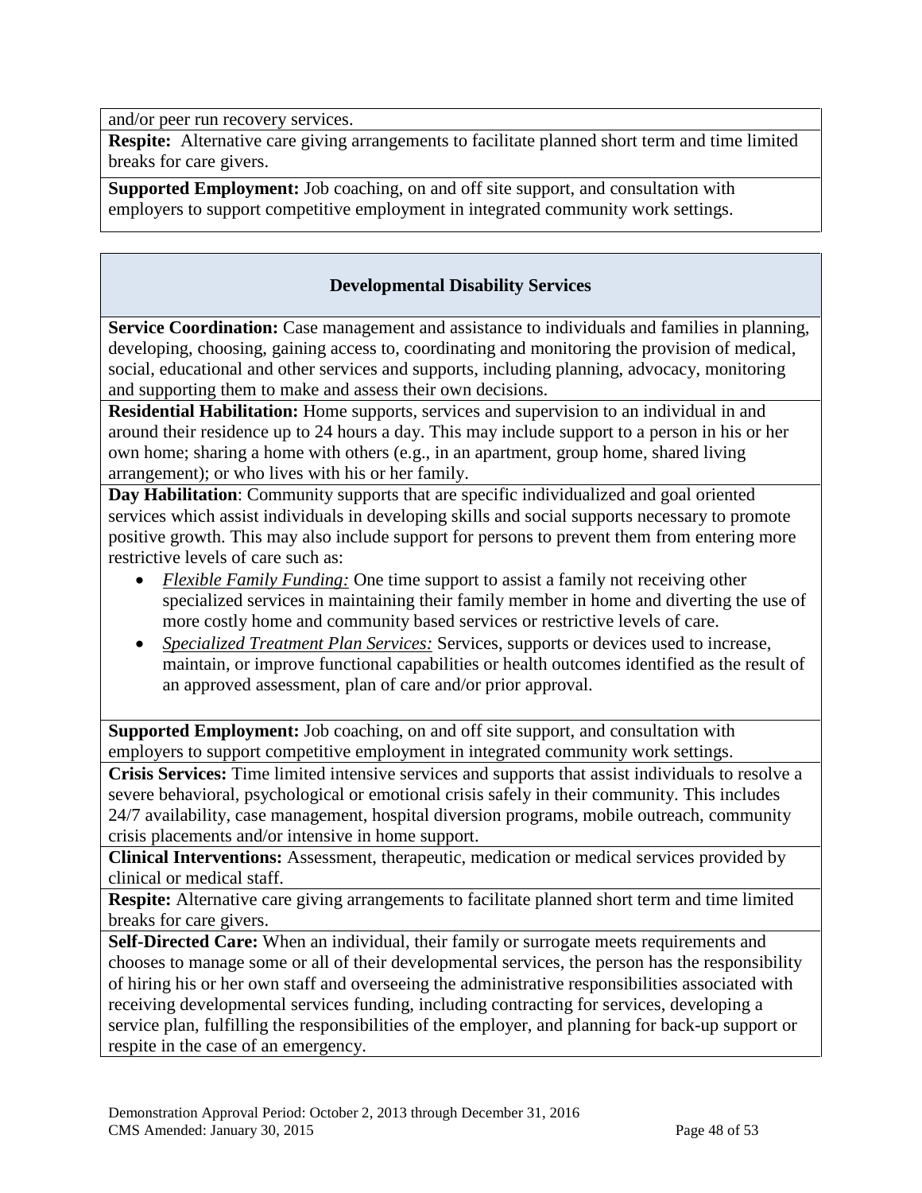and/or peer run recovery services.

**Respite:** Alternative care giving arrangements to facilitate planned short term and time limited breaks for care givers.

**Supported Employment:** Job coaching, on and off site support, and consultation with employers to support competitive employment in integrated community work settings.

### Developmental Disability Services

**Service Coordination:** Case management and assistance to individuals and families in planning, developing, choosing, gaining access to, coordinating and monitoring the provision of medical, social, educational and other services and supports, including planning, advocacy, monitoring and supporting them to make and assess their own decisions.

**Residential Habilitation:** Home supports, services and supervision to an individual in and around their residence up to 24 hours a day. This may include support to a person in his or her own home; sharing a home with others (e.g., in an apartment, group home, shared living arrangement); or who lives with his or her family.

**Day Habilitation**: Community supports that are specific individualized and goal oriented services which assist individuals in developing skills and social supports necessary to promote positive growth. This may also include support for persons to prevent them from entering more restrictive levels of care such as:

- *Flexible Family Funding:* One time support to assist a family not receiving other specialized services in maintaining their family member in home and diverting the use of more costly home and community based services or restrictive levels of care.
- *Specialized Treatment Plan Services:* Services, supports or devices used to increase, maintain, or improve functional capabilities or health outcomes identified as the result of an approved assessment, plan of care and/or prior approval.

**Supported Employment:** Job coaching, on and off site support, and consultation with employers to support competitive employment in integrated community work settings.

**Crisis Services:** Time limited intensive services and supports that assist individuals to resolve a severe behavioral, psychological or emotional crisis safely in their community. This includes 24/7 availability, case management, hospital diversion programs, mobile outreach, community crisis placements and/or intensive in home support.

**Clinical Interventions:** Assessment, therapeutic, medication or medical services provided by clinical or medical staff.

**Respite:** Alternative care giving arrangements to facilitate planned short term and time limited breaks for care givers.

**Self-Directed Care:** When an individual, their family or surrogate meets requirements and chooses to manage some or all of their developmental services, the person has the responsibility of hiring his or her own staff and overseeing the administrative responsibilities associated with receiving developmental services funding, including contracting for services, developing a service plan, fulfilling the responsibilities of the employer, and planning for back-up support or respite in the case of an emergency.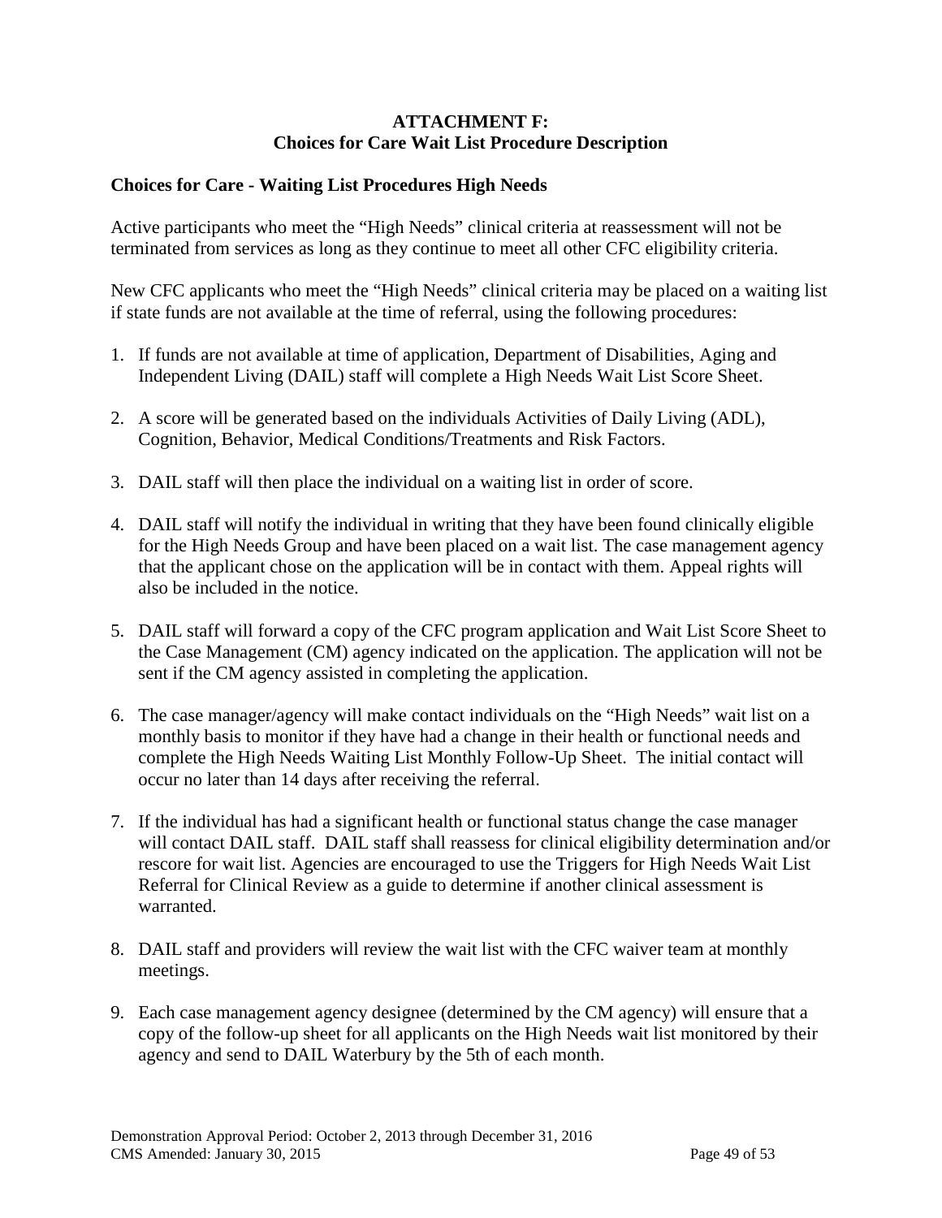**ATTACHMENT F:**
**Choices for Care Wait List Procedure Description**

### Choices for Care - Waiting List Procedures High Needs

Active participants who meet the "High Needs" clinical criteria at reassessment will not be terminated from services as long as they continue to meet all other CFC eligibility criteria.

New CFC applicants who meet the "High Needs" clinical criteria may be placed on a waiting list if state funds are not available at the time of referral, using the following procedures:

1. If funds are not available at time of application, Department of Disabilities, Aging and Independent Living (DAIL) staff will complete a High Needs Wait List Score Sheet.

2. A score will be generated based on the individuals Activities of Daily Living (ADL), Cognition, Behavior, Medical Conditions/Treatments and Risk Factors.

3. DAIL staff will then place the individual on a waiting list in order of score.

4. DAIL staff will notify the individual in writing that they have been found clinically eligible for the High Needs Group and have been placed on a wait list. The case management agency that the applicant chose on the application will be in contact with them. Appeal rights will also be included in the notice.

5. DAIL staff will forward a copy of the CFC program application and Wait List Score Sheet to the Case Management (CM) agency indicated on the application. The application will not be sent if the CM agency assisted in completing the application.

6. The case manager/agency will make contact individuals on the "High Needs" wait list on a monthly basis to monitor if they have had a change in their health or functional needs and complete the High Needs Waiting List Monthly Follow-Up Sheet. The initial contact will occur no later than 14 days after receiving the referral.

7. If the individual has had a significant health or functional status change the case manager will contact DAIL staff. DAIL staff shall reassess for clinical eligibility determination and/or rescore for wait list. Agencies are encouraged to use the Triggers for High Needs Wait List Referral for Clinical Review as a guide to determine if another clinical assessment is warranted.

8. DAIL staff and providers will review the wait list with the CFC waiver team at monthly meetings.

9. Each case management agency designee (determined by the CM agency) will ensure that a copy of the follow-up sheet for all applicants on the High Needs wait list monitored by their agency and send to DAIL Waterbury by the 5th of each month.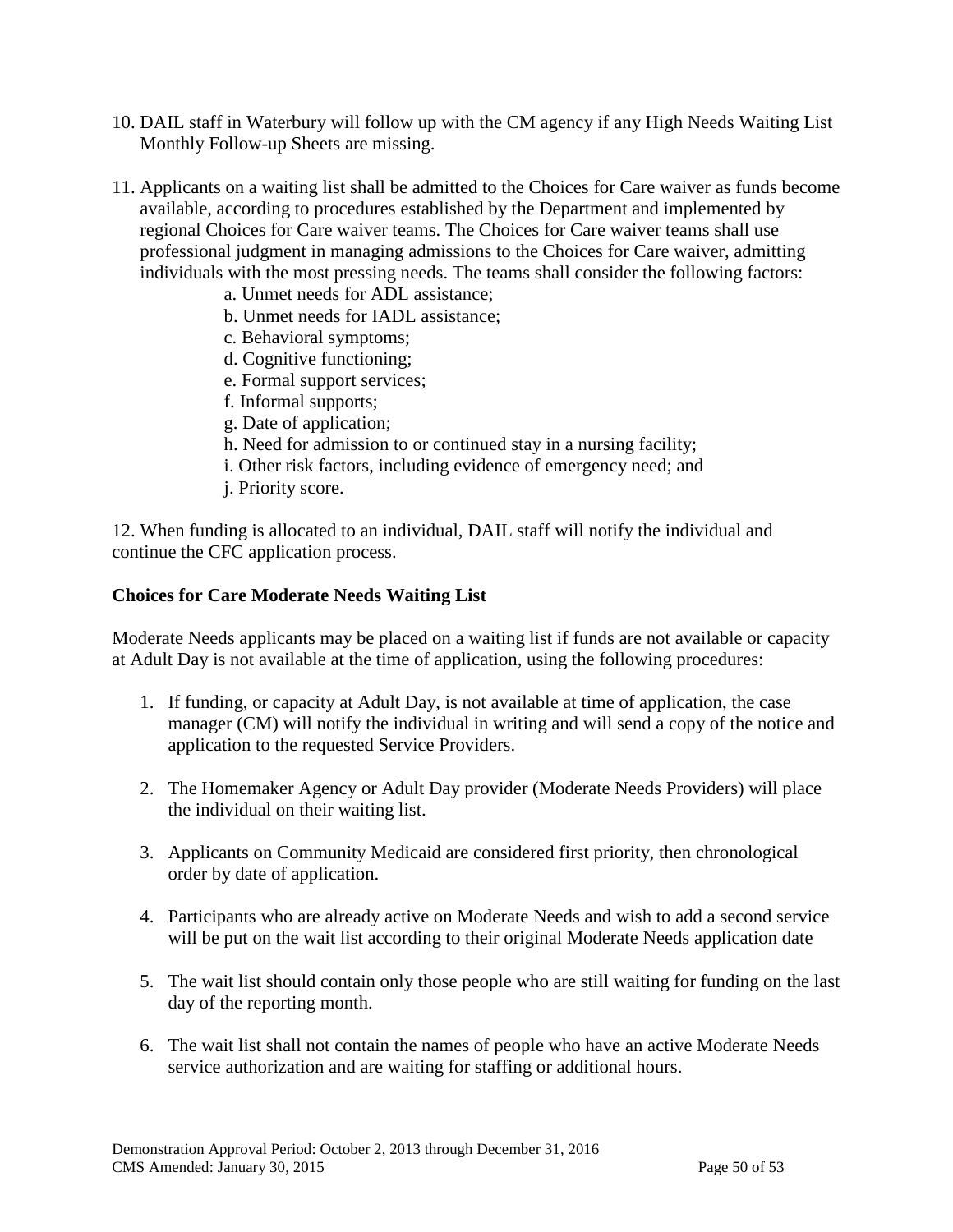10. DAIL staff in Waterbury will follow up with the CM agency if any High Needs Waiting List Monthly Follow-up Sheets are missing.

11. Applicants on a waiting list shall be admitted to the Choices for Care waiver as funds become available, according to procedures established by the Department and implemented by regional Choices for Care waiver teams. The Choices for Care waiver teams shall use professional judgment in managing admissions to the Choices for Care waiver, admitting individuals with the most pressing needs. The teams shall consider the following factors:
    a. Unmet needs for ADL assistance;
    b. Unmet needs for IADL assistance;
    c. Behavioral symptoms;
    d. Cognitive functioning;
    e. Formal support services;
    f. Informal supports;
    g. Date of application;
    h. Need for admission to or continued stay in a nursing facility;
    i. Other risk factors, including evidence of emergency need; and
    j. Priority score.

12. When funding is allocated to an individual, DAIL staff will notify the individual and continue the CFC application process.

**Choices for Care Moderate Needs Waiting List**

Moderate Needs applicants may be placed on a waiting list if funds are not available or capacity at Adult Day is not available at the time of application, using the following procedures:

1. If funding, or capacity at Adult Day, is not available at time of application, the case manager (CM) will notify the individual in writing and will send a copy of the notice and application to the requested Service Providers.

2. The Homemaker Agency or Adult Day provider (Moderate Needs Providers) will place the individual on their waiting list.

3. Applicants on Community Medicaid are considered first priority, then chronological order by date of application.

4. Participants who are already active on Moderate Needs and wish to add a second service will be put on the wait list according to their original Moderate Needs application date

5. The wait list should contain only those people who are still waiting for funding on the last day of the reporting month.

6. The wait list shall not contain the names of people who have an active Moderate Needs service authorization and are waiting for staffing or additional hours.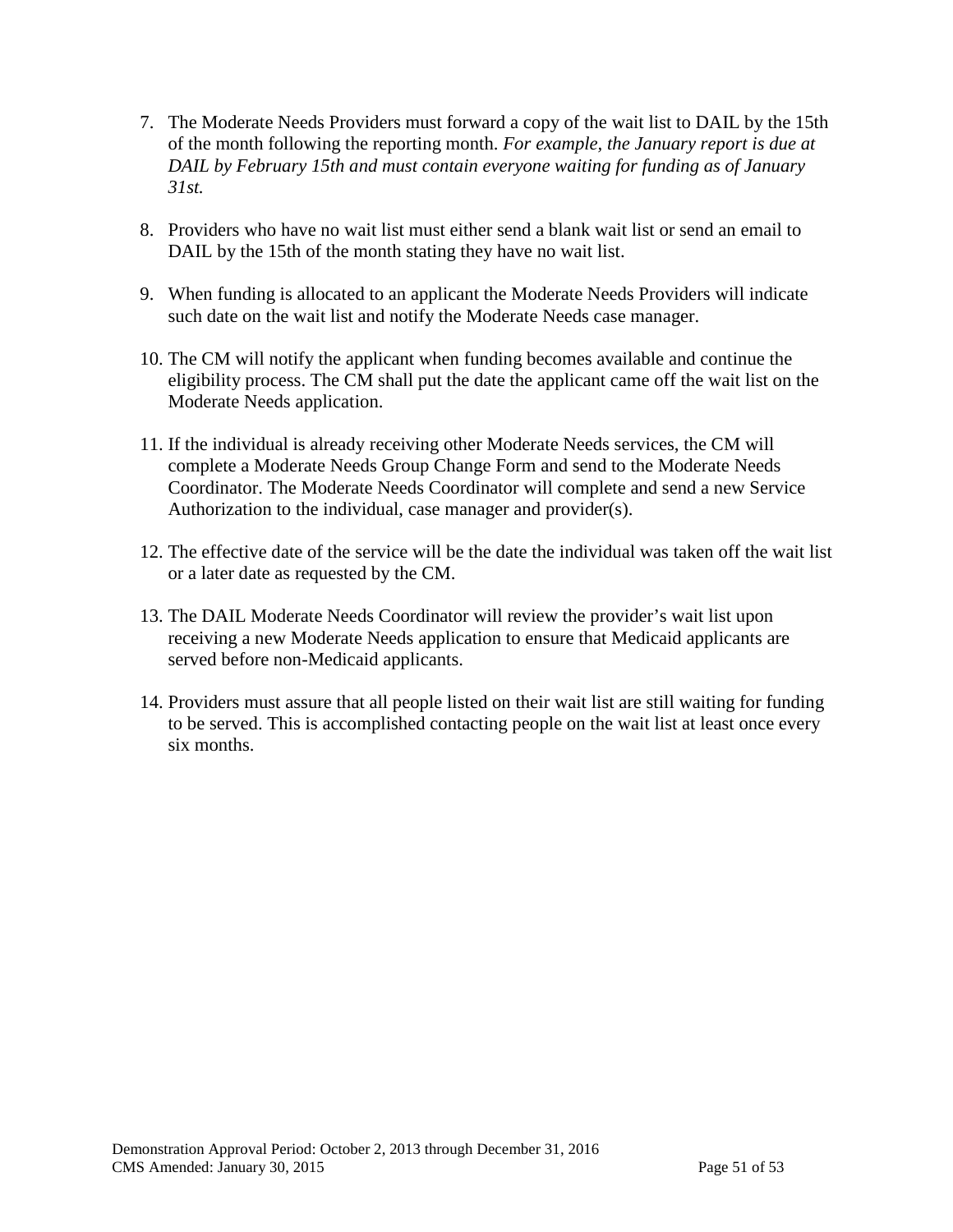7. The Moderate Needs Providers must forward a copy of the wait list to DAIL by the 15th of the month following the reporting month. *For example, the January report is due at DAIL by February 15th and must contain everyone waiting for funding as of January 31st.*

8. Providers who have no wait list must either send a blank wait list or send an email to DAIL by the 15th of the month stating they have no wait list.

9. When funding is allocated to an applicant the Moderate Needs Providers will indicate such date on the wait list and notify the Moderate Needs case manager.

10. The CM will notify the applicant when funding becomes available and continue the eligibility process. The CM shall put the date the applicant came off the wait list on the Moderate Needs application.

11. If the individual is already receiving other Moderate Needs services, the CM will complete a Moderate Needs Group Change Form and send to the Moderate Needs Coordinator. The Moderate Needs Coordinator will complete and send a new Service Authorization to the individual, case manager and provider(s).

12. The effective date of the service will be the date the individual was taken off the wait list or a later date as requested by the CM.

13. The DAIL Moderate Needs Coordinator will review the provider's wait list upon receiving a new Moderate Needs application to ensure that Medicaid applicants are served before non-Medicaid applicants.

14. Providers must assure that all people listed on their wait list are still waiting for funding to be served. This is accomplished contacting people on the wait list at least once every six months.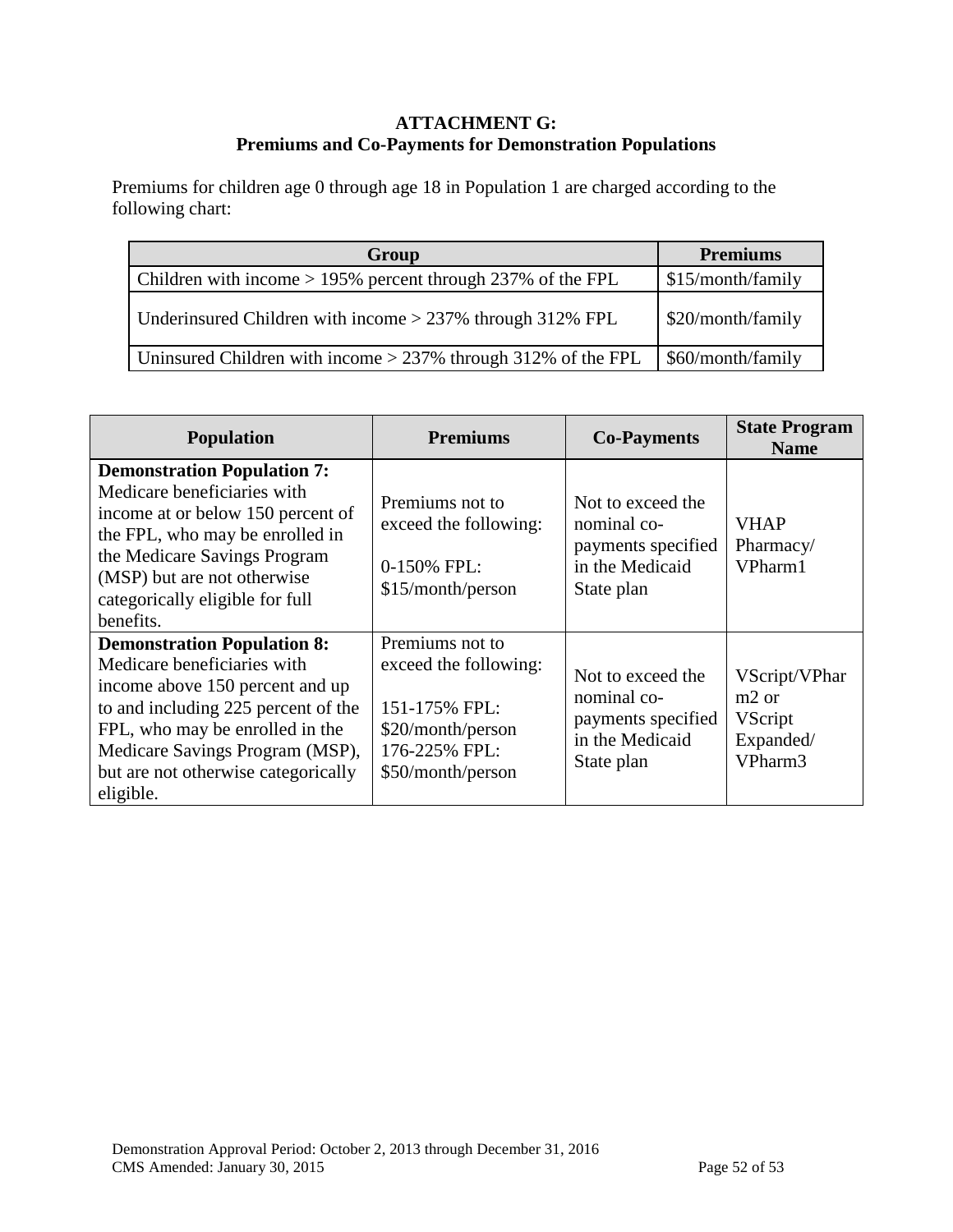## ATTACHMENT G:
## Premiums and Co-Payments for Demonstration Populations

Premiums for children age 0 through age 18 in Population 1 are charged according to the following chart:

| Group | Premiums |
|---|---|
| Children with income > 195% percent through 237% of the FPL | $15/month/family |
| Underinsured Children with income > 237% through 312% FPL | $20/month/family |
| Uninsured Children with income > 237% through 312% of the FPL | $60/month/family |

| Population | Premiums | Co-Payments | State Program Name |
|---|---|---|---|
| **Demonstration Population 7:** Medicare beneficiaries with income at or below 150 percent of the FPL, who may be enrolled in the Medicare Savings Program (MSP) but are not otherwise categorically eligible for full benefits. | Premiums not to exceed the following:<br><br>0-150% FPL: $15/month/person | Not to exceed the nominal co-payments specified in the Medicaid State plan | VHAP Pharmacy/ VPharm1 |
| **Demonstration Population 8:** Medicare beneficiaries with income above 150 percent and up to and including 225 percent of the FPL, who may be enrolled in the Medicare Savings Program (MSP), but are not otherwise categorically eligible. | Premiums not to exceed the following:<br><br>151-175% FPL: $20/month/person<br>176-225% FPL: $50/month/person | Not to exceed the nominal co-payments specified in the Medicaid State plan | VScript/VPharm2 or VScript Expanded/ VPharm3 |

Demonstration Approval Period: October 2, 2013 through December 31, 2016
CMS Amended: January 30, 2015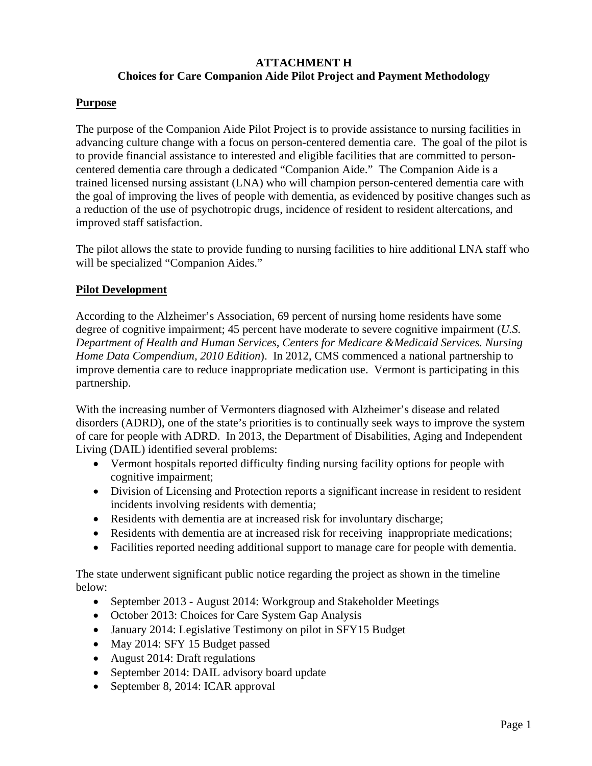# ATTACHMENT H
## Choices for Care Companion Aide Pilot Project and Payment Methodology

**Purpose**

The purpose of the Companion Aide Pilot Project is to provide assistance to nursing facilities in advancing culture change with a focus on person-centered dementia care. The goal of the pilot is to provide financial assistance to interested and eligible facilities that are committed to person-centered dementia care through a dedicated "Companion Aide." The Companion Aide is a trained licensed nursing assistant (LNA) who will champion person-centered dementia care with the goal of improving the lives of people with dementia, as evidenced by positive changes such as a reduction of the use of psychotropic drugs, incidence of resident to resident altercations, and improved staff satisfaction.

The pilot allows the state to provide funding to nursing facilities to hire additional LNA staff who will be specialized "Companion Aides."

**Pilot Development**

According to the Alzheimer's Association, 69 percent of nursing home residents have some degree of cognitive impairment; 45 percent have moderate to severe cognitive impairment (*U.S. Department of Health and Human Services, Centers for Medicare &Medicaid Services. Nursing Home Data Compendium, 2010 Edition*). In 2012, CMS commenced a national partnership to improve dementia care to reduce inappropriate medication use. Vermont is participating in this partnership.

With the increasing number of Vermonters diagnosed with Alzheimer's disease and related disorders (ADRD), one of the state's priorities is to continually seek ways to improve the system of care for people with ADRD. In 2013, the Department of Disabilities, Aging and Independent Living (DAIL) identified several problems:

- Vermont hospitals reported difficulty finding nursing facility options for people with cognitive impairment;
- Division of Licensing and Protection reports a significant increase in resident to resident incidents involving residents with dementia;
- Residents with dementia are at increased risk for involuntary discharge;
- Residents with dementia are at increased risk for receiving inappropriate medications;
- Facilities reported needing additional support to manage care for people with dementia.

The state underwent significant public notice regarding the project as shown in the timeline below:

- September 2013 - August 2014: Workgroup and Stakeholder Meetings
- October 2013: Choices for Care System Gap Analysis
- January 2014: Legislative Testimony on pilot in SFY15 Budget
- May 2014: SFY 15 Budget passed
- August 2014: Draft regulations
- September 2014: DAIL advisory board update
- September 8, 2014: ICAR approval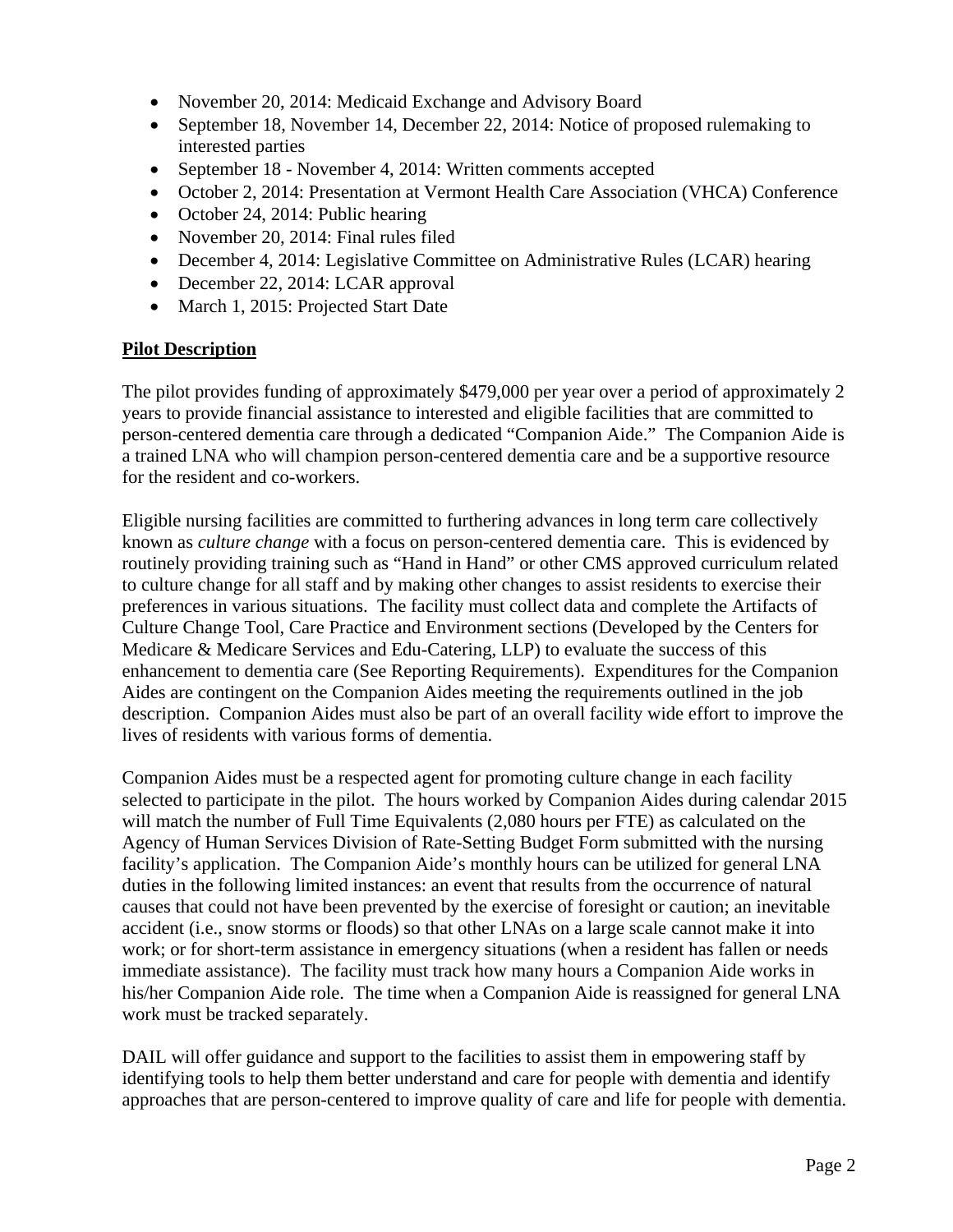- November 20, 2014: Medicaid Exchange and Advisory Board
- September 18, November 14, December 22, 2014: Notice of proposed rulemaking to interested parties
- September 18 - November 4, 2014: Written comments accepted
- October 2, 2014: Presentation at Vermont Health Care Association (VHCA) Conference
- October 24, 2014: Public hearing
- November 20, 2014: Final rules filed
- December 4, 2014: Legislative Committee on Administrative Rules (LCAR) hearing
- December 22, 2014: LCAR approval
- March 1, 2015: Projected Start Date

**Pilot Description**

The pilot provides funding of approximately $479,000 per year over a period of approximately 2 years to provide financial assistance to interested and eligible facilities that are committed to person-centered dementia care through a dedicated "Companion Aide." The Companion Aide is a trained LNA who will champion person-centered dementia care and be a supportive resource for the resident and co-workers.

Eligible nursing facilities are committed to furthering advances in long term care collectively known as *culture change* with a focus on person-centered dementia care. This is evidenced by routinely providing training such as "Hand in Hand" or other CMS approved curriculum related to culture change for all staff and by making other changes to assist residents to exercise their preferences in various situations. The facility must collect data and complete the Artifacts of Culture Change Tool, Care Practice and Environment sections (Developed by the Centers for Medicare & Medicare Services and Edu-Catering, LLP) to evaluate the success of this enhancement to dementia care (See Reporting Requirements). Expenditures for the Companion Aides are contingent on the Companion Aides meeting the requirements outlined in the job description. Companion Aides must also be part of an overall facility wide effort to improve the lives of residents with various forms of dementia.

Companion Aides must be a respected agent for promoting culture change in each facility selected to participate in the pilot. The hours worked by Companion Aides during calendar 2015 will match the number of Full Time Equivalents (2,080 hours per FTE) as calculated on the Agency of Human Services Division of Rate-Setting Budget Form submitted with the nursing facility's application. The Companion Aide's monthly hours can be utilized for general LNA duties in the following limited instances: an event that results from the occurrence of natural causes that could not have been prevented by the exercise of foresight or caution; an inevitable accident (i.e., snow storms or floods) so that other LNAs on a large scale cannot make it into work; or for short-term assistance in emergency situations (when a resident has fallen or needs immediate assistance). The facility must track how many hours a Companion Aide works in his/her Companion Aide role. The time when a Companion Aide is reassigned for general LNA work must be tracked separately.

DAIL will offer guidance and support to the facilities to assist them in empowering staff by identifying tools to help them better understand and care for people with dementia and identify approaches that are person-centered to improve quality of care and life for people with dementia.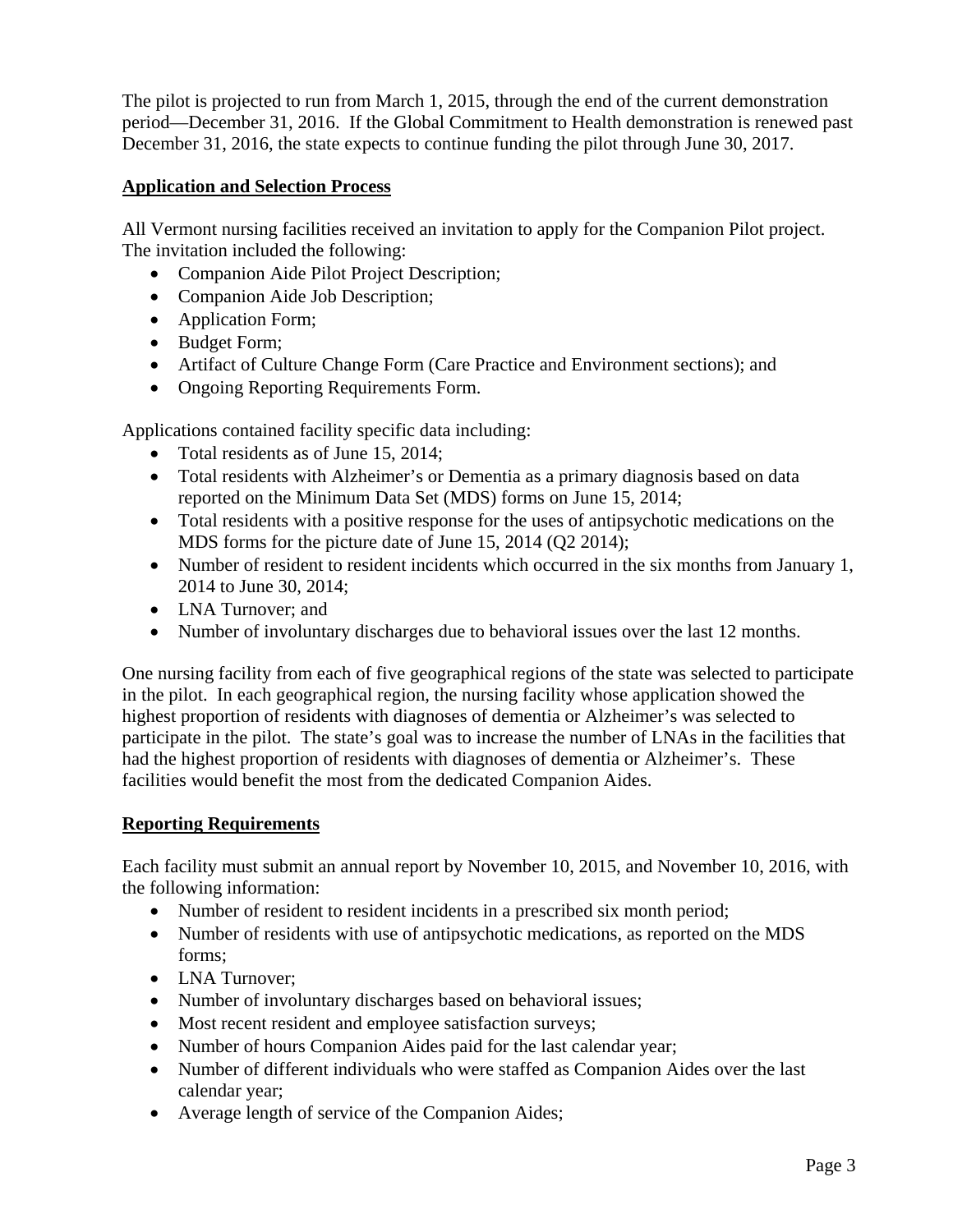The pilot is projected to run from March 1, 2015, through the end of the current demonstration period—December 31, 2016. If the Global Commitment to Health demonstration is renewed past December 31, 2016, the state expects to continue funding the pilot through June 30, 2017.

**Application and Selection Process**

All Vermont nursing facilities received an invitation to apply for the Companion Pilot project. The invitation included the following:

- Companion Aide Pilot Project Description;
- Companion Aide Job Description;
- Application Form;
- Budget Form;
- Artifact of Culture Change Form (Care Practice and Environment sections); and
- Ongoing Reporting Requirements Form.

Applications contained facility specific data including:

- Total residents as of June 15, 2014;
- Total residents with Alzheimer's or Dementia as a primary diagnosis based on data reported on the Minimum Data Set (MDS) forms on June 15, 2014;
- Total residents with a positive response for the uses of antipsychotic medications on the MDS forms for the picture date of June 15, 2014 (Q2 2014);
- Number of resident to resident incidents which occurred in the six months from January 1, 2014 to June 30, 2014;
- LNA Turnover; and
- Number of involuntary discharges due to behavioral issues over the last 12 months.

One nursing facility from each of five geographical regions of the state was selected to participate in the pilot. In each geographical region, the nursing facility whose application showed the highest proportion of residents with diagnoses of dementia or Alzheimer's was selected to participate in the pilot. The state's goal was to increase the number of LNAs in the facilities that had the highest proportion of residents with diagnoses of dementia or Alzheimer's. These facilities would benefit the most from the dedicated Companion Aides.

**Reporting Requirements**

Each facility must submit an annual report by November 10, 2015, and November 10, 2016, with the following information:

- Number of resident to resident incidents in a prescribed six month period;
- Number of residents with use of antipsychotic medications, as reported on the MDS forms;
- LNA Turnover;
- Number of involuntary discharges based on behavioral issues;
- Most recent resident and employee satisfaction surveys;
- Number of hours Companion Aides paid for the last calendar year;
- Number of different individuals who were staffed as Companion Aides over the last calendar year;
- Average length of service of the Companion Aides;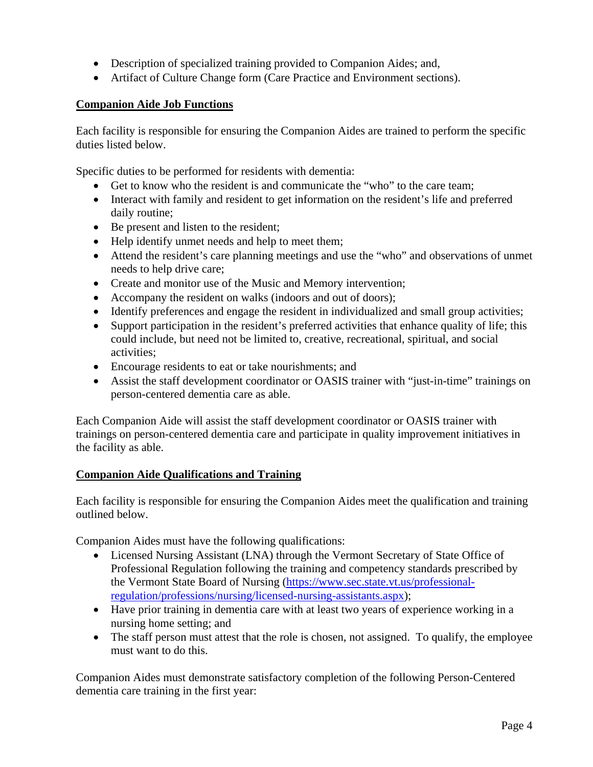- Description of specialized training provided to Companion Aides; and,
- Artifact of Culture Change form (Care Practice and Environment sections).

**Companion Aide Job Functions**

Each facility is responsible for ensuring the Companion Aides are trained to perform the specific duties listed below.

Specific duties to be performed for residents with dementia:

- Get to know who the resident is and communicate the "who" to the care team;
- Interact with family and resident to get information on the resident's life and preferred daily routine;
- Be present and listen to the resident;
- Help identify unmet needs and help to meet them;
- Attend the resident's care planning meetings and use the "who" and observations of unmet needs to help drive care;
- Create and monitor use of the Music and Memory intervention;
- Accompany the resident on walks (indoors and out of doors);
- Identify preferences and engage the resident in individualized and small group activities;
- Support participation in the resident's preferred activities that enhance quality of life; this could include, but need not be limited to, creative, recreational, spiritual, and social activities;
- Encourage residents to eat or take nourishments; and
- Assist the staff development coordinator or OASIS trainer with "just-in-time" trainings on person-centered dementia care as able.

Each Companion Aide will assist the staff development coordinator or OASIS trainer with trainings on person-centered dementia care and participate in quality improvement initiatives in the facility as able.

**Companion Aide Qualifications and Training**

Each facility is responsible for ensuring the Companion Aides meet the qualification and training outlined below.

Companion Aides must have the following qualifications:

- Licensed Nursing Assistant (LNA) through the Vermont Secretary of State Office of Professional Regulation following the training and competency standards prescribed by the Vermont State Board of Nursing (https://www.sec.state.vt.us/professional-regulation/professions/nursing/licensed-nursing-assistants.aspx);
- Have prior training in dementia care with at least two years of experience working in a nursing home setting; and
- The staff person must attest that the role is chosen, not assigned. To qualify, the employee must want to do this.

Companion Aides must demonstrate satisfactory completion of the following Person-Centered dementia care training in the first year: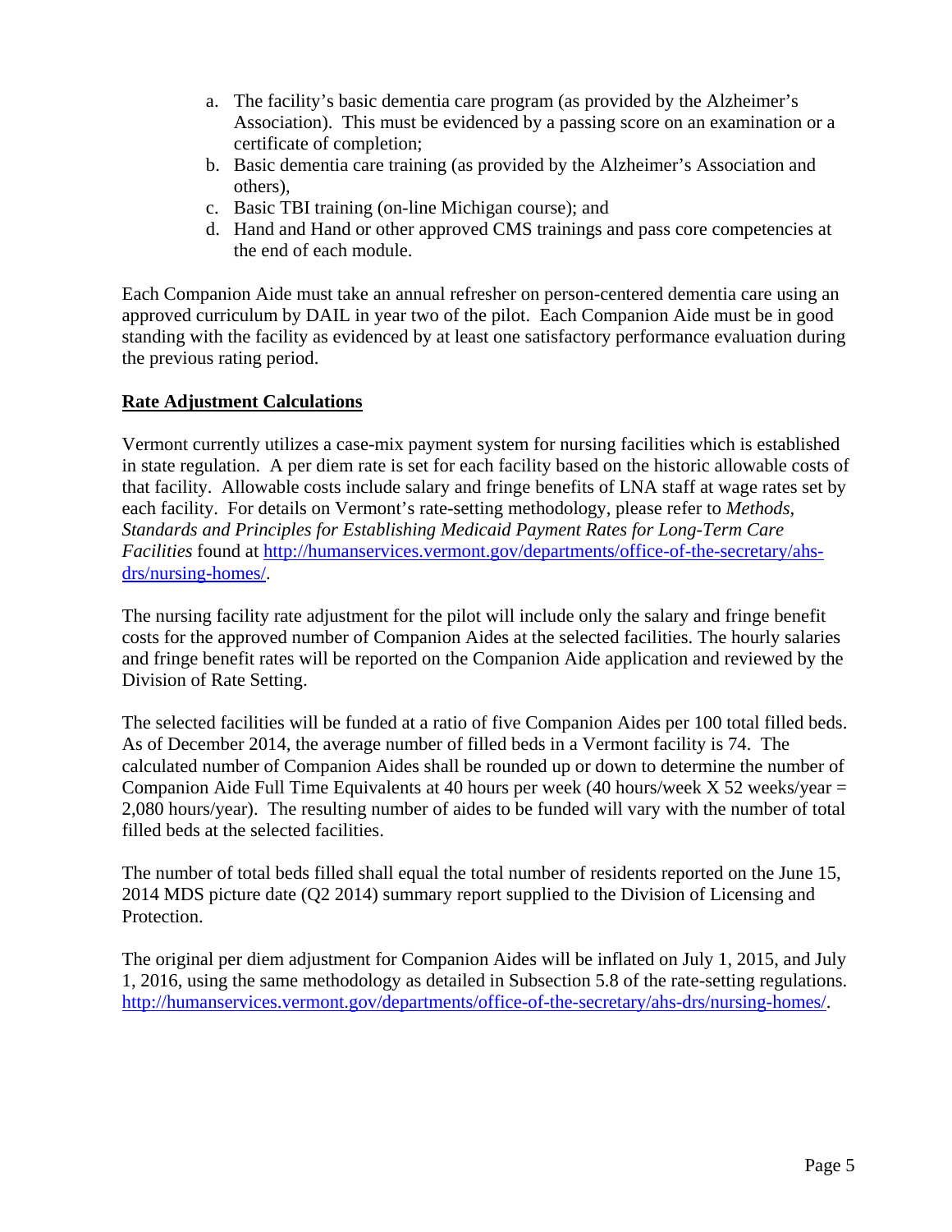a. The facility's basic dementia care program (as provided by the Alzheimer's Association). This must be evidenced by a passing score on an examination or a certificate of completion;
b. Basic dementia care training (as provided by the Alzheimer's Association and others),
c. Basic TBI training (on-line Michigan course); and
d. Hand and Hand or other approved CMS trainings and pass core competencies at the end of each module.

Each Companion Aide must take an annual refresher on person-centered dementia care using an approved curriculum by DAIL in year two of the pilot. Each Companion Aide must be in good standing with the facility as evidenced by at least one satisfactory performance evaluation during the previous rating period.

**Rate Adjustment Calculations**

Vermont currently utilizes a case-mix payment system for nursing facilities which is established in state regulation. A per diem rate is set for each facility based on the historic allowable costs of that facility. Allowable costs include salary and fringe benefits of LNA staff at wage rates set by each facility. For details on Vermont's rate-setting methodology, please refer to *Methods, Standards and Principles for Establishing Medicaid Payment Rates for Long-Term Care Facilities* found at http://humanservices.vermont.gov/departments/office-of-the-secretary/ahs-drs/nursing-homes/.

The nursing facility rate adjustment for the pilot will include only the salary and fringe benefit costs for the approved number of Companion Aides at the selected facilities. The hourly salaries and fringe benefit rates will be reported on the Companion Aide application and reviewed by the Division of Rate Setting.

The selected facilities will be funded at a ratio of five Companion Aides per 100 total filled beds. As of December 2014, the average number of filled beds in a Vermont facility is 74. The calculated number of Companion Aides shall be rounded up or down to determine the number of Companion Aide Full Time Equivalents at 40 hours per week (40 hours/week X 52 weeks/year = 2,080 hours/year). The resulting number of aides to be funded will vary with the number of total filled beds at the selected facilities.

The number of total beds filled shall equal the total number of residents reported on the June 15, 2014 MDS picture date (Q2 2014) summary report supplied to the Division of Licensing and Protection.

The original per diem adjustment for Companion Aides will be inflated on July 1, 2015, and July 1, 2016, using the same methodology as detailed in Subsection 5.8 of the rate-setting regulations. http://humanservices.vermont.gov/departments/office-of-the-secretary/ahs-drs/nursing-homes/.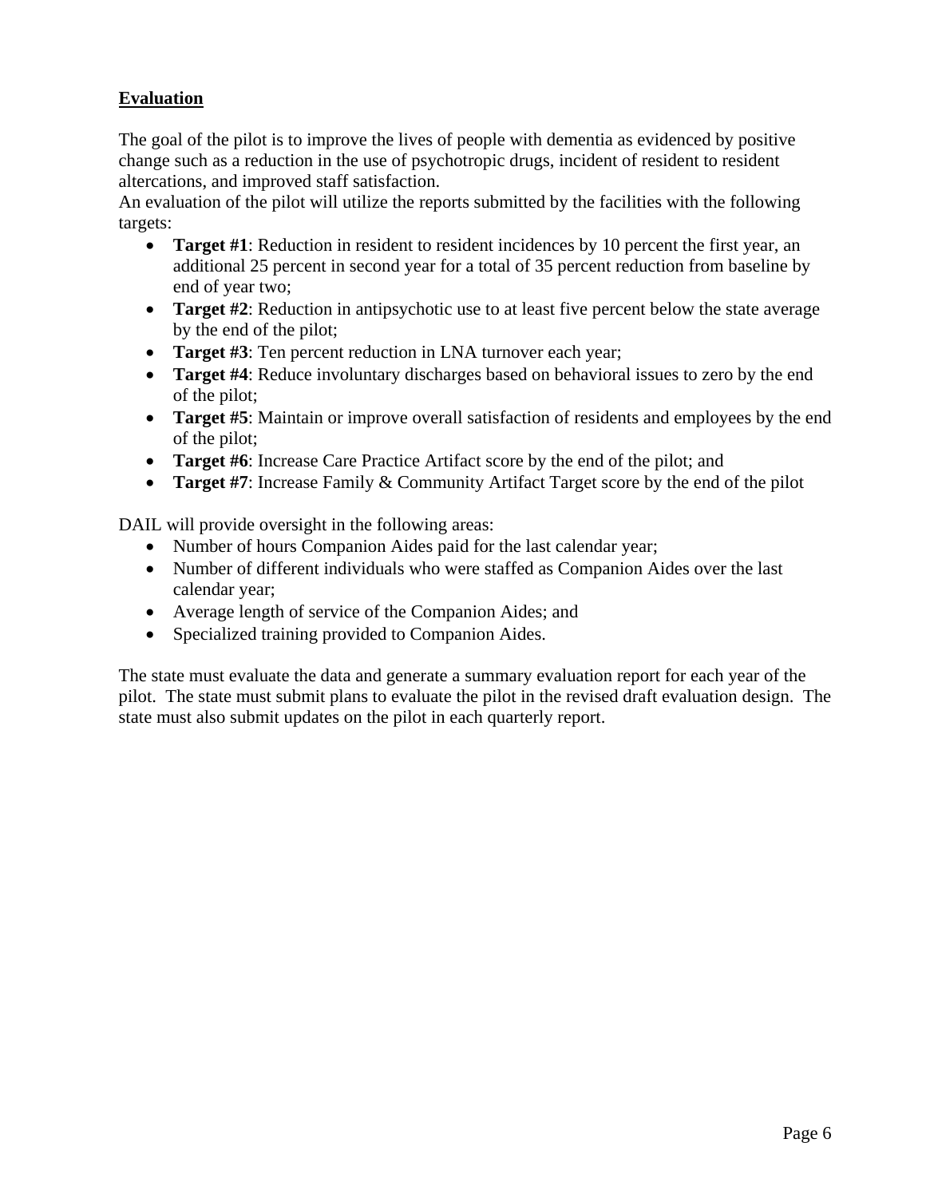## Evaluation

The goal of the pilot is to improve the lives of people with dementia as evidenced by positive change such as a reduction in the use of psychotropic drugs, incident of resident to resident altercations, and improved staff satisfaction.

An evaluation of the pilot will utilize the reports submitted by the facilities with the following targets:

- **Target #1**: Reduction in resident to resident incidences by 10 percent the first year, an additional 25 percent in second year for a total of 35 percent reduction from baseline by end of year two;
- **Target #2**: Reduction in antipsychotic use to at least five percent below the state average by the end of the pilot;
- **Target #3**: Ten percent reduction in LNA turnover each year;
- **Target #4**: Reduce involuntary discharges based on behavioral issues to zero by the end of the pilot;
- **Target #5**: Maintain or improve overall satisfaction of residents and employees by the end of the pilot;
- **Target #6**: Increase Care Practice Artifact score by the end of the pilot; and
- **Target #7**: Increase Family & Community Artifact Target score by the end of the pilot

DAIL will provide oversight in the following areas:

- Number of hours Companion Aides paid for the last calendar year;
- Number of different individuals who were staffed as Companion Aides over the last calendar year;
- Average length of service of the Companion Aides; and
- Specialized training provided to Companion Aides.

The state must evaluate the data and generate a summary evaluation report for each year of the pilot. The state must submit plans to evaluate the pilot in the revised draft evaluation design. The state must also submit updates on the pilot in each quarterly report.